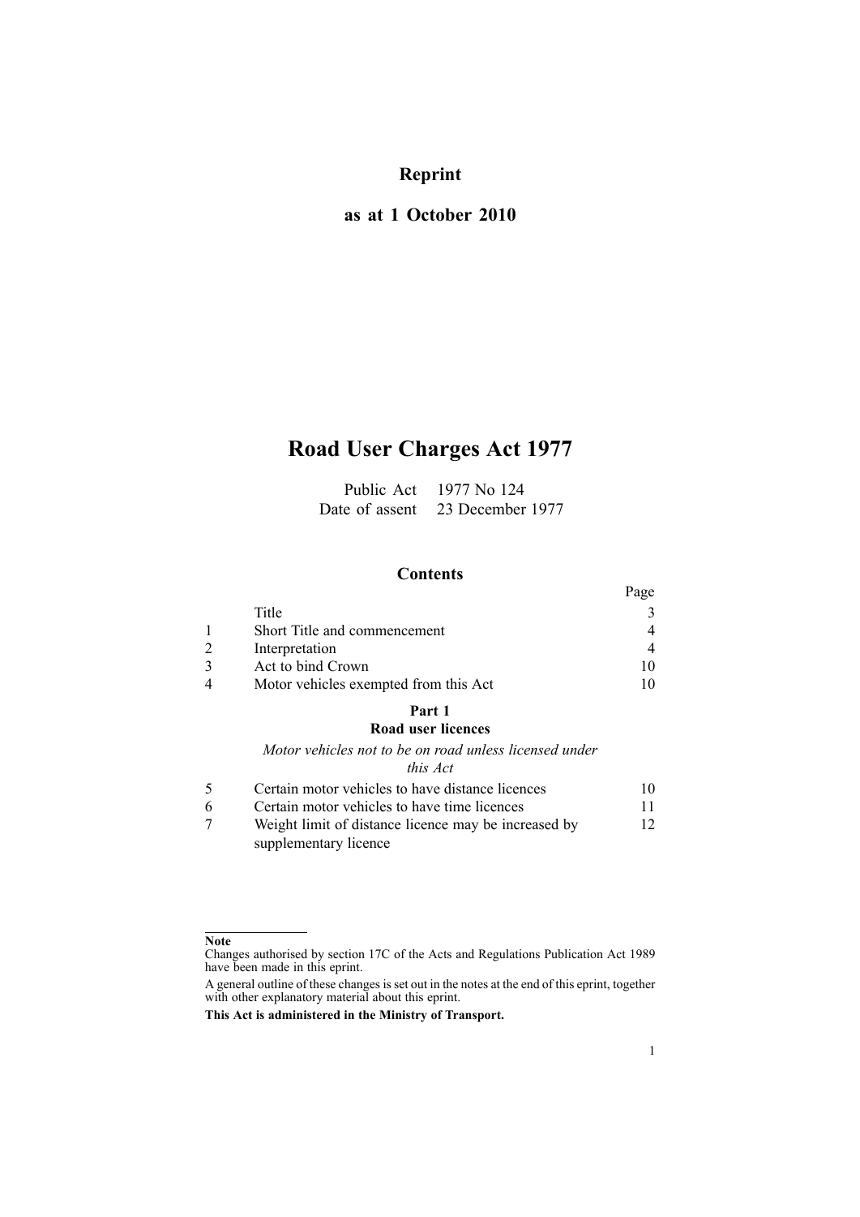**Reprint**

**as at 1 October 2010**

# Road User Charges Act 1977

Public Act 1977 No 124
Date of assent 23 December 1977

## Contents

| | | Page |
|---|---|---|
| | Title | 3 |
| 1 | Short Title and commencement | 4 |
| 2 | Interpretation | 4 |
| 3 | Act to bind Crown | 10 |
| 4 | Motor vehicles exempted from this Act | 10 |
| | **Part 1** **Road user licences** | |
| | *Motor vehicles not to be on road unless licensed under this Act* | |
| 5 | Certain motor vehicles to have distance licences | 10 |
| 6 | Certain motor vehicles to have time licences | 11 |
| 7 | Weight limit of distance licence may be increased by supplementary licence | 12 |

**Note**

Changes authorised by section 17C of the Acts and Regulations Publication Act 1989 have been made in this eprint.

A general outline of these changes is set out in the notes at the end of this eprint, together with other explanatory material about this eprint.

**This Act is administered in the Ministry of Transport.**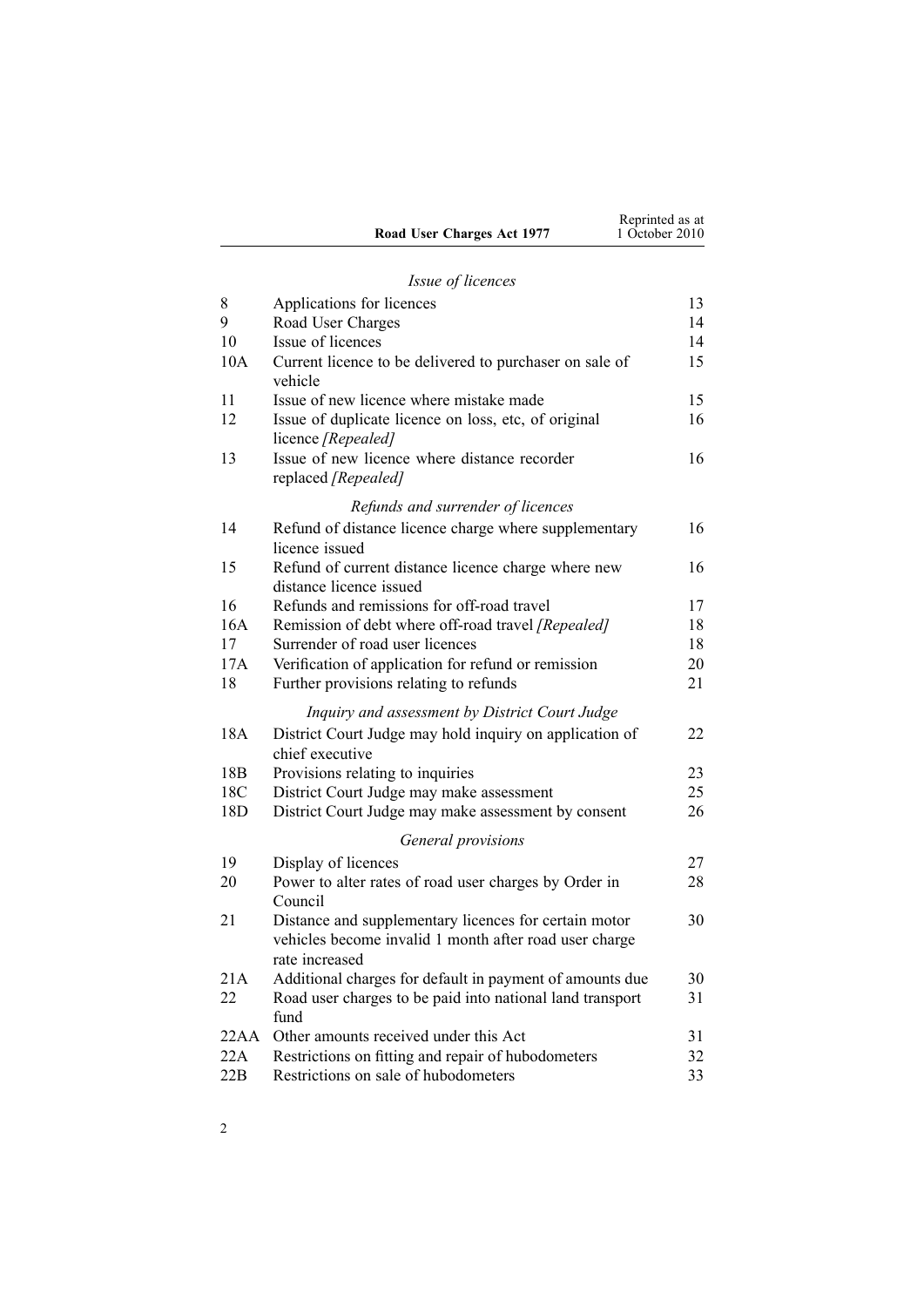*Issue of licences*

| | | |
|---|---|---|
| 8 | Applications for licences | 13 |
| 9 | Road User Charges | 14 |
| 10 | Issue of licences | 14 |
| 10A | Current licence to be delivered to purchaser on sale of vehicle | 15 |
| 11 | Issue of new licence where mistake made | 15 |
| 12 | Issue of duplicate licence on loss, etc, of original licence *[Repealed]* | 16 |
| 13 | Issue of new licence where distance recorder replaced *[Repealed]* | 16 |

*Refunds and surrender of licences*

| | | |
|---|---|---|
| 14 | Refund of distance licence charge where supplementary licence issued | 16 |
| 15 | Refund of current distance licence charge where new distance licence issued | 16 |
| 16 | Refunds and remissions for off-road travel | 17 |
| 16A | Remission of debt where off-road travel *[Repealed]* | 18 |
| 17 | Surrender of road user licences | 18 |
| 17A | Verification of application for refund or remission | 20 |
| 18 | Further provisions relating to refunds | 21 |

*Inquiry and assessment by District Court Judge*

| | | |
|---|---|---|
| 18A | District Court Judge may hold inquiry on application of chief executive | 22 |
| 18B | Provisions relating to inquiries | 23 |
| 18C | District Court Judge may make assessment | 25 |
| 18D | District Court Judge may make assessment by consent | 26 |

*General provisions*

| | | |
|---|---|---|
| 19 | Display of licences | 27 |
| 20 | Power to alter rates of road user charges by Order in Council | 28 |
| 21 | Distance and supplementary licences for certain motor vehicles become invalid 1 month after road user charge rate increased | 30 |
| 21A | Additional charges for default in payment of amounts due | 30 |
| 22 | Road user charges to be paid into national land transport fund | 31 |
| 22AA | Other amounts received under this Act | 31 |
| 22A | Restrictions on fitting and repair of hubodometers | 32 |
| 22B | Restrictions on sale of hubodometers | 33 |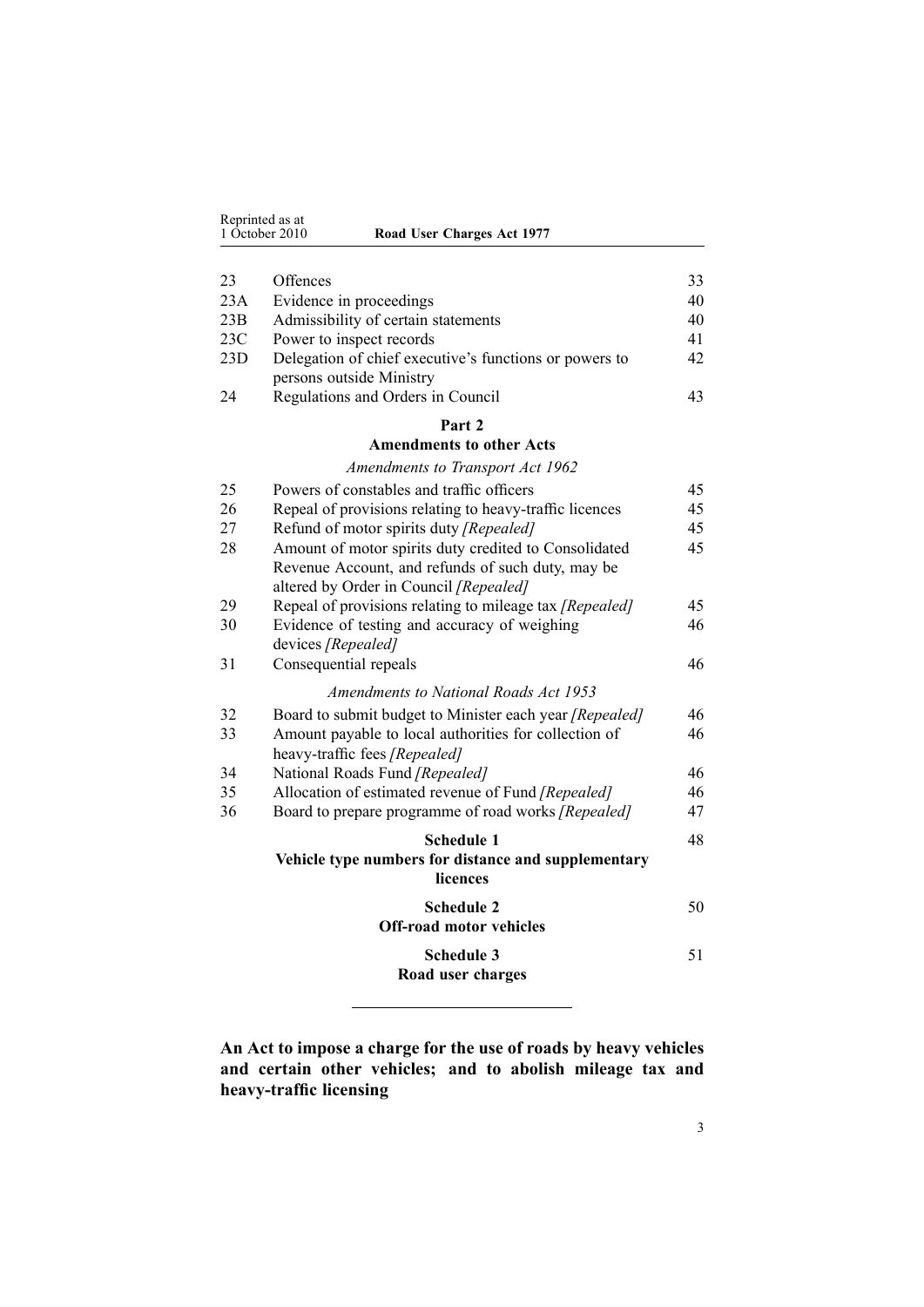| | | |
|---|---|---|
| 23 | Offences | 33 |
| 23A | Evidence in proceedings | 40 |
| 23B | Admissibility of certain statements | 40 |
| 23C | Power to inspect records | 41 |
| 23D | Delegation of chief executive's functions or powers to persons outside Ministry | 42 |
| 24 | Regulations and Orders in Council | 43 |

**Part 2**
**Amendments to other Acts**

*Amendments to Transport Act 1962*

| | | |
|---|---|---|
| 25 | Powers of constables and traffic officers | 45 |
| 26 | Repeal of provisions relating to heavy-traffic licences | 45 |
| 27 | Refund of motor spirits duty *[Repealed]* | 45 |
| 28 | Amount of motor spirits duty credited to Consolidated Revenue Account, and refunds of such duty, may be altered by Order in Council *[Repealed]* | 45 |
| 29 | Repeal of provisions relating to mileage tax *[Repealed]* | 45 |
| 30 | Evidence of testing and accuracy of weighing devices *[Repealed]* | 46 |
| 31 | Consequential repeals | 46 |

*Amendments to National Roads Act 1953*

| | | |
|---|---|---|
| 32 | Board to submit budget to Minister each year *[Repealed]* | 46 |
| 33 | Amount payable to local authorities for collection of heavy-traffic fees *[Repealed]* | 46 |
| 34 | National Roads Fund *[Repealed]* | 46 |
| 35 | Allocation of estimated revenue of Fund *[Repealed]* | 46 |
| 36 | Board to prepare programme of road works *[Repealed]* | 47 |

**Schedule 1** — 48
**Vehicle type numbers for distance and supplementary licences**

**Schedule 2** — 50
**Off-road motor vehicles**

**Schedule 3** — 51
**Road user charges**

---

**An Act to impose a charge for the use of roads by heavy vehicles and certain other vehicles; and to abolish mileage tax and heavy-traffic licensing**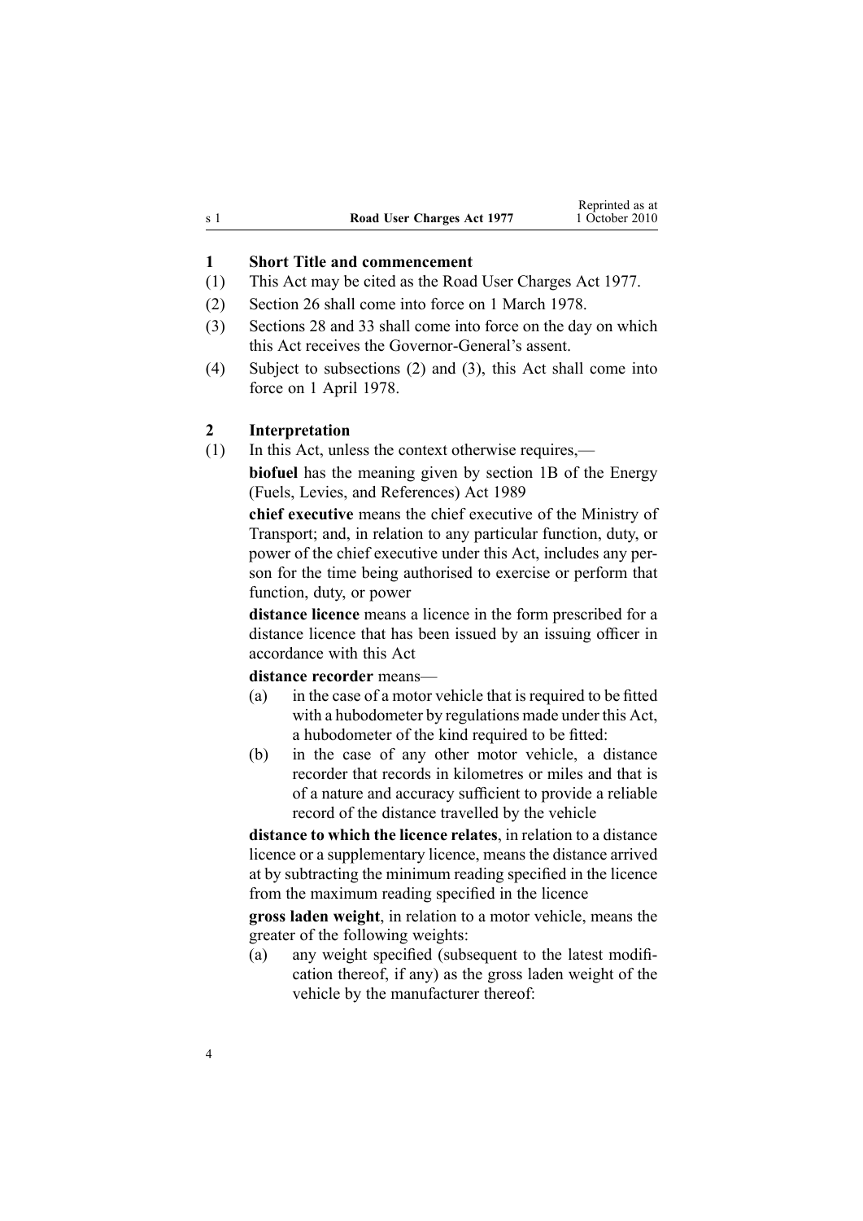## 1 Short Title and commencement

(1) This Act may be cited as the Road User Charges Act 1977.

(2) Section 26 shall come into force on 1 March 1978.

(3) Sections 28 and 33 shall come into force on the day on which this Act receives the Governor-General's assent.

(4) Subject to subsections (2) and (3), this Act shall come into force on 1 April 1978.

## 2 Interpretation

(1) In this Act, unless the context otherwise requires,—

**biofuel** has the meaning given by section 1B of the Energy (Fuels, Levies, and References) Act 1989

**chief executive** means the chief executive of the Ministry of Transport; and, in relation to any particular function, duty, or power of the chief executive under this Act, includes any person for the time being authorised to exercise or perform that function, duty, or power

**distance licence** means a licence in the form prescribed for a distance licence that has been issued by an issuing officer in accordance with this Act

**distance recorder** means—

(a) in the case of a motor vehicle that is required to be fitted with a hubodometer by regulations made under this Act, a hubodometer of the kind required to be fitted:

(b) in the case of any other motor vehicle, a distance recorder that records in kilometres or miles and that is of a nature and accuracy sufficient to provide a reliable record of the distance travelled by the vehicle

**distance to which the licence relates**, in relation to a distance licence or a supplementary licence, means the distance arrived at by subtracting the minimum reading specified in the licence from the maximum reading specified in the licence

**gross laden weight**, in relation to a motor vehicle, means the greater of the following weights:

(a) any weight specified (subsequent to the latest modification thereof, if any) as the gross laden weight of the vehicle by the manufacturer thereof: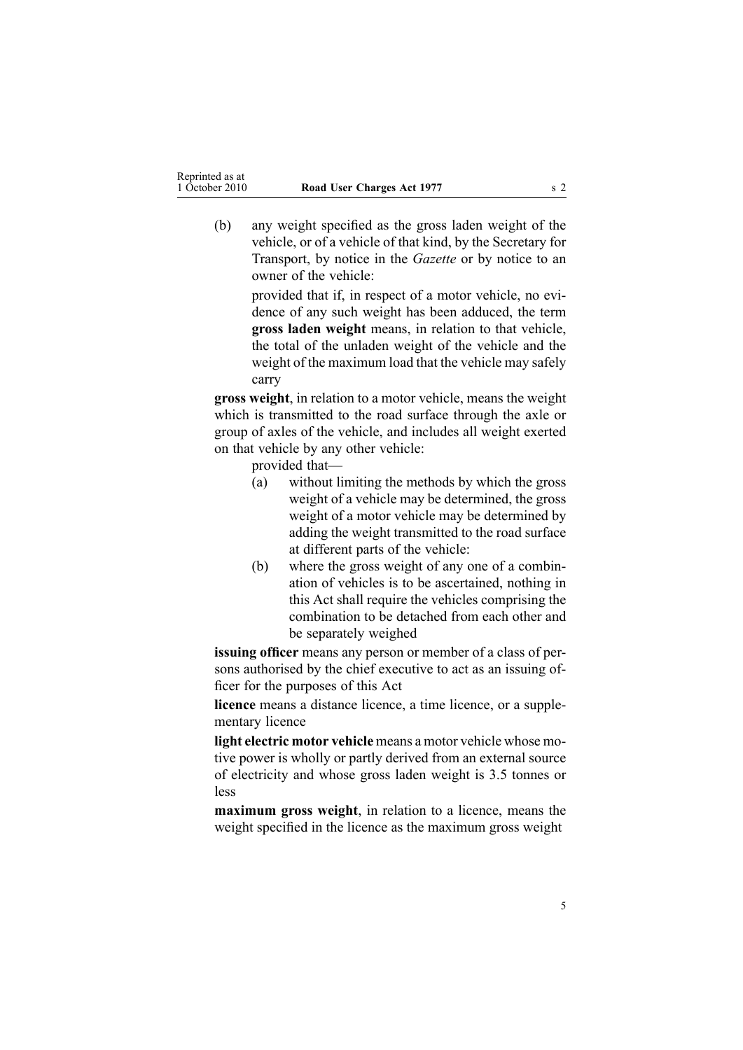(b) any weight specified as the gross laden weight of the vehicle, or of a vehicle of that kind, by the Secretary for Transport, by notice in the *Gazette* or by notice to an owner of the vehicle:

provided that if, in respect of a motor vehicle, no evidence of any such weight has been adduced, the term **gross laden weight** means, in relation to that vehicle, the total of the unladen weight of the vehicle and the weight of the maximum load that the vehicle may safely carry

**gross weight**, in relation to a motor vehicle, means the weight which is transmitted to the road surface through the axle or group of axles of the vehicle, and includes all weight exerted on that vehicle by any other vehicle:

provided that—

(a) without limiting the methods by which the gross weight of a vehicle may be determined, the gross weight of a motor vehicle may be determined by adding the weight transmitted to the road surface at different parts of the vehicle:

(b) where the gross weight of any one of a combination of vehicles is to be ascertained, nothing in this Act shall require the vehicles comprising the combination to be detached from each other and be separately weighed

**issuing officer** means any person or member of a class of persons authorised by the chief executive to act as an issuing officer for the purposes of this Act

**licence** means a distance licence, a time licence, or a supplementary licence

**light electric motor vehicle** means a motor vehicle whose motive power is wholly or partly derived from an external source of electricity and whose gross laden weight is 3.5 tonnes or less

**maximum gross weight**, in relation to a licence, means the weight specified in the licence as the maximum gross weight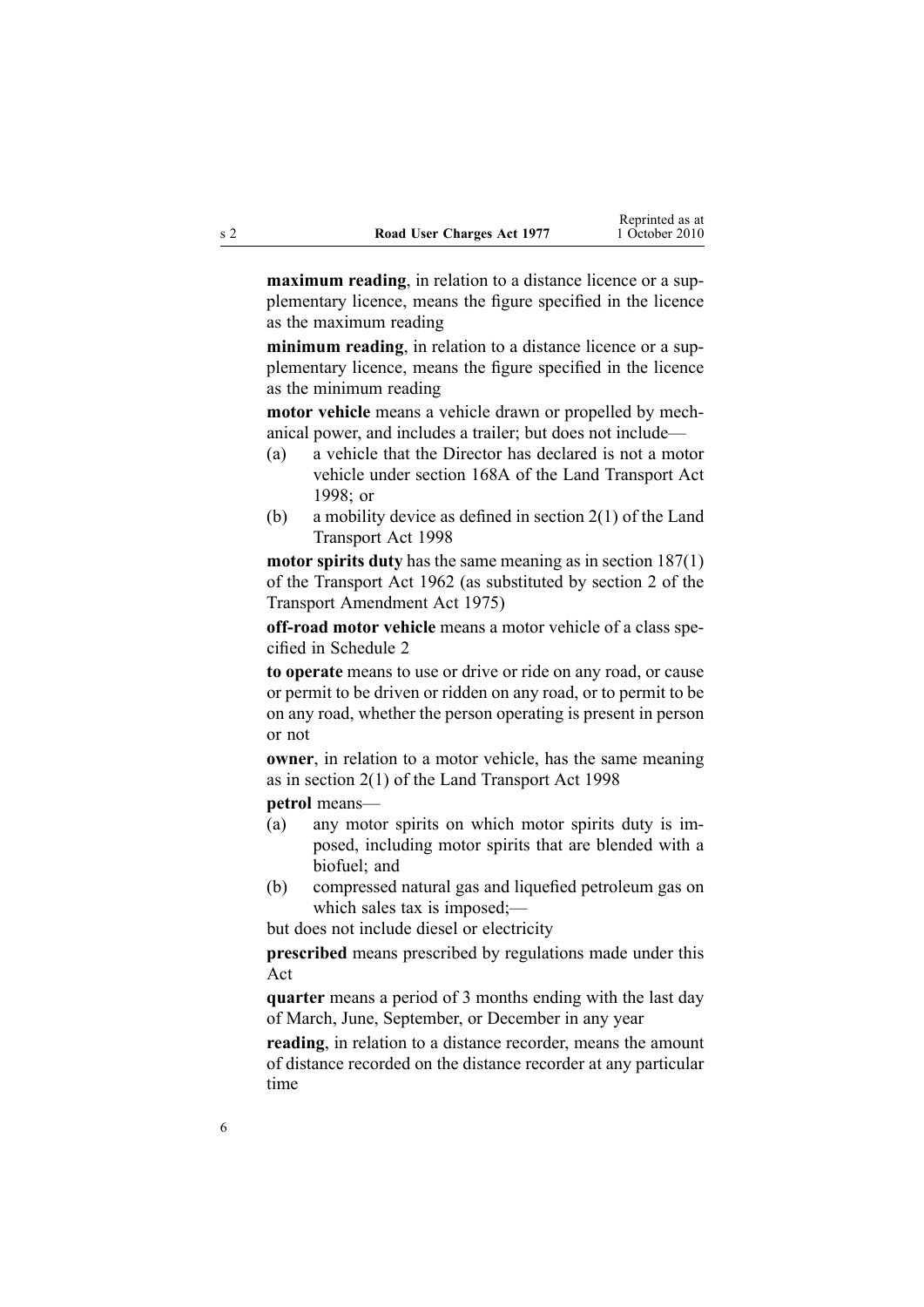**maximum reading**, in relation to a distance licence or a supplementary licence, means the figure specified in the licence as the maximum reading

**minimum reading**, in relation to a distance licence or a supplementary licence, means the figure specified in the licence as the minimum reading

**motor vehicle** means a vehicle drawn or propelled by mechanical power, and includes a trailer; but does not include—

(a) a vehicle that the Director has declared is not a motor vehicle under section 168A of the Land Transport Act 1998; or

(b) a mobility device as defined in section 2(1) of the Land Transport Act 1998

**motor spirits duty** has the same meaning as in section 187(1) of the Transport Act 1962 (as substituted by section 2 of the Transport Amendment Act 1975)

**off-road motor vehicle** means a motor vehicle of a class specified in Schedule 2

**to operate** means to use or drive or ride on any road, or cause or permit to be driven or ridden on any road, or to permit to be on any road, whether the person operating is present in person or not

**owner**, in relation to a motor vehicle, has the same meaning as in section 2(1) of the Land Transport Act 1998

**petrol** means—

(a) any motor spirits on which motor spirits duty is imposed, including motor spirits that are blended with a biofuel; and

(b) compressed natural gas and liquefied petroleum gas on which sales tax is imposed;—

but does not include diesel or electricity

**prescribed** means prescribed by regulations made under this Act

**quarter** means a period of 3 months ending with the last day of March, June, September, or December in any year

**reading**, in relation to a distance recorder, means the amount of distance recorded on the distance recorder at any particular time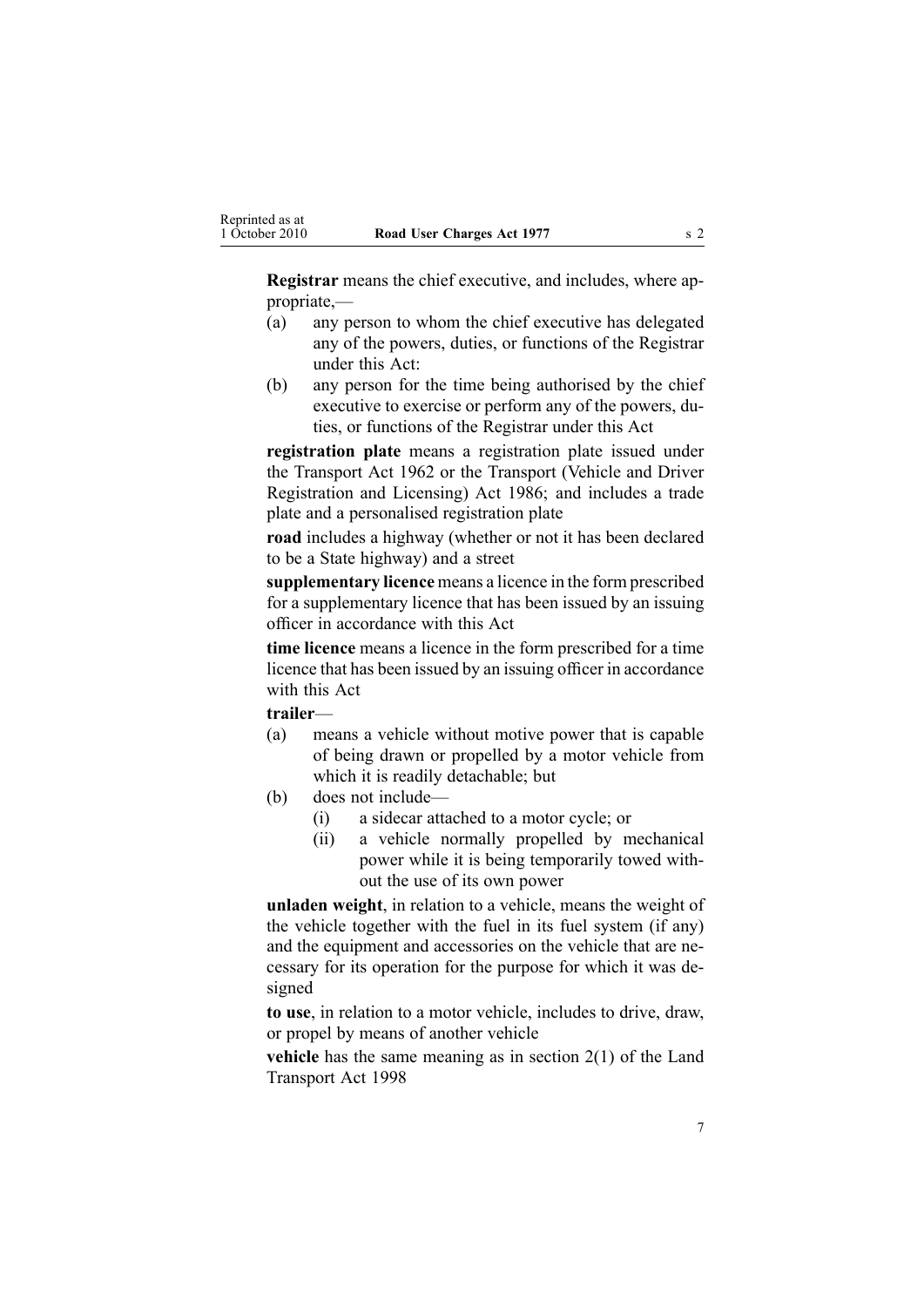**Registrar** means the chief executive, and includes, where appropriate,—

- (a) any person to whom the chief executive has delegated any of the powers, duties, or functions of the Registrar under this Act:
- (b) any person for the time being authorised by the chief executive to exercise or perform any of the powers, duties, or functions of the Registrar under this Act

**registration plate** means a registration plate issued under the Transport Act 1962 or the Transport (Vehicle and Driver Registration and Licensing) Act 1986; and includes a trade plate and a personalised registration plate

**road** includes a highway (whether or not it has been declared to be a State highway) and a street

**supplementary licence** means a licence in the form prescribed for a supplementary licence that has been issued by an issuing officer in accordance with this Act

**time licence** means a licence in the form prescribed for a time licence that has been issued by an issuing officer in accordance with this Act

**trailer**—

- (a) means a vehicle without motive power that is capable of being drawn or propelled by a motor vehicle from which it is readily detachable; but
- (b) does not include—
  - (i) a sidecar attached to a motor cycle; or
  - (ii) a vehicle normally propelled by mechanical power while it is being temporarily towed without the use of its own power

**unladen weight**, in relation to a vehicle, means the weight of the vehicle together with the fuel in its fuel system (if any) and the equipment and accessories on the vehicle that are necessary for its operation for the purpose for which it was designed

**to use**, in relation to a motor vehicle, includes to drive, draw, or propel by means of another vehicle

**vehicle** has the same meaning as in section 2(1) of the Land Transport Act 1998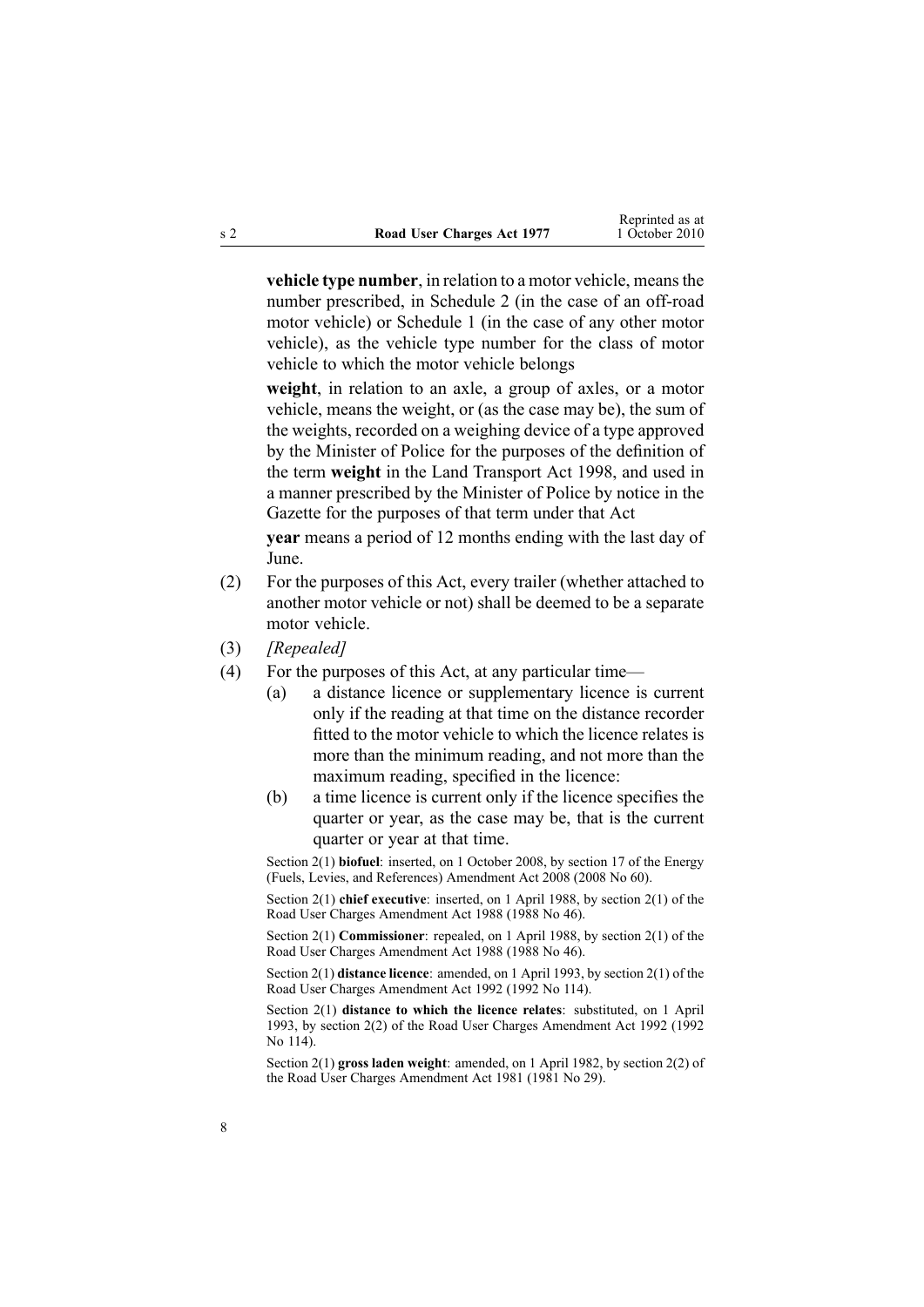**vehicle type number**, in relation to a motor vehicle, means the number prescribed, in Schedule 2 (in the case of an off-road motor vehicle) or Schedule 1 (in the case of any other motor vehicle), as the vehicle type number for the class of motor vehicle to which the motor vehicle belongs

**weight**, in relation to an axle, a group of axles, or a motor vehicle, means the weight, or (as the case may be), the sum of the weights, recorded on a weighing device of a type approved by the Minister of Police for the purposes of the definition of the term **weight** in the Land Transport Act 1998, and used in a manner prescribed by the Minister of Police by notice in the Gazette for the purposes of that term under that Act

**year** means a period of 12 months ending with the last day of June.

(2) For the purposes of this Act, every trailer (whether attached to another motor vehicle or not) shall be deemed to be a separate motor vehicle.

(3) *[Repealed]*

(4) For the purposes of this Act, at any particular time—

- (a) a distance licence or supplementary licence is current only if the reading at that time on the distance recorder fitted to the motor vehicle to which the licence relates is more than the minimum reading, and not more than the maximum reading, specified in the licence:
- (b) a time licence is current only if the licence specifies the quarter or year, as the case may be, that is the current quarter or year at that time.

Section 2(1) **biofuel**: inserted, on 1 October 2008, by section 17 of the Energy (Fuels, Levies, and References) Amendment Act 2008 (2008 No 60).

Section 2(1) **chief executive**: inserted, on 1 April 1988, by section 2(1) of the Road User Charges Amendment Act 1988 (1988 No 46).

Section 2(1) **Commissioner**: repealed, on 1 April 1988, by section 2(1) of the Road User Charges Amendment Act 1988 (1988 No 46).

Section 2(1) **distance licence**: amended, on 1 April 1993, by section 2(1) of the Road User Charges Amendment Act 1992 (1992 No 114).

Section 2(1) **distance to which the licence relates**: substituted, on 1 April 1993, by section 2(2) of the Road User Charges Amendment Act 1992 (1992 No 114).

Section 2(1) **gross laden weight**: amended, on 1 April 1982, by section 2(2) of the Road User Charges Amendment Act 1981 (1981 No 29).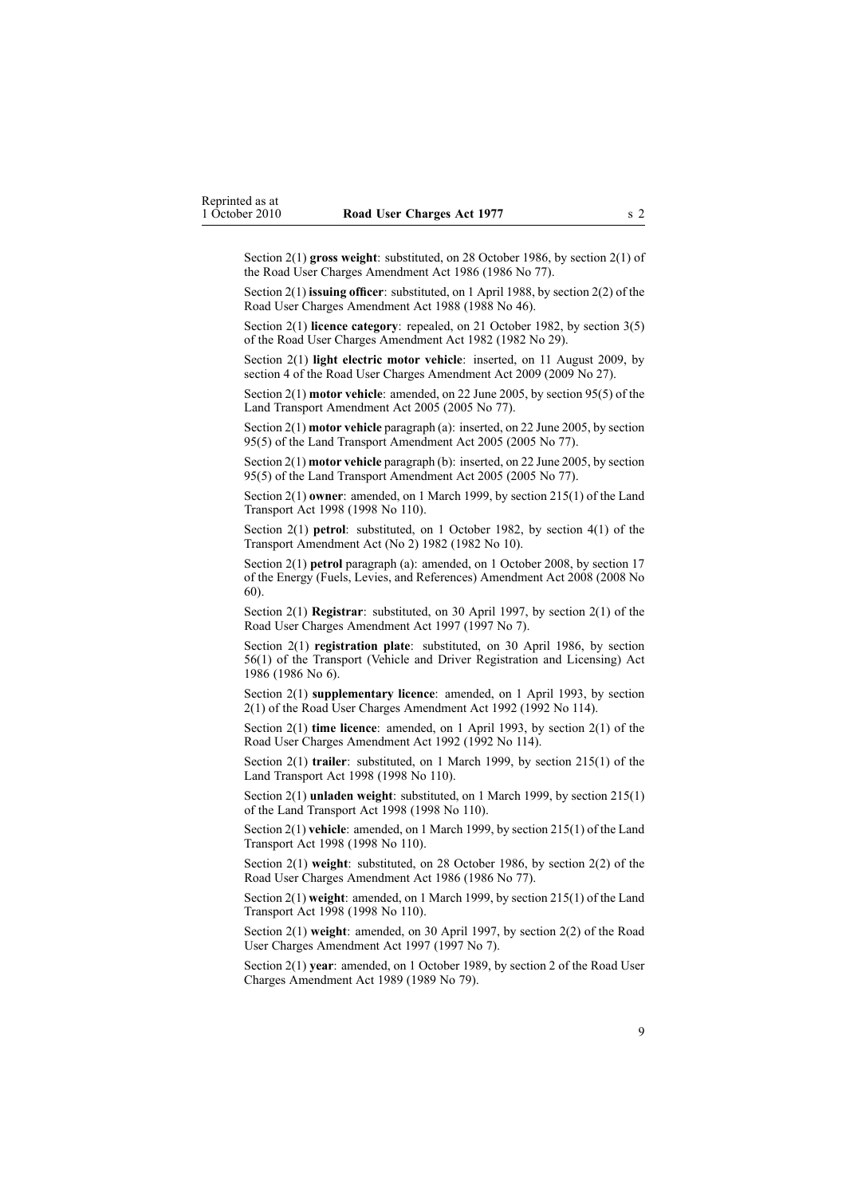Section 2(1) **gross weight**: substituted, on 28 October 1986, by section 2(1) of the Road User Charges Amendment Act 1986 (1986 No 77).

Section 2(1) **issuing officer**: substituted, on 1 April 1988, by section 2(2) of the Road User Charges Amendment Act 1988 (1988 No 46).

Section 2(1) **licence category**: repealed, on 21 October 1982, by section 3(5) of the Road User Charges Amendment Act 1982 (1982 No 29).

Section 2(1) **light electric motor vehicle**: inserted, on 11 August 2009, by section 4 of the Road User Charges Amendment Act 2009 (2009 No 27).

Section 2(1) **motor vehicle**: amended, on 22 June 2005, by section 95(5) of the Land Transport Amendment Act 2005 (2005 No 77).

Section 2(1) **motor vehicle** paragraph (a): inserted, on 22 June 2005, by section 95(5) of the Land Transport Amendment Act 2005 (2005 No 77).

Section 2(1) **motor vehicle** paragraph (b): inserted, on 22 June 2005, by section 95(5) of the Land Transport Amendment Act 2005 (2005 No 77).

Section 2(1) **owner**: amended, on 1 March 1999, by section 215(1) of the Land Transport Act 1998 (1998 No 110).

Section 2(1) **petrol**: substituted, on 1 October 1982, by section 4(1) of the Transport Amendment Act (No 2) 1982 (1982 No 10).

Section 2(1) **petrol** paragraph (a): amended, on 1 October 2008, by section 17 of the Energy (Fuels, Levies, and References) Amendment Act 2008 (2008 No 60).

Section 2(1) **Registrar**: substituted, on 30 April 1997, by section 2(1) of the Road User Charges Amendment Act 1997 (1997 No 7).

Section 2(1) **registration plate**: substituted, on 30 April 1986, by section 56(1) of the Transport (Vehicle and Driver Registration and Licensing) Act 1986 (1986 No 6).

Section 2(1) **supplementary licence**: amended, on 1 April 1993, by section 2(1) of the Road User Charges Amendment Act 1992 (1992 No 114).

Section 2(1) **time licence**: amended, on 1 April 1993, by section 2(1) of the Road User Charges Amendment Act 1992 (1992 No 114).

Section 2(1) **trailer**: substituted, on 1 March 1999, by section 215(1) of the Land Transport Act 1998 (1998 No 110).

Section 2(1) **unladen weight**: substituted, on 1 March 1999, by section 215(1) of the Land Transport Act 1998 (1998 No 110).

Section 2(1) **vehicle**: amended, on 1 March 1999, by section 215(1) of the Land Transport Act 1998 (1998 No 110).

Section 2(1) **weight**: substituted, on 28 October 1986, by section 2(2) of the Road User Charges Amendment Act 1986 (1986 No 77).

Section 2(1) **weight**: amended, on 1 March 1999, by section 215(1) of the Land Transport Act 1998 (1998 No 110).

Section 2(1) **weight**: amended, on 30 April 1997, by section 2(2) of the Road User Charges Amendment Act 1997 (1997 No 7).

Section 2(1) **year**: amended, on 1 October 1989, by section 2 of the Road User Charges Amendment Act 1989 (1989 No 79).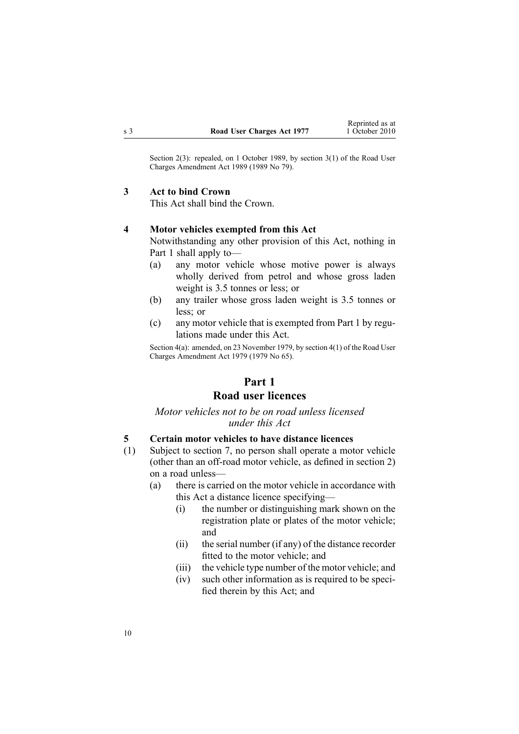Section 2(3): repealed, on 1 October 1989, by section 3(1) of the Road User Charges Amendment Act 1989 (1989 No 79).

### 3 Act to bind Crown

This Act shall bind the Crown.

### 4 Motor vehicles exempted from this Act

Notwithstanding any other provision of this Act, nothing in Part 1 shall apply to—

- (a) any motor vehicle whose motive power is always wholly derived from petrol and whose gross laden weight is 3.5 tonnes or less; or
- (b) any trailer whose gross laden weight is 3.5 tonnes or less; or
- (c) any motor vehicle that is exempted from Part 1 by regulations made under this Act.

Section 4(a): amended, on 23 November 1979, by section 4(1) of the Road User Charges Amendment Act 1979 (1979 No 65).

## Part 1
## Road user licences

*Motor vehicles not to be on road unless licensed under this Act*

### 5 Certain motor vehicles to have distance licences

(1) Subject to section 7, no person shall operate a motor vehicle (other than an off-road motor vehicle, as defined in section 2) on a road unless—

- (a) there is carried on the motor vehicle in accordance with this Act a distance licence specifying—
  - (i) the number or distinguishing mark shown on the registration plate or plates of the motor vehicle; and
  - (ii) the serial number (if any) of the distance recorder fitted to the motor vehicle; and
  - (iii) the vehicle type number of the motor vehicle; and
  - (iv) such other information as is required to be specified therein by this Act; and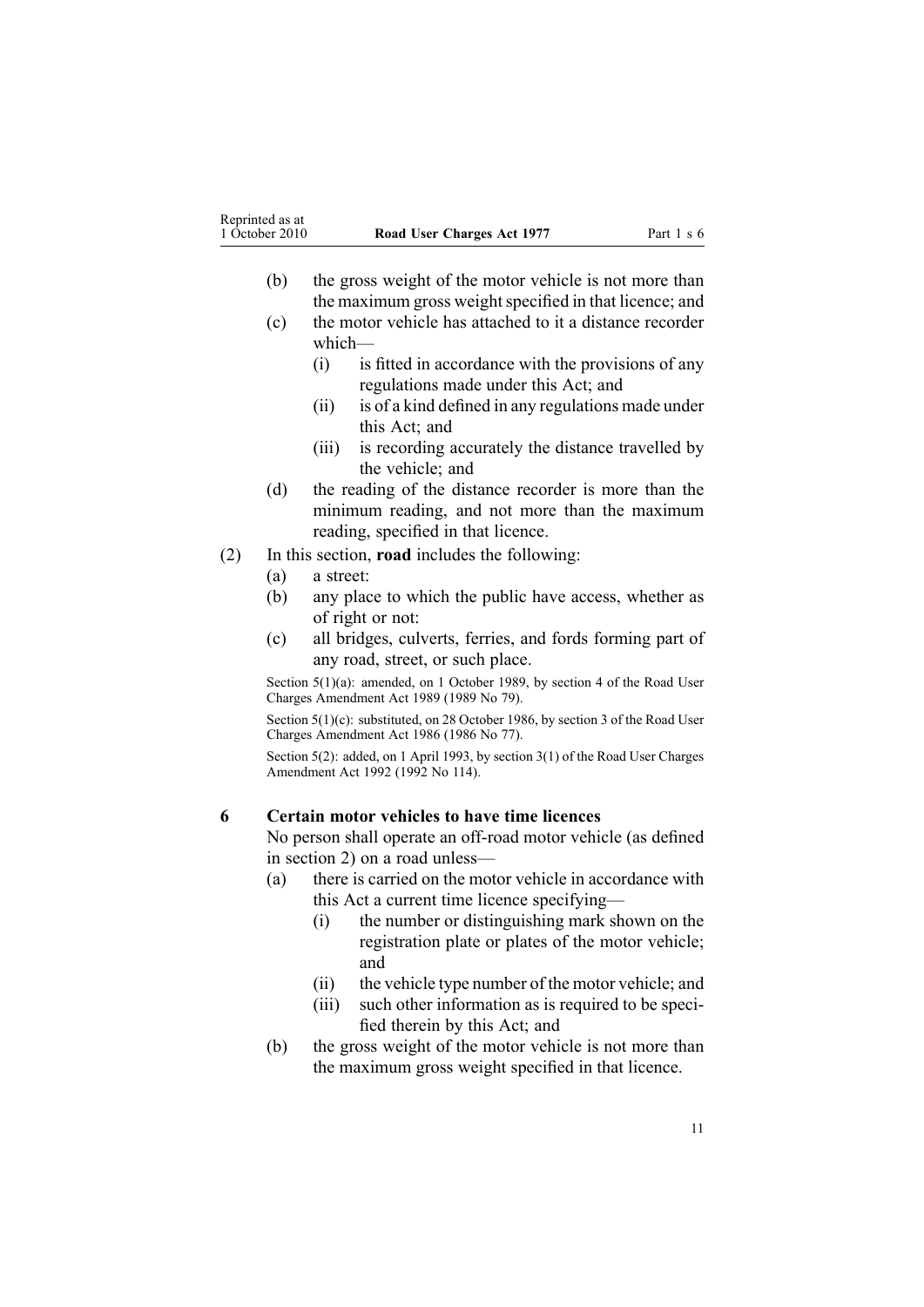(b) the gross weight of the motor vehicle is not more than the maximum gross weight specified in that licence; and

(c) the motor vehicle has attached to it a distance recorder which—

  (i) is fitted in accordance with the provisions of any regulations made under this Act; and

  (ii) is of a kind defined in any regulations made under this Act; and

  (iii) is recording accurately the distance travelled by the vehicle; and

(d) the reading of the distance recorder is more than the minimum reading, and not more than the maximum reading, specified in that licence.

(2) In this section, **road** includes the following:

(a) a street:

(b) any place to which the public have access, whether as of right or not:

(c) all bridges, culverts, ferries, and fords forming part of any road, street, or such place.

Section 5(1)(a): amended, on 1 October 1989, by section 4 of the Road User Charges Amendment Act 1989 (1989 No 79).

Section 5(1)(c): substituted, on 28 October 1986, by section 3 of the Road User Charges Amendment Act 1986 (1986 No 77).

Section 5(2): added, on 1 April 1993, by section 3(1) of the Road User Charges Amendment Act 1992 (1992 No 114).

### 6 Certain motor vehicles to have time licences

No person shall operate an off-road motor vehicle (as defined in section 2) on a road unless—

(a) there is carried on the motor vehicle in accordance with this Act a current time licence specifying—

  (i) the number or distinguishing mark shown on the registration plate or plates of the motor vehicle; and

  (ii) the vehicle type number of the motor vehicle; and

  (iii) such other information as is required to be specified therein by this Act; and

(b) the gross weight of the motor vehicle is not more than the maximum gross weight specified in that licence.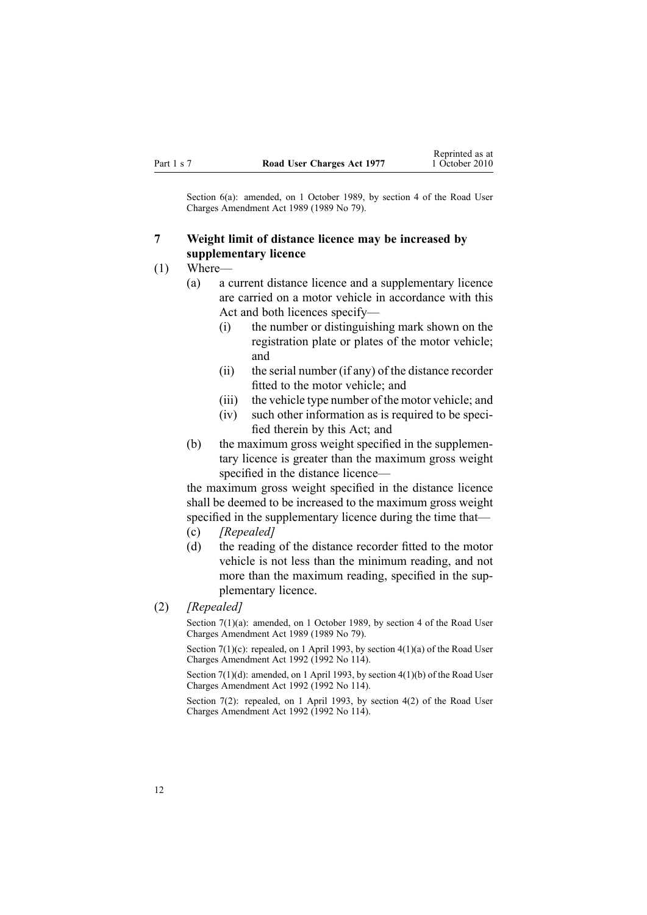Section 6(a): amended, on 1 October 1989, by section 4 of the Road User Charges Amendment Act 1989 (1989 No 79).

## 7 Weight limit of distance licence may be increased by supplementary licence

(1) Where—

- (a) a current distance licence and a supplementary licence are carried on a motor vehicle in accordance with this Act and both licences specify—
  - (i) the number or distinguishing mark shown on the registration plate or plates of the motor vehicle; and
  - (ii) the serial number (if any) of the distance recorder fitted to the motor vehicle; and
  - (iii) the vehicle type number of the motor vehicle; and
  - (iv) such other information as is required to be specified therein by this Act; and
- (b) the maximum gross weight specified in the supplementary licence is greater than the maximum gross weight specified in the distance licence—

the maximum gross weight specified in the distance licence shall be deemed to be increased to the maximum gross weight specified in the supplementary licence during the time that—

- (c) *[Repealed]*
- (d) the reading of the distance recorder fitted to the motor vehicle is not less than the minimum reading, and not more than the maximum reading, specified in the supplementary licence.

(2) *[Repealed]*

Section 7(1)(a): amended, on 1 October 1989, by section 4 of the Road User Charges Amendment Act 1989 (1989 No 79).

Section 7(1)(c): repealed, on 1 April 1993, by section 4(1)(a) of the Road User Charges Amendment Act 1992 (1992 No 114).

Section 7(1)(d): amended, on 1 April 1993, by section 4(1)(b) of the Road User Charges Amendment Act 1992 (1992 No 114).

Section 7(2): repealed, on 1 April 1993, by section 4(2) of the Road User Charges Amendment Act 1992 (1992 No 114).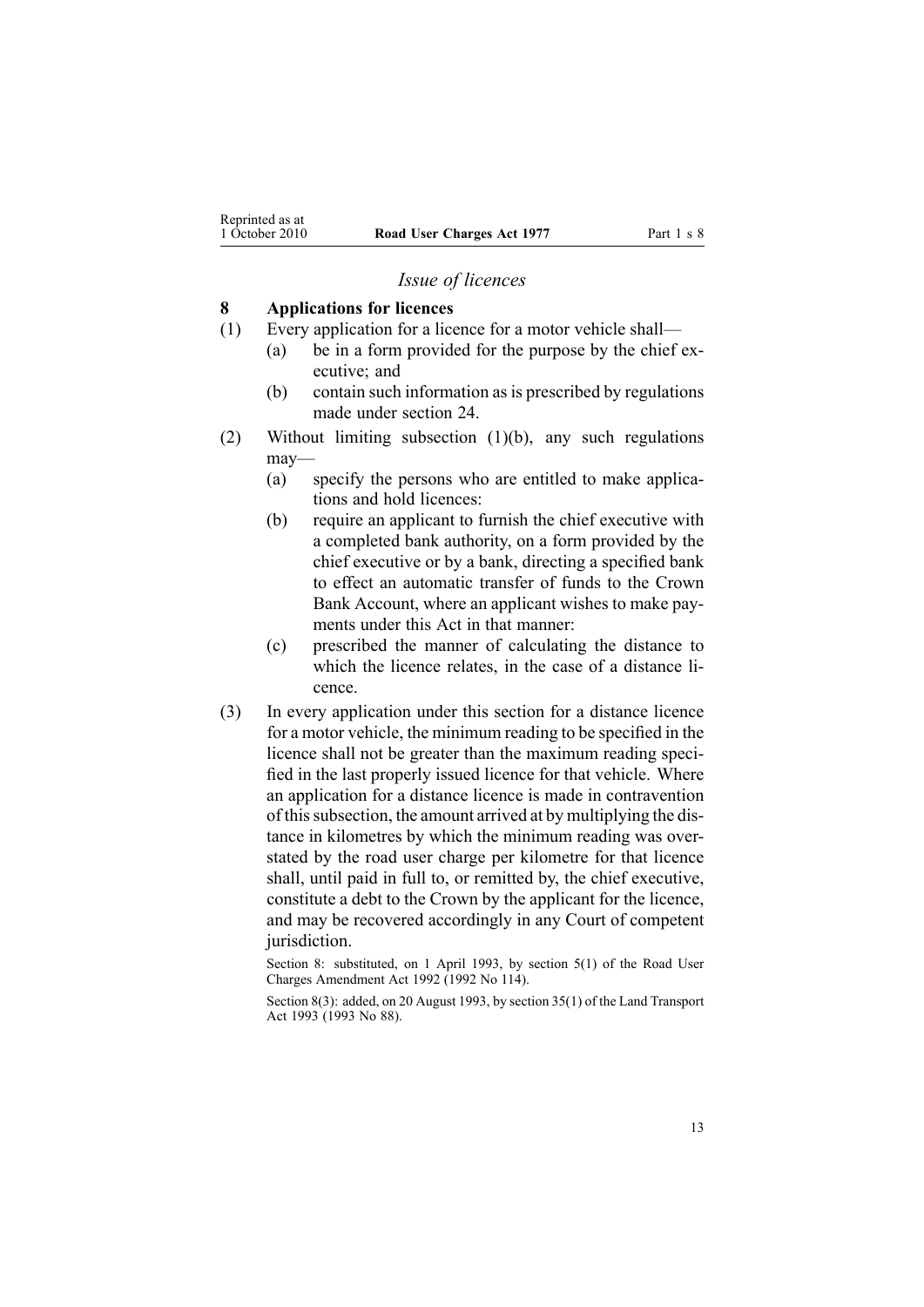*Issue of licences*

## 8 Applications for licences

(1) Every application for a licence for a motor vehicle shall—

- (a) be in a form provided for the purpose by the chief executive; and
- (b) contain such information as is prescribed by regulations made under section 24.

(2) Without limiting subsection (1)(b), any such regulations may—

- (a) specify the persons who are entitled to make applications and hold licences:
- (b) require an applicant to furnish the chief executive with a completed bank authority, on a form provided by the chief executive or by a bank, directing a specified bank to effect an automatic transfer of funds to the Crown Bank Account, where an applicant wishes to make payments under this Act in that manner:
- (c) prescribed the manner of calculating the distance to which the licence relates, in the case of a distance licence.

(3) In every application under this section for a distance licence for a motor vehicle, the minimum reading to be specified in the licence shall not be greater than the maximum reading specified in the last properly issued licence for that vehicle. Where an application for a distance licence is made in contravention of this subsection, the amount arrived at by multiplying the distance in kilometres by which the minimum reading was overstated by the road user charge per kilometre for that licence shall, until paid in full to, or remitted by, the chief executive, constitute a debt to the Crown by the applicant for the licence, and may be recovered accordingly in any Court of competent jurisdiction.

Section 8: substituted, on 1 April 1993, by section 5(1) of the Road User Charges Amendment Act 1992 (1992 No 114).

Section 8(3): added, on 20 August 1993, by section 35(1) of the Land Transport Act 1993 (1993 No 88).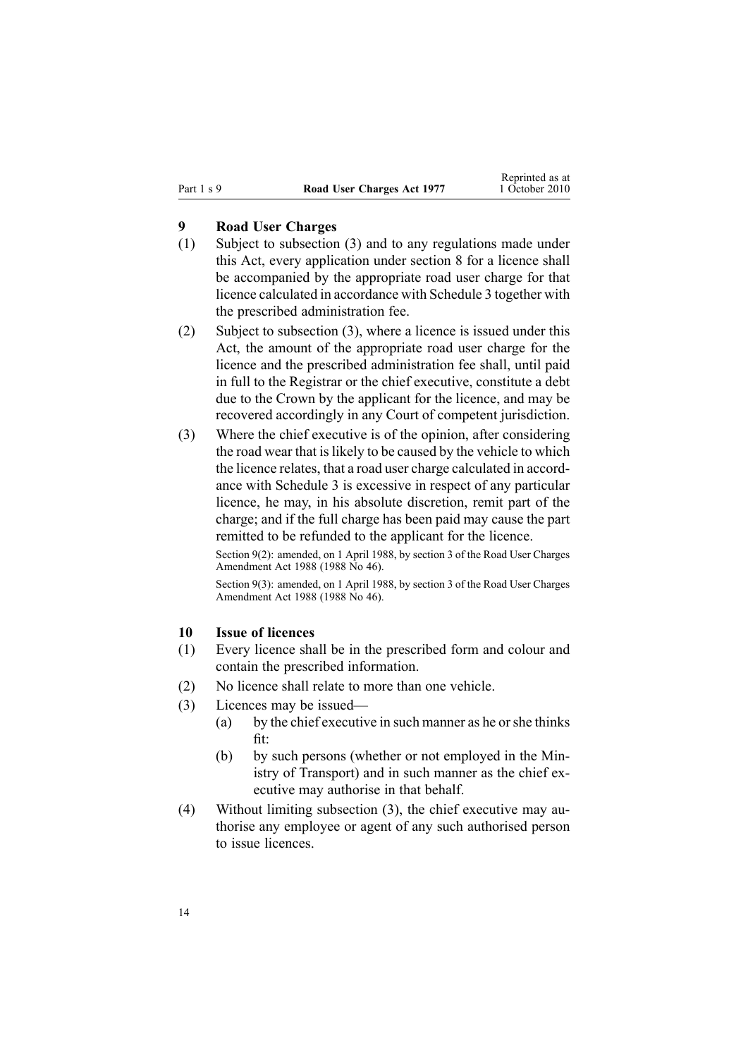## 9 Road User Charges

(1) Subject to subsection (3) and to any regulations made under this Act, every application under section 8 for a licence shall be accompanied by the appropriate road user charge for that licence calculated in accordance with Schedule 3 together with the prescribed administration fee.

(2) Subject to subsection (3), where a licence is issued under this Act, the amount of the appropriate road user charge for the licence and the prescribed administration fee shall, until paid in full to the Registrar or the chief executive, constitute a debt due to the Crown by the applicant for the licence, and may be recovered accordingly in any Court of competent jurisdiction.

(3) Where the chief executive is of the opinion, after considering the road wear that is likely to be caused by the vehicle to which the licence relates, that a road user charge calculated in accordance with Schedule 3 is excessive in respect of any particular licence, he may, in his absolute discretion, remit part of the charge; and if the full charge has been paid may cause the part remitted to be refunded to the applicant for the licence.

Section 9(2): amended, on 1 April 1988, by section 3 of the Road User Charges Amendment Act 1988 (1988 No 46).

Section 9(3): amended, on 1 April 1988, by section 3 of the Road User Charges Amendment Act 1988 (1988 No 46).

## 10 Issue of licences

(1) Every licence shall be in the prescribed form and colour and contain the prescribed information.

(2) No licence shall relate to more than one vehicle.

(3) Licences may be issued—

- (a) by the chief executive in such manner as he or she thinks fit:
- (b) by such persons (whether or not employed in the Ministry of Transport) and in such manner as the chief executive may authorise in that behalf.

(4) Without limiting subsection (3), the chief executive may authorise any employee or agent of any such authorised person to issue licences.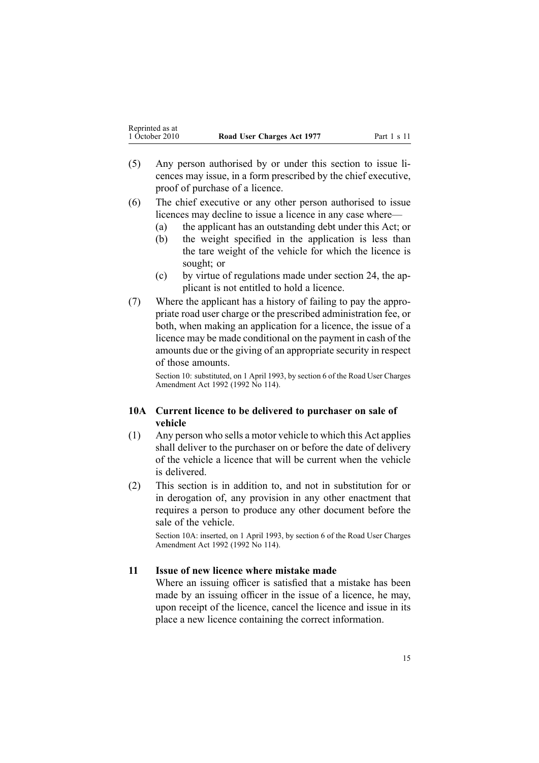(5) Any person authorised by or under this section to issue licences may issue, in a form prescribed by the chief executive, proof of purchase of a licence.

(6) The chief executive or any other person authorised to issue licences may decline to issue a licence in any case where—

- (a) the applicant has an outstanding debt under this Act; or
- (b) the weight specified in the application is less than the tare weight of the vehicle for which the licence is sought; or
- (c) by virtue of regulations made under section 24, the applicant is not entitled to hold a licence.

(7) Where the applicant has a history of failing to pay the appropriate road user charge or the prescribed administration fee, or both, when making an application for a licence, the issue of a licence may be made conditional on the payment in cash of the amounts due or the giving of an appropriate security in respect of those amounts.

Section 10: substituted, on 1 April 1993, by section 6 of the Road User Charges Amendment Act 1992 (1992 No 114).

### 10A Current licence to be delivered to purchaser on sale of vehicle

(1) Any person who sells a motor vehicle to which this Act applies shall deliver to the purchaser on or before the date of delivery of the vehicle a licence that will be current when the vehicle is delivered.

(2) This section is in addition to, and not in substitution for or in derogation of, any provision in any other enactment that requires a person to produce any other document before the sale of the vehicle.

Section 10A: inserted, on 1 April 1993, by section 6 of the Road User Charges Amendment Act 1992 (1992 No 114).

### 11 Issue of new licence where mistake made

Where an issuing officer is satisfied that a mistake has been made by an issuing officer in the issue of a licence, he may, upon receipt of the licence, cancel the licence and issue in its place a new licence containing the correct information.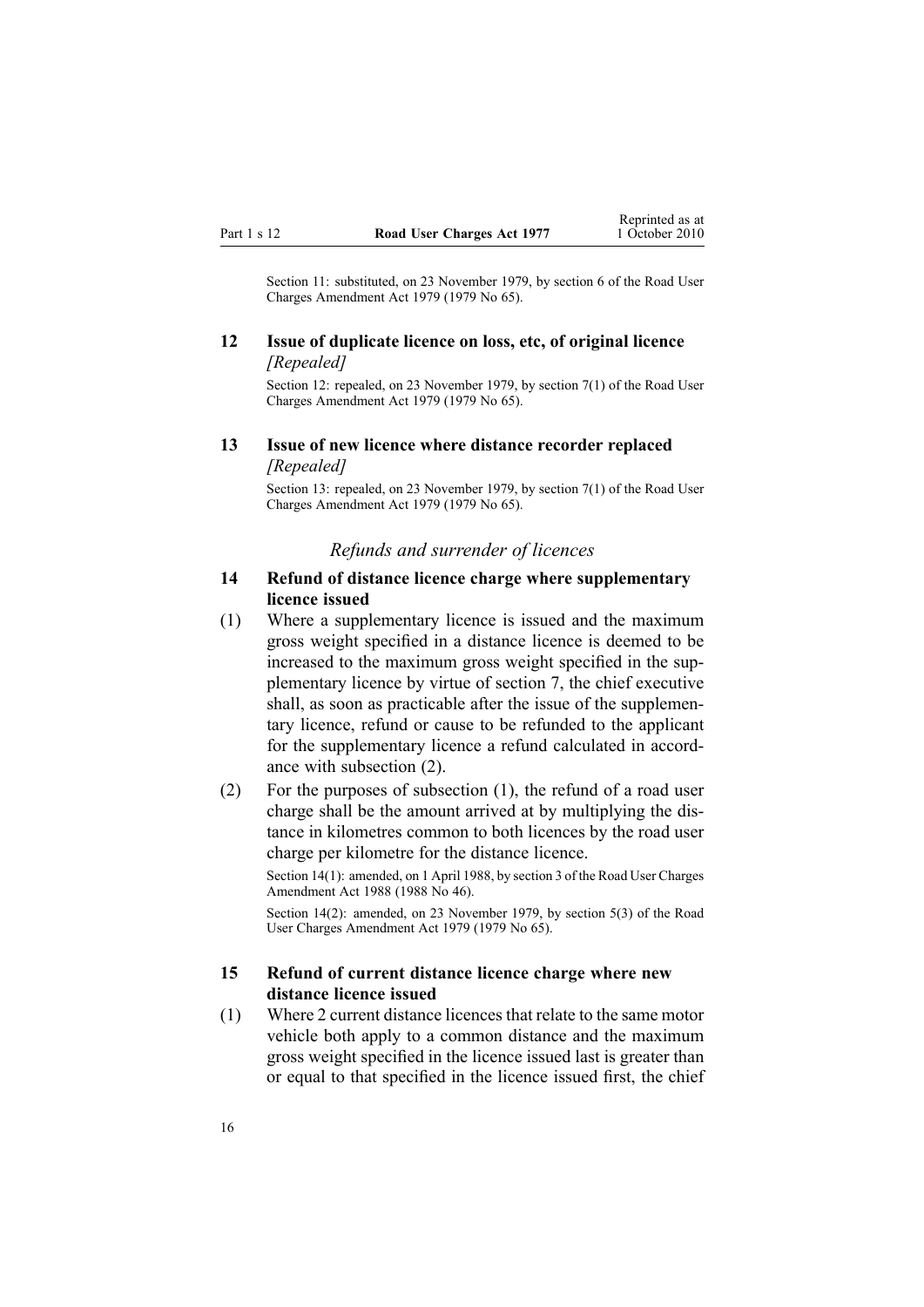Section 11: substituted, on 23 November 1979, by section 6 of the Road User Charges Amendment Act 1979 (1979 No 65).

### 12 Issue of duplicate licence on loss, etc, of original licence

*[Repealed]*

Section 12: repealed, on 23 November 1979, by section 7(1) of the Road User Charges Amendment Act 1979 (1979 No 65).

### 13 Issue of new licence where distance recorder replaced

*[Repealed]*

Section 13: repealed, on 23 November 1979, by section 7(1) of the Road User Charges Amendment Act 1979 (1979 No 65).

## *Refunds and surrender of licences*

### 14 Refund of distance licence charge where supplementary licence issued

(1) Where a supplementary licence is issued and the maximum gross weight specified in a distance licence is deemed to be increased to the maximum gross weight specified in the supplementary licence by virtue of section 7, the chief executive shall, as soon as practicable after the issue of the supplementary licence, refund or cause to be refunded to the applicant for the supplementary licence a refund calculated in accordance with subsection (2).

(2) For the purposes of subsection (1), the refund of a road user charge shall be the amount arrived at by multiplying the distance in kilometres common to both licences by the road user charge per kilometre for the distance licence.

Section 14(1): amended, on 1 April 1988, by section 3 of the Road User Charges Amendment Act 1988 (1988 No 46).

Section 14(2): amended, on 23 November 1979, by section 5(3) of the Road User Charges Amendment Act 1979 (1979 No 65).

### 15 Refund of current distance licence charge where new distance licence issued

(1) Where 2 current distance licences that relate to the same motor vehicle both apply to a common distance and the maximum gross weight specified in the licence issued last is greater than or equal to that specified in the licence issued first, the chief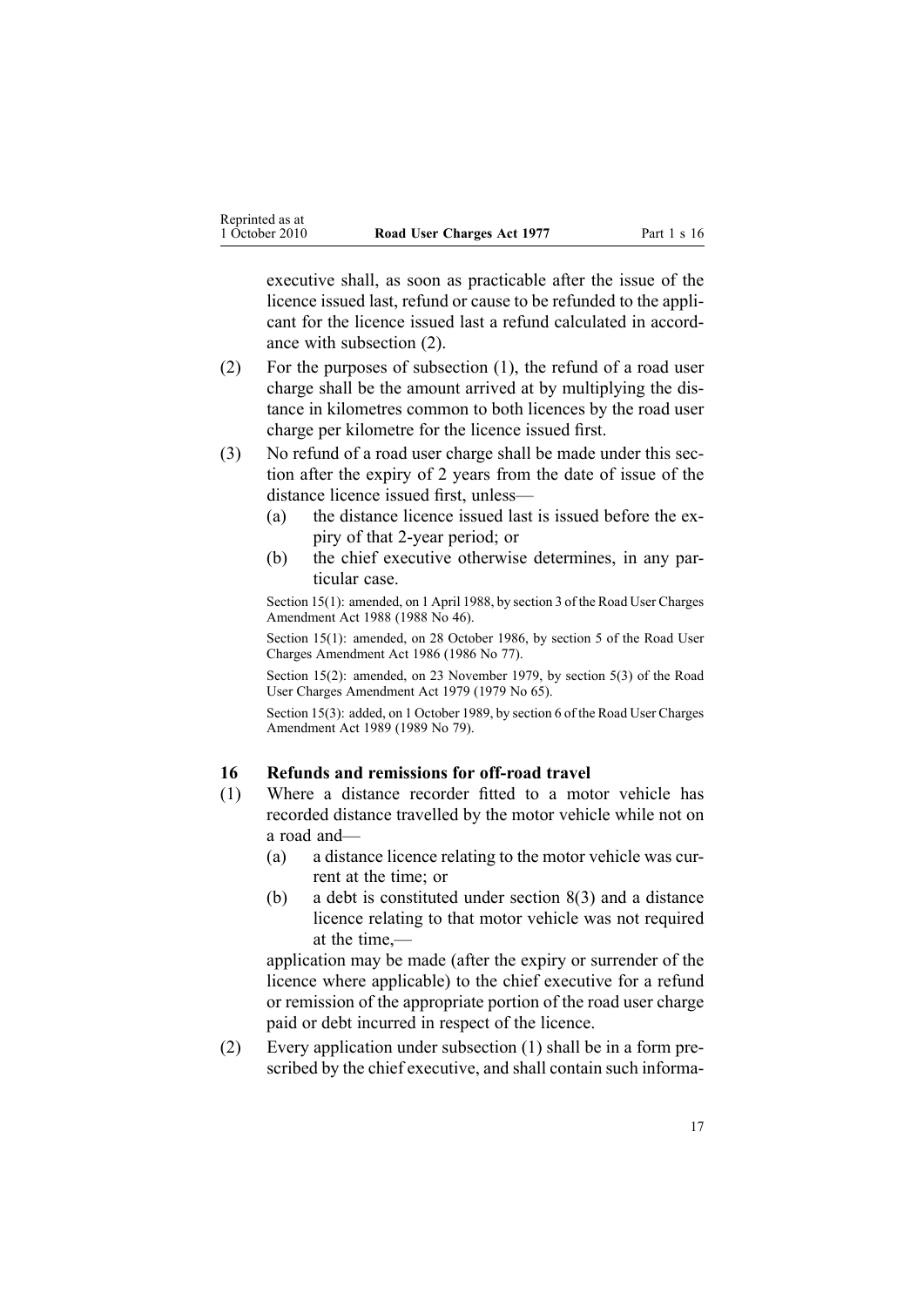executive shall, as soon as practicable after the issue of the licence issued last, refund or cause to be refunded to the applicant for the licence issued last a refund calculated in accordance with subsection (2).

(2) For the purposes of subsection (1), the refund of a road user charge shall be the amount arrived at by multiplying the distance in kilometres common to both licences by the road user charge per kilometre for the licence issued first.

(3) No refund of a road user charge shall be made under this section after the expiry of 2 years from the date of issue of the distance licence issued first, unless—

 (a) the distance licence issued last is issued before the expiry of that 2-year period; or

 (b) the chief executive otherwise determines, in any particular case.

Section 15(1): amended, on 1 April 1988, by section 3 of the Road User Charges Amendment Act 1988 (1988 No 46).

Section 15(1): amended, on 28 October 1986, by section 5 of the Road User Charges Amendment Act 1986 (1986 No 77).

Section 15(2): amended, on 23 November 1979, by section 5(3) of the Road User Charges Amendment Act 1979 (1979 No 65).

Section 15(3): added, on 1 October 1989, by section 6 of the Road User Charges Amendment Act 1989 (1989 No 79).

### 16 Refunds and remissions for off-road travel

(1) Where a distance recorder fitted to a motor vehicle has recorded distance travelled by the motor vehicle while not on a road and—

 (a) a distance licence relating to the motor vehicle was current at the time; or

 (b) a debt is constituted under section 8(3) and a distance licence relating to that motor vehicle was not required at the time,—

 application may be made (after the expiry or surrender of the licence where applicable) to the chief executive for a refund or remission of the appropriate portion of the road user charge paid or debt incurred in respect of the licence.

(2) Every application under subsection (1) shall be in a form prescribed by the chief executive, and shall contain such informa-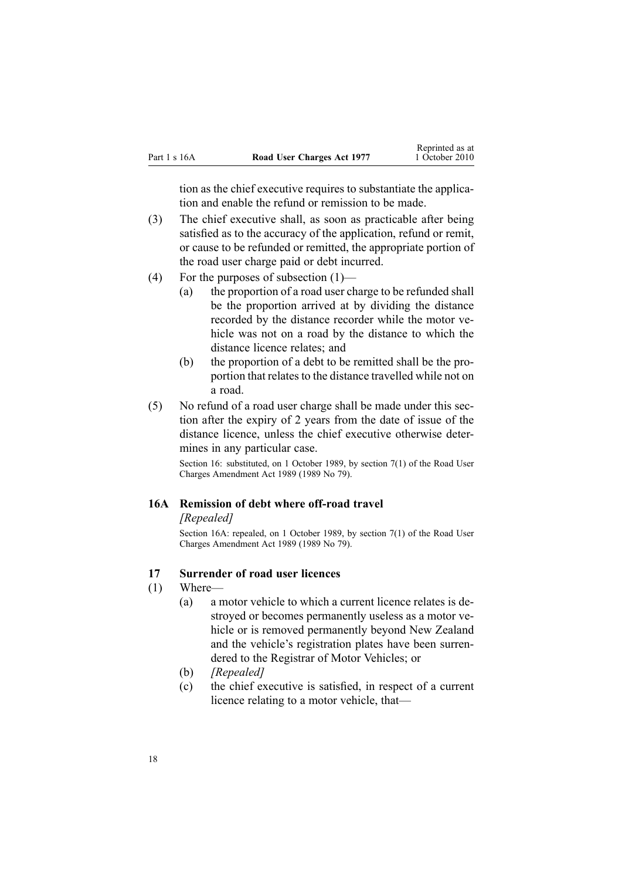tion as the chief executive requires to substantiate the application and enable the refund or remission to be made.

(3) The chief executive shall, as soon as practicable after being satisfied as to the accuracy of the application, refund or remit, or cause to be refunded or remitted, the appropriate portion of the road user charge paid or debt incurred.

(4) For the purposes of subsection (1)—

   (a) the proportion of a road user charge to be refunded shall be the proportion arrived at by dividing the distance recorded by the distance recorder while the motor vehicle was not on a road by the distance to which the distance licence relates; and

   (b) the proportion of a debt to be remitted shall be the proportion that relates to the distance travelled while not on a road.

(5) No refund of a road user charge shall be made under this section after the expiry of 2 years from the date of issue of the distance licence, unless the chief executive otherwise determines in any particular case.

Section 16: substituted, on 1 October 1989, by section 7(1) of the Road User Charges Amendment Act 1989 (1989 No 79).

### 16A Remission of debt where off-road travel

*[Repealed]*

Section 16A: repealed, on 1 October 1989, by section 7(1) of the Road User Charges Amendment Act 1989 (1989 No 79).

### 17 Surrender of road user licences

(1) Where—

   (a) a motor vehicle to which a current licence relates is destroyed or becomes permanently useless as a motor vehicle or is removed permanently beyond New Zealand and the vehicle's registration plates have been surrendered to the Registrar of Motor Vehicles; or

   (b) *[Repealed]*

   (c) the chief executive is satisfied, in respect of a current licence relating to a motor vehicle, that—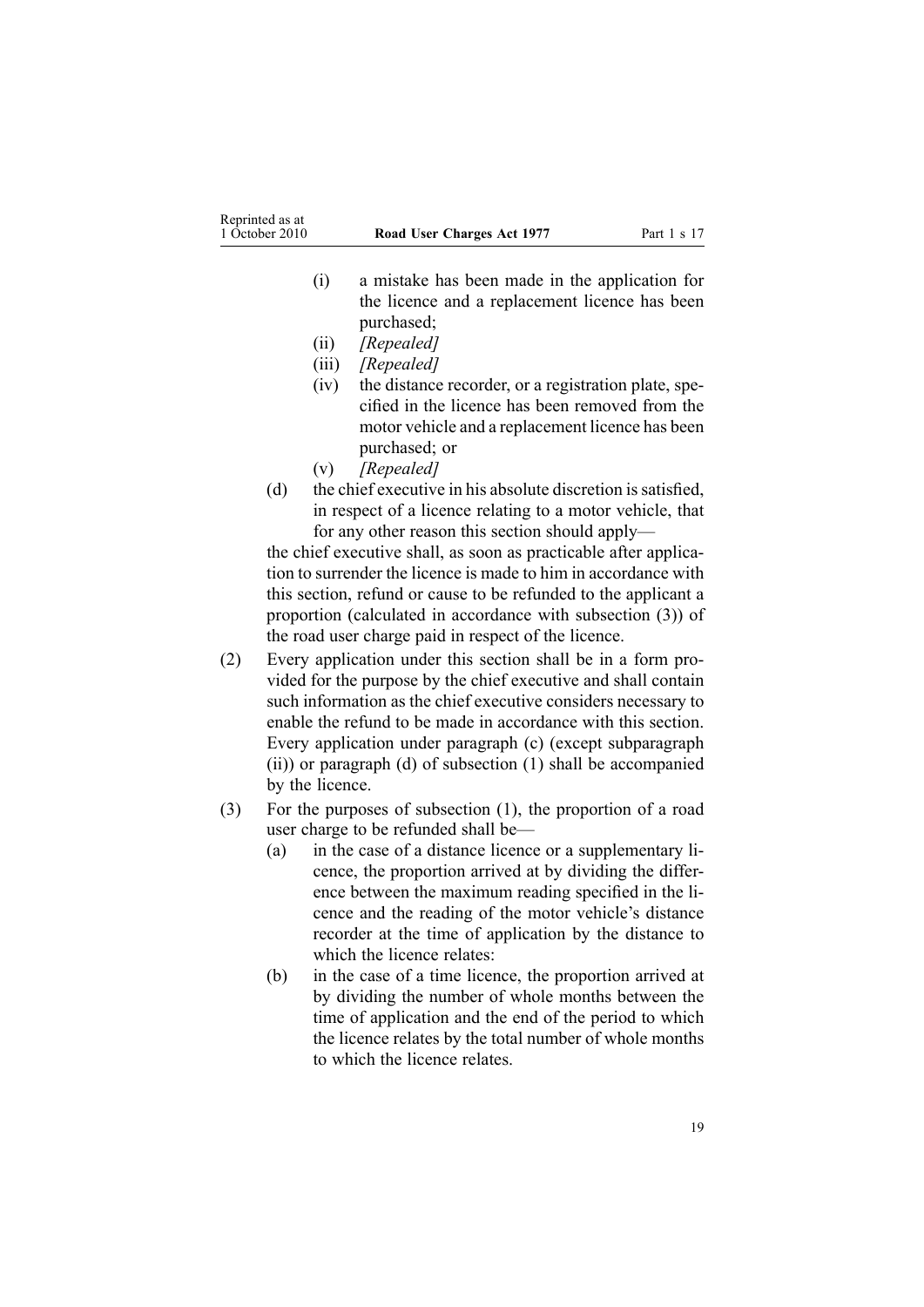(i) a mistake has been made in the application for the licence and a replacement licence has been purchased;

(ii) *[Repealed]*

(iii) *[Repealed]*

(iv) the distance recorder, or a registration plate, specified in the licence has been removed from the motor vehicle and a replacement licence has been purchased; or

(v) *[Repealed]*

(d) the chief executive in his absolute discretion is satisfied, in respect of a licence relating to a motor vehicle, that for any other reason this section should apply—

the chief executive shall, as soon as practicable after application to surrender the licence is made to him in accordance with this section, refund or cause to be refunded to the applicant a proportion (calculated in accordance with subsection (3)) of the road user charge paid in respect of the licence.

(2) Every application under this section shall be in a form provided for the purpose by the chief executive and shall contain such information as the chief executive considers necessary to enable the refund to be made in accordance with this section. Every application under paragraph (c) (except subparagraph (ii)) or paragraph (d) of subsection (1) shall be accompanied by the licence.

(3) For the purposes of subsection (1), the proportion of a road user charge to be refunded shall be—

(a) in the case of a distance licence or a supplementary licence, the proportion arrived at by dividing the difference between the maximum reading specified in the licence and the reading of the motor vehicle's distance recorder at the time of application by the distance to which the licence relates:

(b) in the case of a time licence, the proportion arrived at by dividing the number of whole months between the time of application and the end of the period to which the licence relates by the total number of whole months to which the licence relates.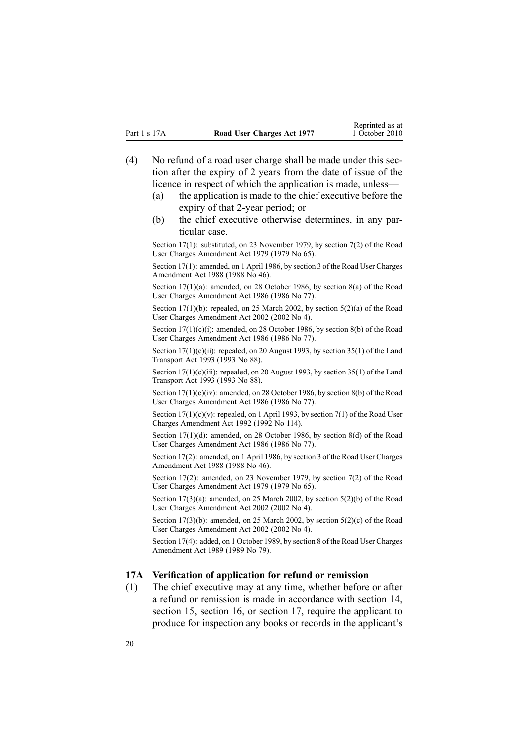(4) No refund of a road user charge shall be made under this section after the expiry of 2 years from the date of issue of the licence in respect of which the application is made, unless—

   (a) the application is made to the chief executive before the expiry of that 2-year period; or

   (b) the chief executive otherwise determines, in any particular case.

Section 17(1): substituted, on 23 November 1979, by section 7(2) of the Road User Charges Amendment Act 1979 (1979 No 65).

Section 17(1): amended, on 1 April 1986, by section 3 of the Road User Charges Amendment Act 1988 (1988 No 46).

Section 17(1)(a): amended, on 28 October 1986, by section 8(a) of the Road User Charges Amendment Act 1986 (1986 No 77).

Section 17(1)(b): repealed, on 25 March 2002, by section 5(2)(a) of the Road User Charges Amendment Act 2002 (2002 No 4).

Section 17(1)(c)(i): amended, on 28 October 1986, by section 8(b) of the Road User Charges Amendment Act 1986 (1986 No 77).

Section 17(1)(c)(ii): repealed, on 20 August 1993, by section 35(1) of the Land Transport Act 1993 (1993 No 88).

Section 17(1)(c)(iii): repealed, on 20 August 1993, by section 35(1) of the Land Transport Act 1993 (1993 No 88).

Section 17(1)(c)(iv): amended, on 28 October 1986, by section 8(b) of the Road User Charges Amendment Act 1986 (1986 No 77).

Section 17(1)(c)(v): repealed, on 1 April 1993, by section 7(1) of the Road User Charges Amendment Act 1992 (1992 No 114).

Section 17(1)(d): amended, on 28 October 1986, by section 8(d) of the Road User Charges Amendment Act 1986 (1986 No 77).

Section 17(2): amended, on 1 April 1986, by section 3 of the Road User Charges Amendment Act 1988 (1988 No 46).

Section 17(2): amended, on 23 November 1979, by section 7(2) of the Road User Charges Amendment Act 1979 (1979 No 65).

Section 17(3)(a): amended, on 25 March 2002, by section 5(2)(b) of the Road User Charges Amendment Act 2002 (2002 No 4).

Section 17(3)(b): amended, on 25 March 2002, by section 5(2)(c) of the Road User Charges Amendment Act 2002 (2002 No 4).

Section 17(4): added, on 1 October 1989, by section 8 of the Road User Charges Amendment Act 1989 (1989 No 79).

### 17A Verification of application for refund or remission

(1) The chief executive may at any time, whether before or after a refund or remission is made in accordance with section 14, section 15, section 16, or section 17, require the applicant to produce for inspection any books or records in the applicant's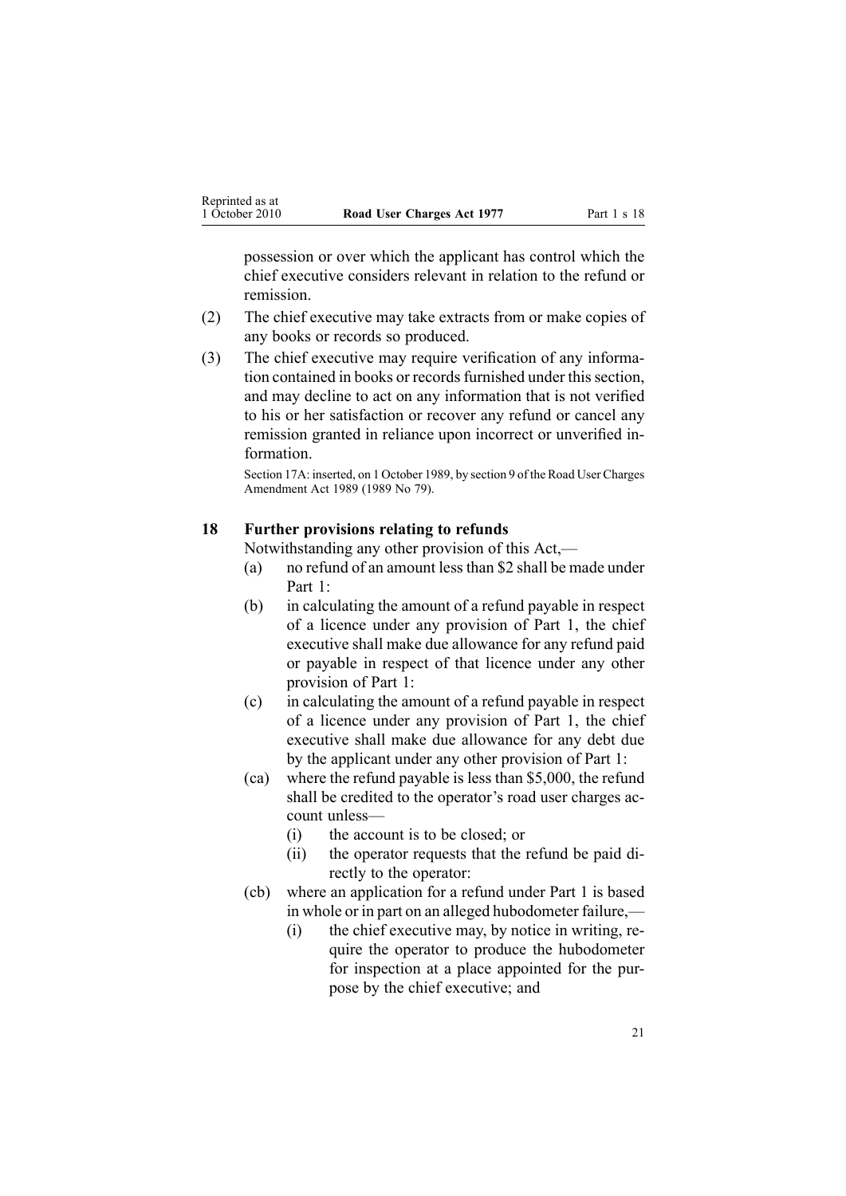possession or over which the applicant has control which the chief executive considers relevant in relation to the refund or remission.

(2) The chief executive may take extracts from or make copies of any books or records so produced.

(3) The chief executive may require verification of any information contained in books or records furnished under this section, and may decline to act on any information that is not verified to his or her satisfaction or recover any refund or cancel any remission granted in reliance upon incorrect or unverified information.

Section 17A: inserted, on 1 October 1989, by section 9 of the Road User Charges Amendment Act 1989 (1989 No 79).

## 18 Further provisions relating to refunds

Notwithstanding any other provision of this Act,—

(a) no refund of an amount less than $2 shall be made under Part 1:

(b) in calculating the amount of a refund payable in respect of a licence under any provision of Part 1, the chief executive shall make due allowance for any refund paid or payable in respect of that licence under any other provision of Part 1:

(c) in calculating the amount of a refund payable in respect of a licence under any provision of Part 1, the chief executive shall make due allowance for any debt due by the applicant under any other provision of Part 1:

(ca) where the refund payable is less than $5,000, the refund shall be credited to the operator's road user charges account unless—

  (i) the account is to be closed; or

  (ii) the operator requests that the refund be paid directly to the operator:

(cb) where an application for a refund under Part 1 is based in whole or in part on an alleged hubodometer failure,—

  (i) the chief executive may, by notice in writing, require the operator to produce the hubodometer for inspection at a place appointed for the purpose by the chief executive; and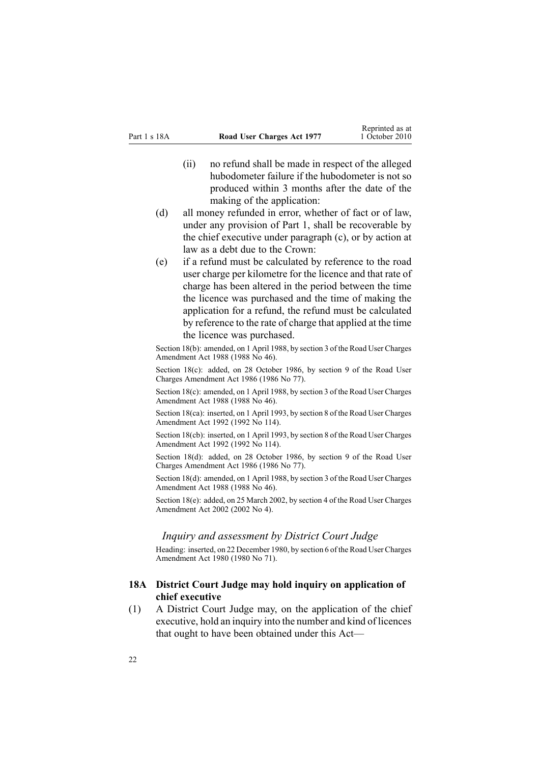(ii) no refund shall be made in respect of the alleged hubodometer failure if the hubodometer is not so produced within 3 months after the date of the making of the application:

(d) all money refunded in error, whether of fact or of law, under any provision of Part 1, shall be recoverable by the chief executive under paragraph (c), or by action at law as a debt due to the Crown:

(e) if a refund must be calculated by reference to the road user charge per kilometre for the licence and that rate of charge has been altered in the period between the time the licence was purchased and the time of making the application for a refund, the refund must be calculated by reference to the rate of charge that applied at the time the licence was purchased.

Section 18(b): amended, on 1 April 1988, by section 3 of the Road User Charges Amendment Act 1988 (1988 No 46).

Section 18(c): added, on 28 October 1986, by section 9 of the Road User Charges Amendment Act 1986 (1986 No 77).

Section 18(c): amended, on 1 April 1988, by section 3 of the Road User Charges Amendment Act 1988 (1988 No 46).

Section 18(ca): inserted, on 1 April 1993, by section 8 of the Road User Charges Amendment Act 1992 (1992 No 114).

Section 18(cb): inserted, on 1 April 1993, by section 8 of the Road User Charges Amendment Act 1992 (1992 No 114).

Section 18(d): added, on 28 October 1986, by section 9 of the Road User Charges Amendment Act 1986 (1986 No 77).

Section 18(d): amended, on 1 April 1988, by section 3 of the Road User Charges Amendment Act 1988 (1988 No 46).

Section 18(e): added, on 25 March 2002, by section 4 of the Road User Charges Amendment Act 2002 (2002 No 4).

### *Inquiry and assessment by District Court Judge*

Heading: inserted, on 22 December 1980, by section 6 of the Road User Charges Amendment Act 1980 (1980 No 71).

### 18A District Court Judge may hold inquiry on application of chief executive

(1) A District Court Judge may, on the application of the chief executive, hold an inquiry into the number and kind of licences that ought to have been obtained under this Act—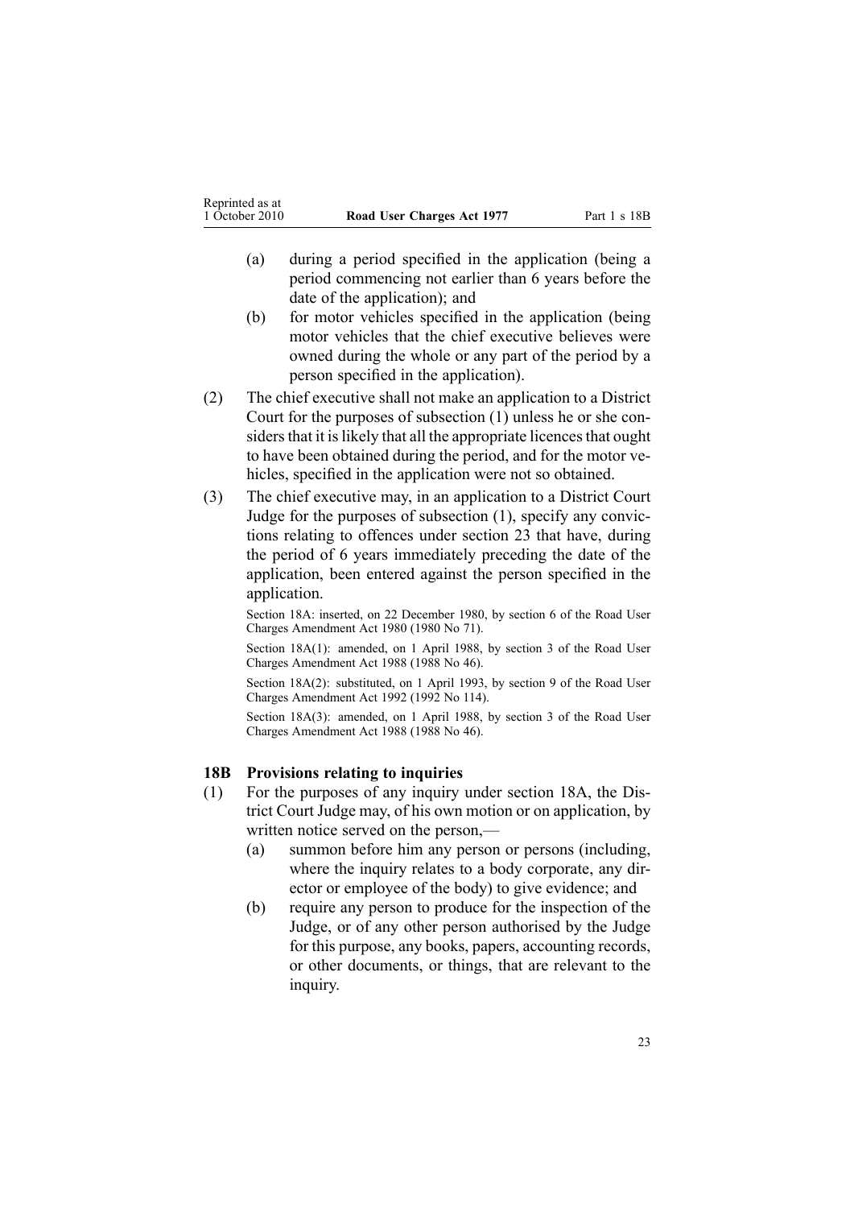(a) during a period specified in the application (being a period commencing not earlier than 6 years before the date of the application); and

(b) for motor vehicles specified in the application (being motor vehicles that the chief executive believes were owned during the whole or any part of the period by a person specified in the application).

(2) The chief executive shall not make an application to a District Court for the purposes of subsection (1) unless he or she considers that it is likely that all the appropriate licences that ought to have been obtained during the period, and for the motor vehicles, specified in the application were not so obtained.

(3) The chief executive may, in an application to a District Court Judge for the purposes of subsection (1), specify any convictions relating to offences under section 23 that have, during the period of 6 years immediately preceding the date of the application, been entered against the person specified in the application.

Section 18A: inserted, on 22 December 1980, by section 6 of the Road User Charges Amendment Act 1980 (1980 No 71).

Section 18A(1): amended, on 1 April 1988, by section 3 of the Road User Charges Amendment Act 1988 (1988 No 46).

Section 18A(2): substituted, on 1 April 1993, by section 9 of the Road User Charges Amendment Act 1992 (1992 No 114).

Section 18A(3): amended, on 1 April 1988, by section 3 of the Road User Charges Amendment Act 1988 (1988 No 46).

### 18B Provisions relating to inquiries

(1) For the purposes of any inquiry under section 18A, the District Court Judge may, of his own motion or on application, by written notice served on the person,—

(a) summon before him any person or persons (including, where the inquiry relates to a body corporate, any director or employee of the body) to give evidence; and

(b) require any person to produce for the inspection of the Judge, or of any other person authorised by the Judge for this purpose, any books, papers, accounting records, or other documents, or things, that are relevant to the inquiry.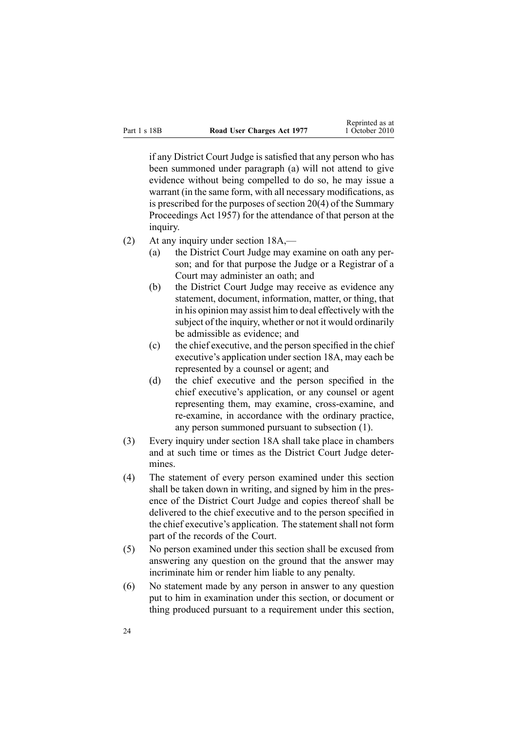if any District Court Judge is satisfied that any person who has been summoned under paragraph (a) will not attend to give evidence without being compelled to do so, he may issue a warrant (in the same form, with all necessary modifications, as is prescribed for the purposes of section 20(4) of the Summary Proceedings Act 1957) for the attendance of that person at the inquiry.

(2) At any inquiry under section 18A,—

  (a) the District Court Judge may examine on oath any person; and for that purpose the Judge or a Registrar of a Court may administer an oath; and

  (b) the District Court Judge may receive as evidence any statement, document, information, matter, or thing, that in his opinion may assist him to deal effectively with the subject of the inquiry, whether or not it would ordinarily be admissible as evidence; and

  (c) the chief executive, and the person specified in the chief executive's application under section 18A, may each be represented by a counsel or agent; and

  (d) the chief executive and the person specified in the chief executive's application, or any counsel or agent representing them, may examine, cross-examine, and re-examine, in accordance with the ordinary practice, any person summoned pursuant to subsection (1).

(3) Every inquiry under section 18A shall take place in chambers and at such time or times as the District Court Judge determines.

(4) The statement of every person examined under this section shall be taken down in writing, and signed by him in the presence of the District Court Judge and copies thereof shall be delivered to the chief executive and to the person specified in the chief executive's application. The statement shall not form part of the records of the Court.

(5) No person examined under this section shall be excused from answering any question on the ground that the answer may incriminate him or render him liable to any penalty.

(6) No statement made by any person in answer to any question put to him in examination under this section, or document or thing produced pursuant to a requirement under this section,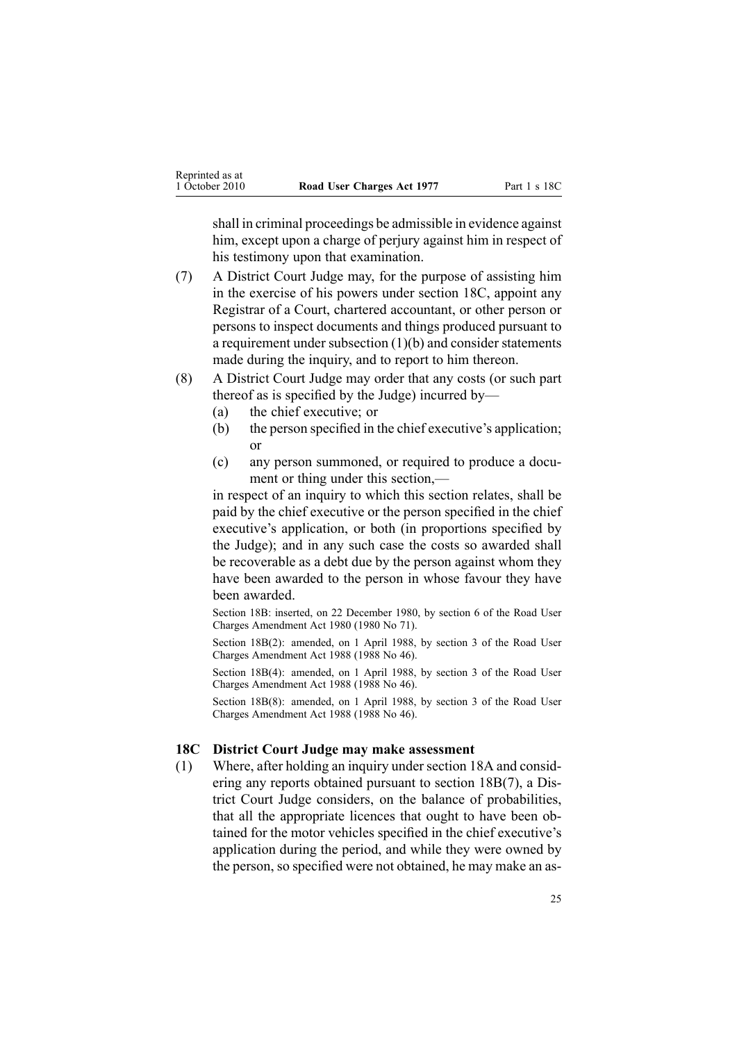shall in criminal proceedings be admissible in evidence against him, except upon a charge of perjury against him in respect of his testimony upon that examination.

(7) A District Court Judge may, for the purpose of assisting him in the exercise of his powers under section 18C, appoint any Registrar of a Court, chartered accountant, or other person or persons to inspect documents and things produced pursuant to a requirement under subsection (1)(b) and consider statements made during the inquiry, and to report to him thereon.

(8) A District Court Judge may order that any costs (or such part thereof as is specified by the Judge) incurred by—

(a) the chief executive; or

(b) the person specified in the chief executive's application; or

(c) any person summoned, or required to produce a document or thing under this section,—

in respect of an inquiry to which this section relates, shall be paid by the chief executive or the person specified in the chief executive's application, or both (in proportions specified by the Judge); and in any such case the costs so awarded shall be recoverable as a debt due by the person against whom they have been awarded to the person in whose favour they have been awarded.

Section 18B: inserted, on 22 December 1980, by section 6 of the Road User Charges Amendment Act 1980 (1980 No 71).

Section 18B(2): amended, on 1 April 1988, by section 3 of the Road User Charges Amendment Act 1988 (1988 No 46).

Section 18B(4): amended, on 1 April 1988, by section 3 of the Road User Charges Amendment Act 1988 (1988 No 46).

Section 18B(8): amended, on 1 April 1988, by section 3 of the Road User Charges Amendment Act 1988 (1988 No 46).

### 18C District Court Judge may make assessment

(1) Where, after holding an inquiry under section 18A and considering any reports obtained pursuant to section 18B(7), a District Court Judge considers, on the balance of probabilities, that all the appropriate licences that ought to have been obtained for the motor vehicles specified in the chief executive's application during the period, and while they were owned by the person, so specified were not obtained, he may make an as-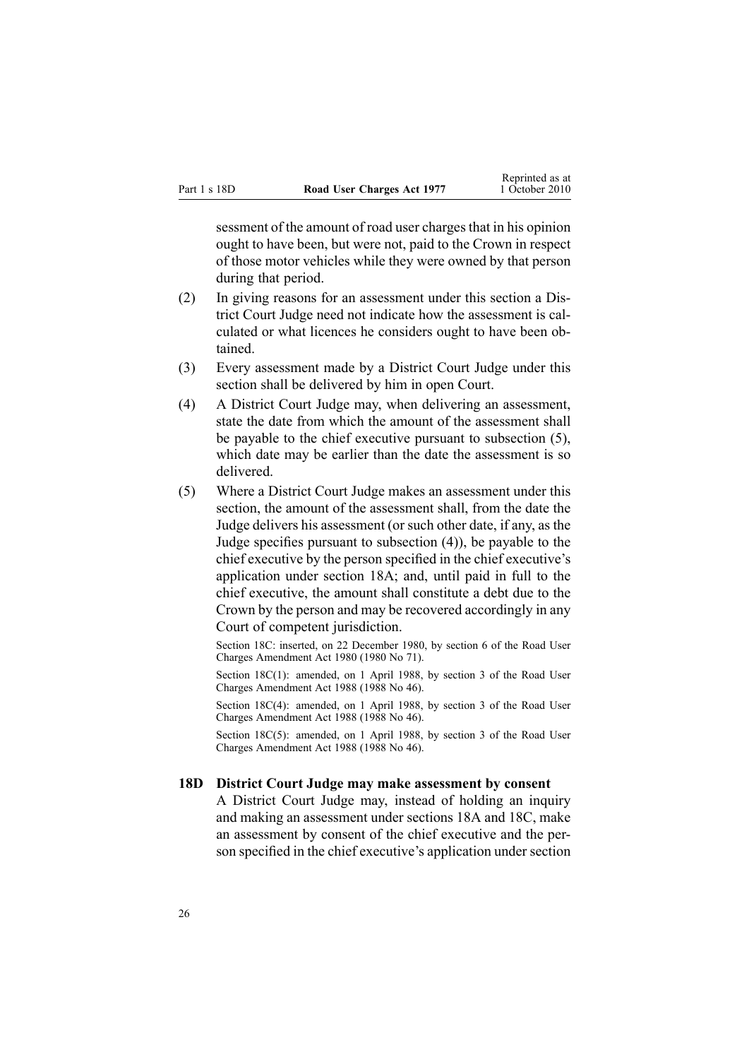sessment of the amount of road user charges that in his opinion ought to have been, but were not, paid to the Crown in respect of those motor vehicles while they were owned by that person during that period.

(2) In giving reasons for an assessment under this section a District Court Judge need not indicate how the assessment is calculated or what licences he considers ought to have been obtained.

(3) Every assessment made by a District Court Judge under this section shall be delivered by him in open Court.

(4) A District Court Judge may, when delivering an assessment, state the date from which the amount of the assessment shall be payable to the chief executive pursuant to subsection (5), which date may be earlier than the date the assessment is so delivered.

(5) Where a District Court Judge makes an assessment under this section, the amount of the assessment shall, from the date the Judge delivers his assessment (or such other date, if any, as the Judge specifies pursuant to subsection (4)), be payable to the chief executive by the person specified in the chief executive's application under section 18A; and, until paid in full to the chief executive, the amount shall constitute a debt due to the Crown by the person and may be recovered accordingly in any Court of competent jurisdiction.

Section 18C: inserted, on 22 December 1980, by section 6 of the Road User Charges Amendment Act 1980 (1980 No 71).

Section 18C(1): amended, on 1 April 1988, by section 3 of the Road User Charges Amendment Act 1988 (1988 No 46).

Section 18C(4): amended, on 1 April 1988, by section 3 of the Road User Charges Amendment Act 1988 (1988 No 46).

Section 18C(5): amended, on 1 April 1988, by section 3 of the Road User Charges Amendment Act 1988 (1988 No 46).

### 18D District Court Judge may make assessment by consent

A District Court Judge may, instead of holding an inquiry and making an assessment under sections 18A and 18C, make an assessment by consent of the chief executive and the person specified in the chief executive's application under section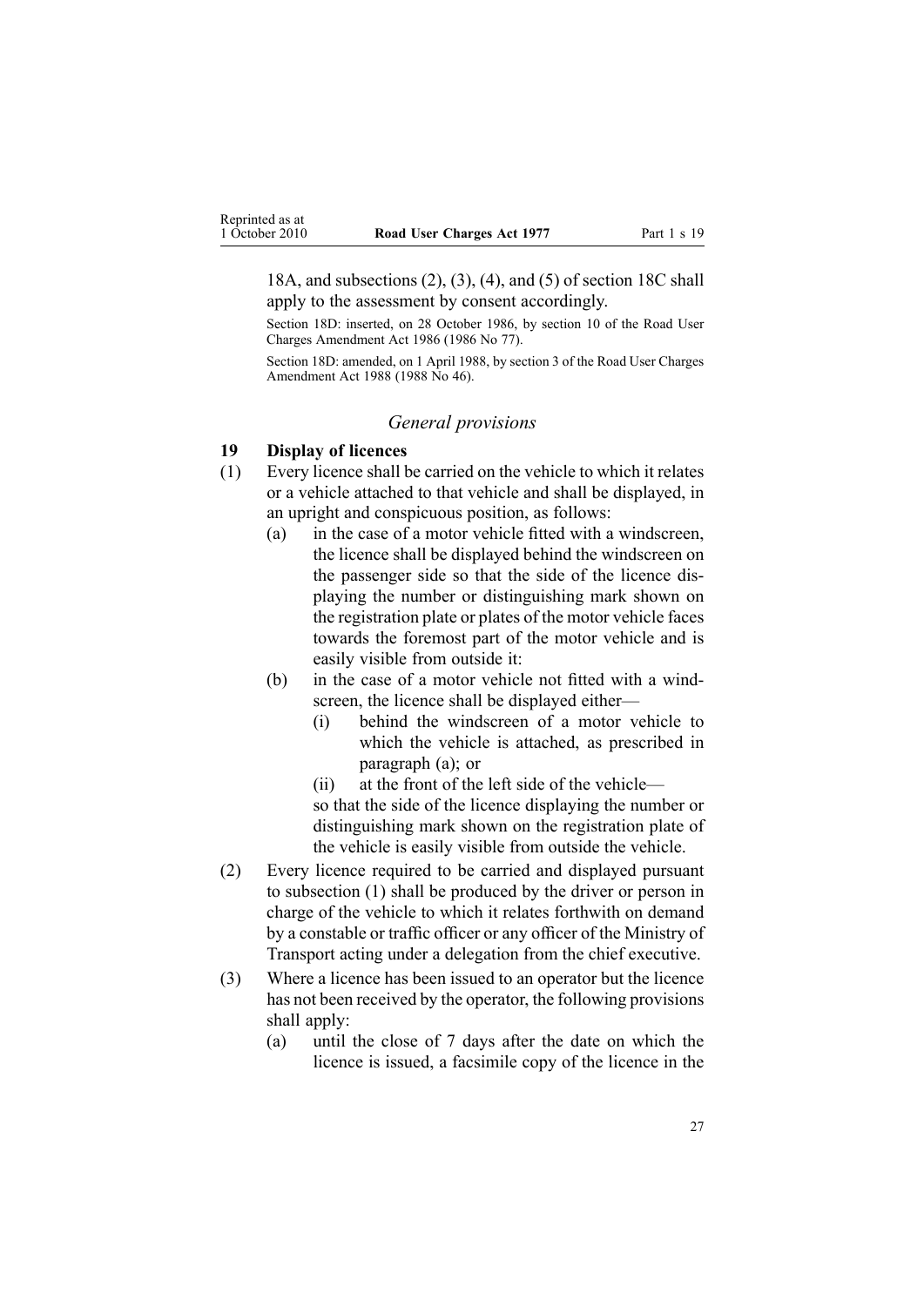18A, and subsections (2), (3), (4), and (5) of section 18C shall apply to the assessment by consent accordingly.

Section 18D: inserted, on 28 October 1986, by section 10 of the Road User Charges Amendment Act 1986 (1986 No 77).

Section 18D: amended, on 1 April 1988, by section 3 of the Road User Charges Amendment Act 1988 (1988 No 46).

### *General provisions*

**19 Display of licences**

(1) Every licence shall be carried on the vehicle to which it relates or a vehicle attached to that vehicle and shall be displayed, in an upright and conspicuous position, as follows:

(a) in the case of a motor vehicle fitted with a windscreen, the licence shall be displayed behind the windscreen on the passenger side so that the side of the licence displaying the number or distinguishing mark shown on the registration plate or plates of the motor vehicle faces towards the foremost part of the motor vehicle and is easily visible from outside it:

(b) in the case of a motor vehicle not fitted with a windscreen, the licence shall be displayed either—

(i) behind the windscreen of a motor vehicle to which the vehicle is attached, as prescribed in paragraph (a); or

(ii) at the front of the left side of the vehicle—

so that the side of the licence displaying the number or distinguishing mark shown on the registration plate of the vehicle is easily visible from outside the vehicle.

(2) Every licence required to be carried and displayed pursuant to subsection (1) shall be produced by the driver or person in charge of the vehicle to which it relates forthwith on demand by a constable or traffic officer or any officer of the Ministry of Transport acting under a delegation from the chief executive.

(3) Where a licence has been issued to an operator but the licence has not been received by the operator, the following provisions shall apply:

(a) until the close of 7 days after the date on which the licence is issued, a facsimile copy of the licence in the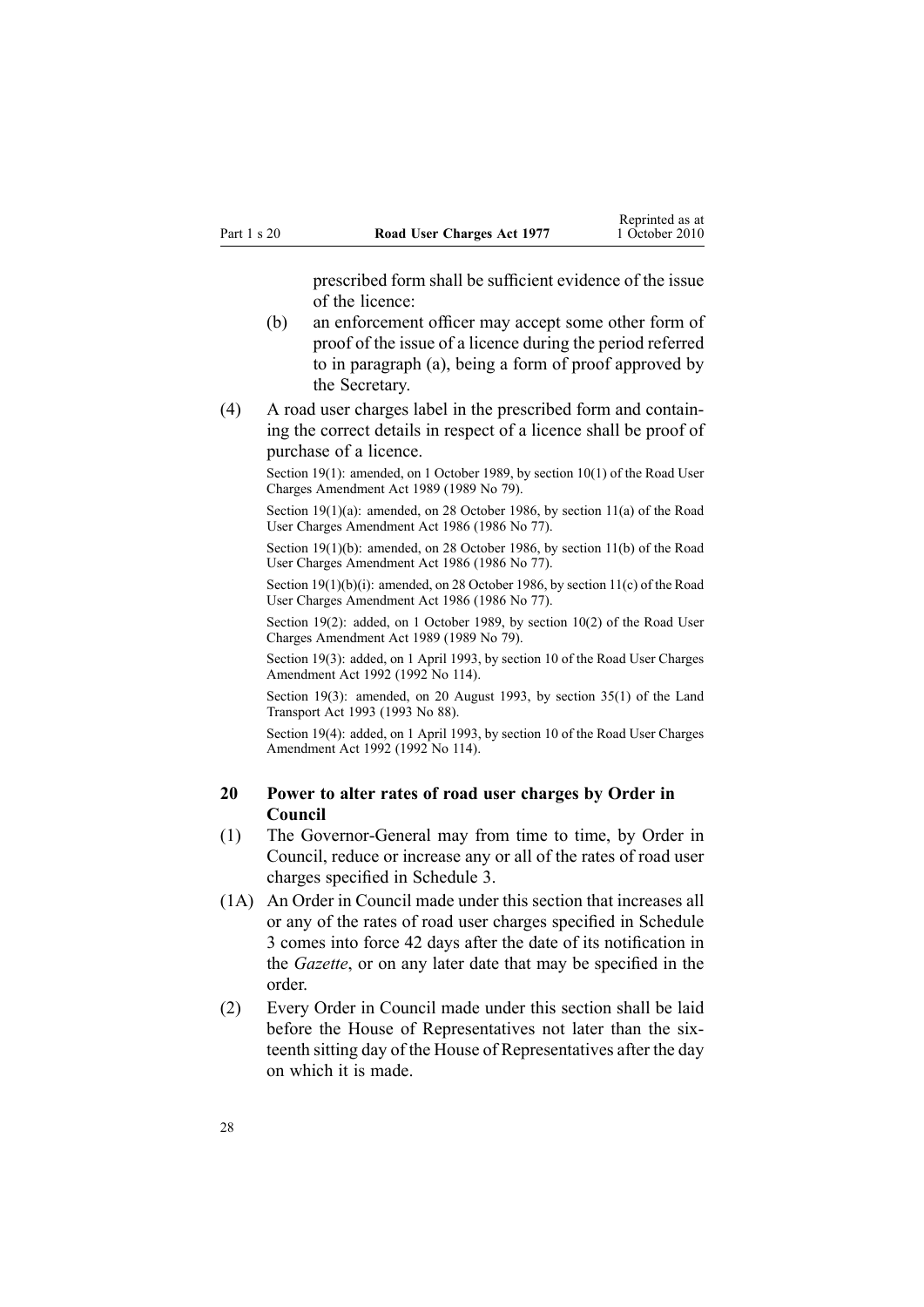prescribed form shall be sufficient evidence of the issue of the licence:

(b) an enforcement officer may accept some other form of proof of the issue of a licence during the period referred to in paragraph (a), being a form of proof approved by the Secretary.

(4) A road user charges label in the prescribed form and containing the correct details in respect of a licence shall be proof of purchase of a licence.

Section 19(1): amended, on 1 October 1989, by section 10(1) of the Road User Charges Amendment Act 1989 (1989 No 79).

Section 19(1)(a): amended, on 28 October 1986, by section 11(a) of the Road User Charges Amendment Act 1986 (1986 No 77).

Section 19(1)(b): amended, on 28 October 1986, by section 11(b) of the Road User Charges Amendment Act 1986 (1986 No 77).

Section 19(1)(b)(i): amended, on 28 October 1986, by section 11(c) of the Road User Charges Amendment Act 1986 (1986 No 77).

Section 19(2): added, on 1 October 1989, by section 10(2) of the Road User Charges Amendment Act 1989 (1989 No 79).

Section 19(3): added, on 1 April 1993, by section 10 of the Road User Charges Amendment Act 1992 (1992 No 114).

Section 19(3): amended, on 20 August 1993, by section 35(1) of the Land Transport Act 1993 (1993 No 88).

Section 19(4): added, on 1 April 1993, by section 10 of the Road User Charges Amendment Act 1992 (1992 No 114).

## 20 Power to alter rates of road user charges by Order in Council

(1) The Governor-General may from time to time, by Order in Council, reduce or increase any or all of the rates of road user charges specified in Schedule 3.

(1A) An Order in Council made under this section that increases all or any of the rates of road user charges specified in Schedule 3 comes into force 42 days after the date of its notification in the *Gazette*, or on any later date that may be specified in the order.

(2) Every Order in Council made under this section shall be laid before the House of Representatives not later than the sixteenth sitting day of the House of Representatives after the day on which it is made.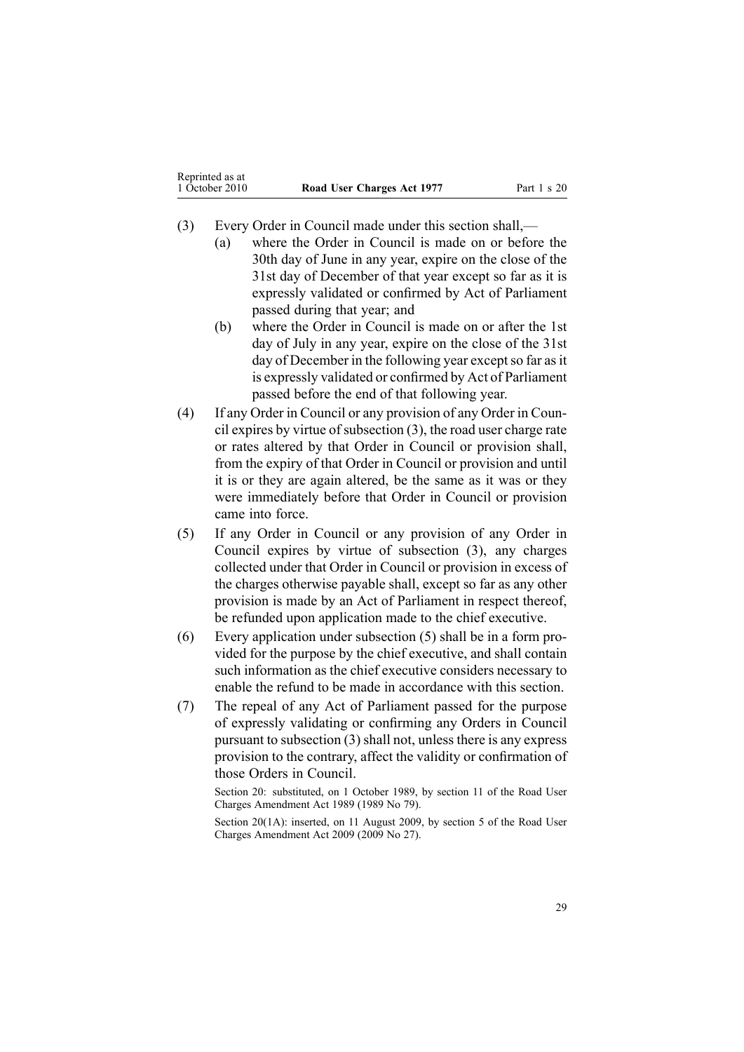(3) Every Order in Council made under this section shall,—

  (a) where the Order in Council is made on or before the 30th day of June in any year, expire on the close of the 31st day of December of that year except so far as it is expressly validated or confirmed by Act of Parliament passed during that year; and

  (b) where the Order in Council is made on or after the 1st day of July in any year, expire on the close of the 31st day of December in the following year except so far as it is expressly validated or confirmed by Act of Parliament passed before the end of that following year.

(4) If any Order in Council or any provision of any Order in Council expires by virtue of subsection (3), the road user charge rate or rates altered by that Order in Council or provision shall, from the expiry of that Order in Council or provision and until it is or they are again altered, be the same as it was or they were immediately before that Order in Council or provision came into force.

(5) If any Order in Council or any provision of any Order in Council expires by virtue of subsection (3), any charges collected under that Order in Council or provision in excess of the charges otherwise payable shall, except so far as any other provision is made by an Act of Parliament in respect thereof, be refunded upon application made to the chief executive.

(6) Every application under subsection (5) shall be in a form provided for the purpose by the chief executive, and shall contain such information as the chief executive considers necessary to enable the refund to be made in accordance with this section.

(7) The repeal of any Act of Parliament passed for the purpose of expressly validating or confirming any Orders in Council pursuant to subsection (3) shall not, unless there is any express provision to the contrary, affect the validity or confirmation of those Orders in Council.

Section 20: substituted, on 1 October 1989, by section 11 of the Road User Charges Amendment Act 1989 (1989 No 79).

Section 20(1A): inserted, on 11 August 2009, by section 5 of the Road User Charges Amendment Act 2009 (2009 No 27).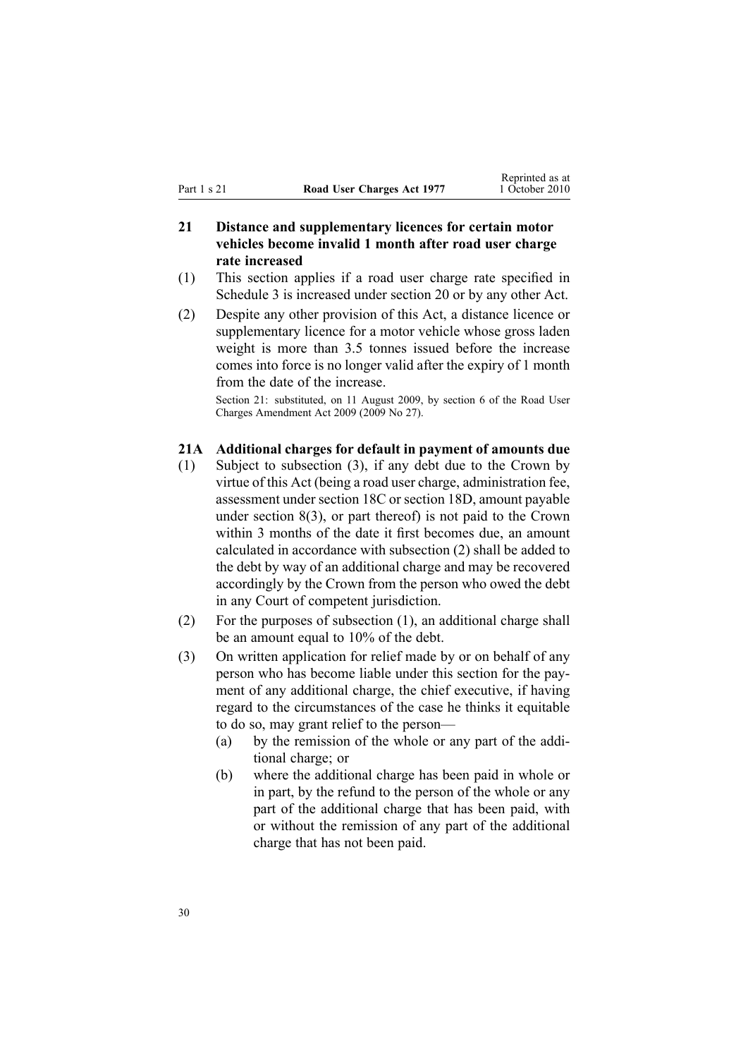## 21 Distance and supplementary licences for certain motor vehicles become invalid 1 month after road user charge rate increased

(1) This section applies if a road user charge rate specified in Schedule 3 is increased under section 20 or by any other Act.

(2) Despite any other provision of this Act, a distance licence or supplementary licence for a motor vehicle whose gross laden weight is more than 3.5 tonnes issued before the increase comes into force is no longer valid after the expiry of 1 month from the date of the increase.

Section 21: substituted, on 11 August 2009, by section 6 of the Road User Charges Amendment Act 2009 (2009 No 27).

## 21A Additional charges for default in payment of amounts due

(1) Subject to subsection (3), if any debt due to the Crown by virtue of this Act (being a road user charge, administration fee, assessment under section 18C or section 18D, amount payable under section 8(3), or part thereof) is not paid to the Crown within 3 months of the date it first becomes due, an amount calculated in accordance with subsection (2) shall be added to the debt by way of an additional charge and may be recovered accordingly by the Crown from the person who owed the debt in any Court of competent jurisdiction.

(2) For the purposes of subsection (1), an additional charge shall be an amount equal to 10% of the debt.

(3) On written application for relief made by or on behalf of any person who has become liable under this section for the payment of any additional charge, the chief executive, if having regard to the circumstances of the case he thinks it equitable to do so, may grant relief to the person—

(a) by the remission of the whole or any part of the additional charge; or

(b) where the additional charge has been paid in whole or in part, by the refund to the person of the whole or any part of the additional charge that has been paid, with or without the remission of any part of the additional charge that has not been paid.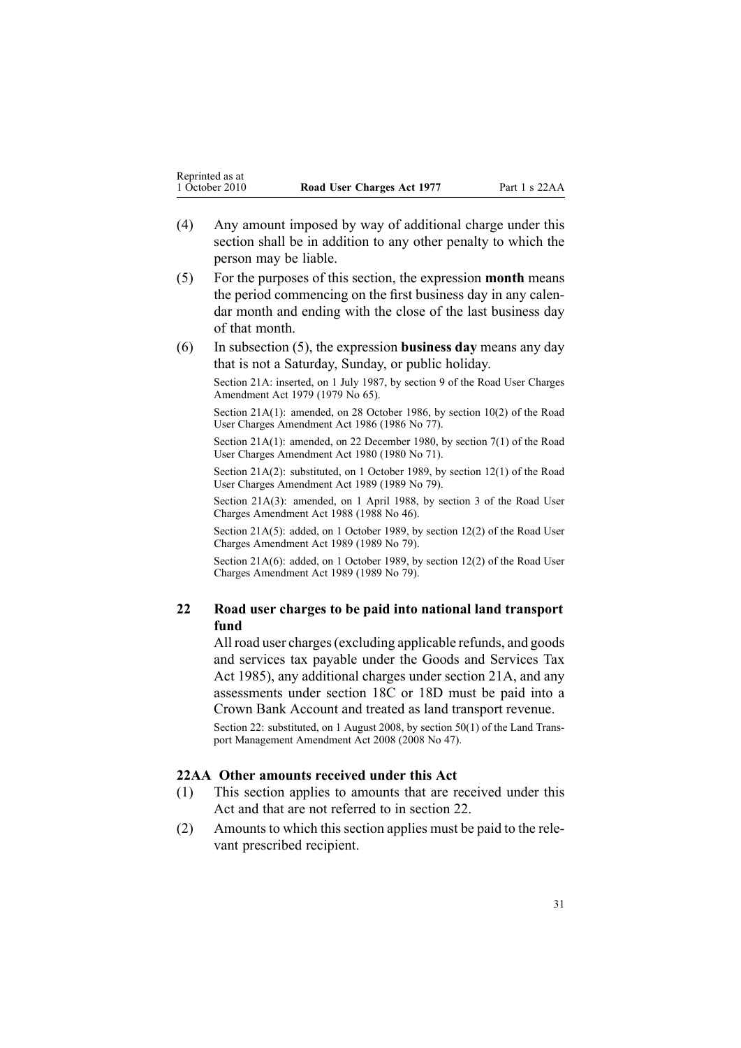(4) Any amount imposed by way of additional charge under this section shall be in addition to any other penalty to which the person may be liable.

(5) For the purposes of this section, the expression **month** means the period commencing on the first business day in any calendar month and ending with the close of the last business day of that month.

(6) In subsection (5), the expression **business day** means any day that is not a Saturday, Sunday, or public holiday.

Section 21A: inserted, on 1 July 1987, by section 9 of the Road User Charges Amendment Act 1979 (1979 No 65).

Section 21A(1): amended, on 28 October 1986, by section 10(2) of the Road User Charges Amendment Act 1986 (1986 No 77).

Section 21A(1): amended, on 22 December 1980, by section 7(1) of the Road User Charges Amendment Act 1980 (1980 No 71).

Section 21A(2): substituted, on 1 October 1989, by section 12(1) of the Road User Charges Amendment Act 1989 (1989 No 79).

Section 21A(3): amended, on 1 April 1988, by section 3 of the Road User Charges Amendment Act 1988 (1988 No 46).

Section 21A(5): added, on 1 October 1989, by section 12(2) of the Road User Charges Amendment Act 1989 (1989 No 79).

Section 21A(6): added, on 1 October 1989, by section 12(2) of the Road User Charges Amendment Act 1989 (1989 No 79).

### 22 Road user charges to be paid into national land transport fund

All road user charges (excluding applicable refunds, and goods and services tax payable under the Goods and Services Tax Act 1985), any additional charges under section 21A, and any assessments under section 18C or 18D must be paid into a Crown Bank Account and treated as land transport revenue.

Section 22: substituted, on 1 August 2008, by section 50(1) of the Land Transport Management Amendment Act 2008 (2008 No 47).

### 22AA Other amounts received under this Act

(1) This section applies to amounts that are received under this Act and that are not referred to in section 22.

(2) Amounts to which this section applies must be paid to the relevant prescribed recipient.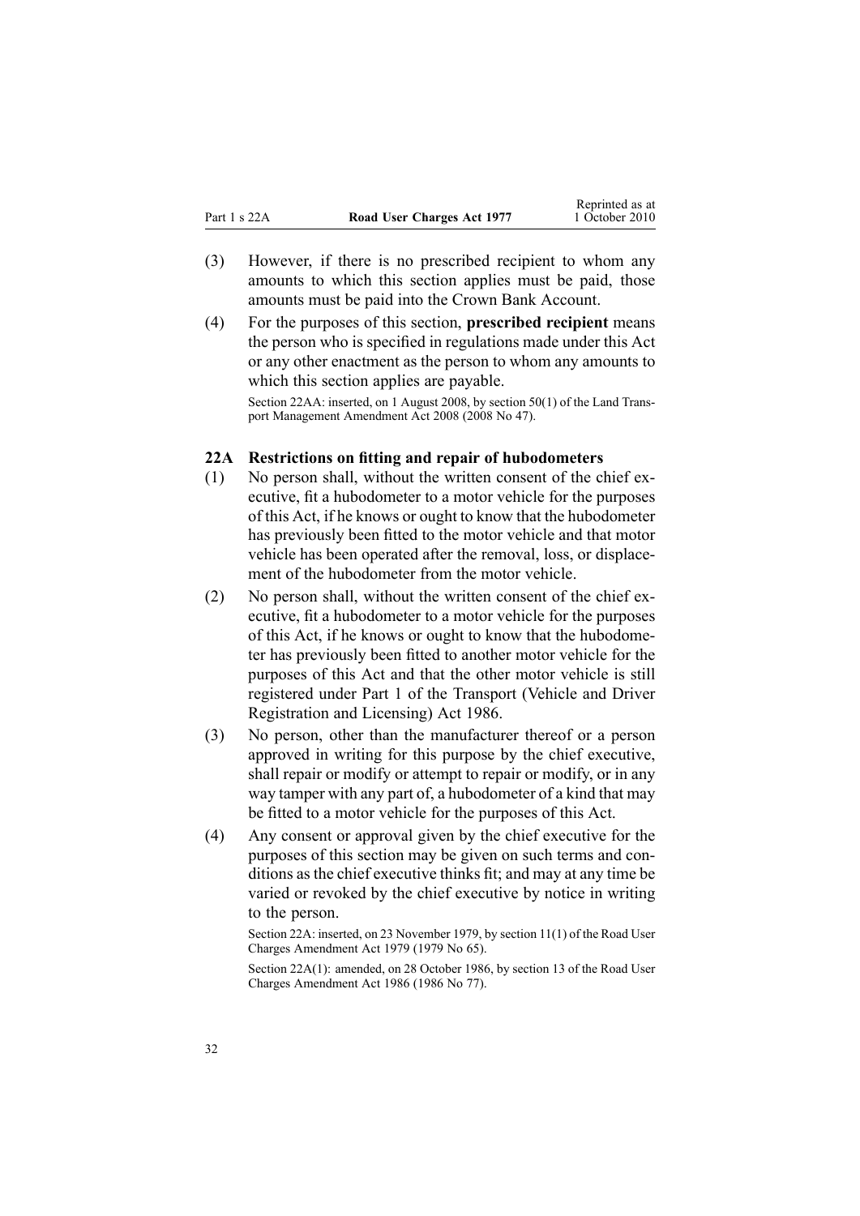(3) However, if there is no prescribed recipient to whom any amounts to which this section applies must be paid, those amounts must be paid into the Crown Bank Account.

(4) For the purposes of this section, **prescribed recipient** means the person who is specified in regulations made under this Act or any other enactment as the person to whom any amounts to which this section applies are payable.

Section 22AA: inserted, on 1 August 2008, by section 50(1) of the Land Transport Management Amendment Act 2008 (2008 No 47).

### 22A Restrictions on fitting and repair of hubodometers

(1) No person shall, without the written consent of the chief executive, fit a hubodometer to a motor vehicle for the purposes of this Act, if he knows or ought to know that the hubodometer has previously been fitted to the motor vehicle and that motor vehicle has been operated after the removal, loss, or displacement of the hubodometer from the motor vehicle.

(2) No person shall, without the written consent of the chief executive, fit a hubodometer to a motor vehicle for the purposes of this Act, if he knows or ought to know that the hubodometer has previously been fitted to another motor vehicle for the purposes of this Act and that the other motor vehicle is still registered under Part 1 of the Transport (Vehicle and Driver Registration and Licensing) Act 1986.

(3) No person, other than the manufacturer thereof or a person approved in writing for this purpose by the chief executive, shall repair or modify or attempt to repair or modify, or in any way tamper with any part of, a hubodometer of a kind that may be fitted to a motor vehicle for the purposes of this Act.

(4) Any consent or approval given by the chief executive for the purposes of this section may be given on such terms and conditions as the chief executive thinks fit; and may at any time be varied or revoked by the chief executive by notice in writing to the person.

Section 22A: inserted, on 23 November 1979, by section 11(1) of the Road User Charges Amendment Act 1979 (1979 No 65).

Section 22A(1): amended, on 28 October 1986, by section 13 of the Road User Charges Amendment Act 1986 (1986 No 77).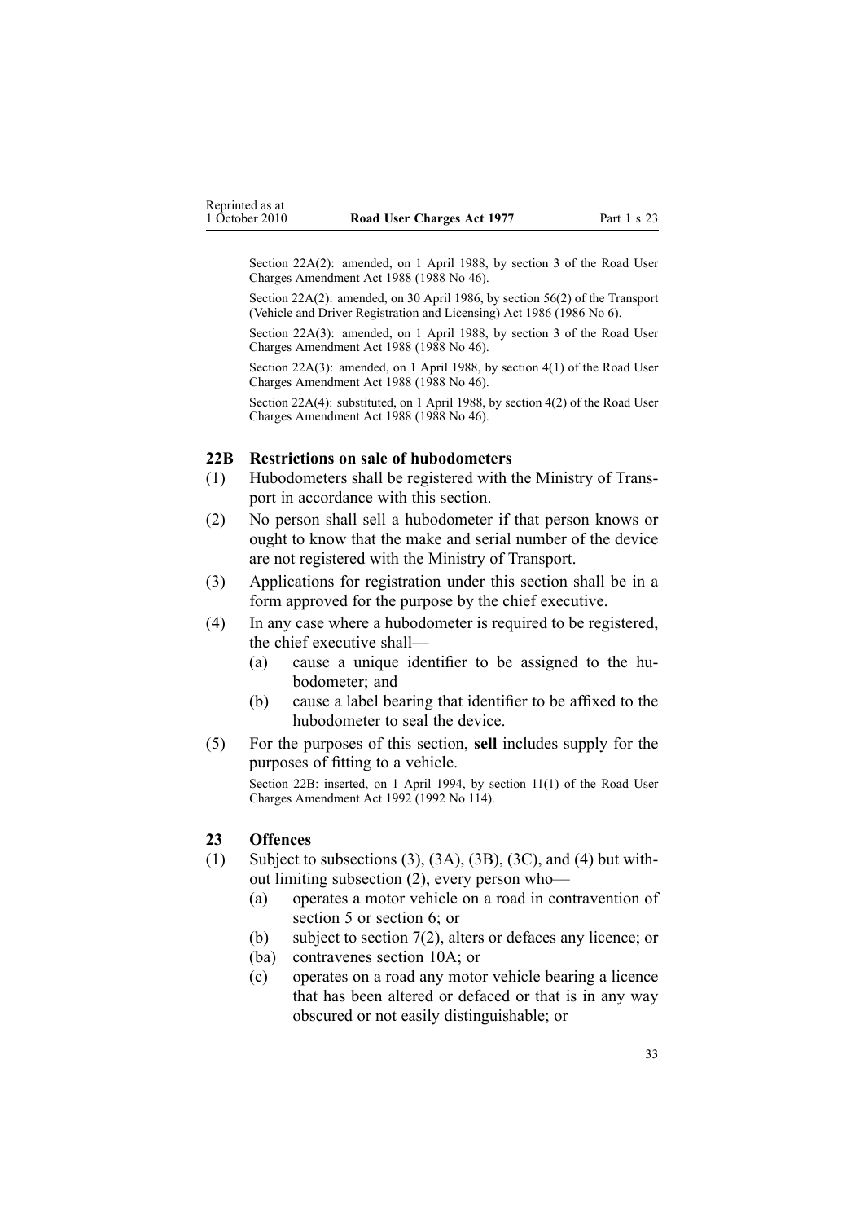Section 22A(2): amended, on 1 April 1988, by section 3 of the Road User Charges Amendment Act 1988 (1988 No 46).

Section 22A(2): amended, on 30 April 1986, by section 56(2) of the Transport (Vehicle and Driver Registration and Licensing) Act 1986 (1986 No 6).

Section 22A(3): amended, on 1 April 1988, by section 3 of the Road User Charges Amendment Act 1988 (1988 No 46).

Section 22A(3): amended, on 1 April 1988, by section 4(1) of the Road User Charges Amendment Act 1988 (1988 No 46).

Section 22A(4): substituted, on 1 April 1988, by section 4(2) of the Road User Charges Amendment Act 1988 (1988 No 46).

### 22B Restrictions on sale of hubodometers

(1) Hubodometers shall be registered with the Ministry of Transport in accordance with this section.

(2) No person shall sell a hubodometer if that person knows or ought to know that the make and serial number of the device are not registered with the Ministry of Transport.

(3) Applications for registration under this section shall be in a form approved for the purpose by the chief executive.

(4) In any case where a hubodometer is required to be registered, the chief executive shall—
   - (a) cause a unique identifier to be assigned to the hubodometer; and
   - (b) cause a label bearing that identifier to be affixed to the hubodometer to seal the device.

(5) For the purposes of this section, **sell** includes supply for the purposes of fitting to a vehicle.

Section 22B: inserted, on 1 April 1994, by section 11(1) of the Road User Charges Amendment Act 1992 (1992 No 114).

### 23 Offences

(1) Subject to subsections (3), (3A), (3B), (3C), and (4) but without limiting subsection (2), every person who—
   - (a) operates a motor vehicle on a road in contravention of section 5 or section 6; or
   - (b) subject to section 7(2), alters or defaces any licence; or
   - (ba) contravenes section 10A; or
   - (c) operates on a road any motor vehicle bearing a licence that has been altered or defaced or that is in any way obscured or not easily distinguishable; or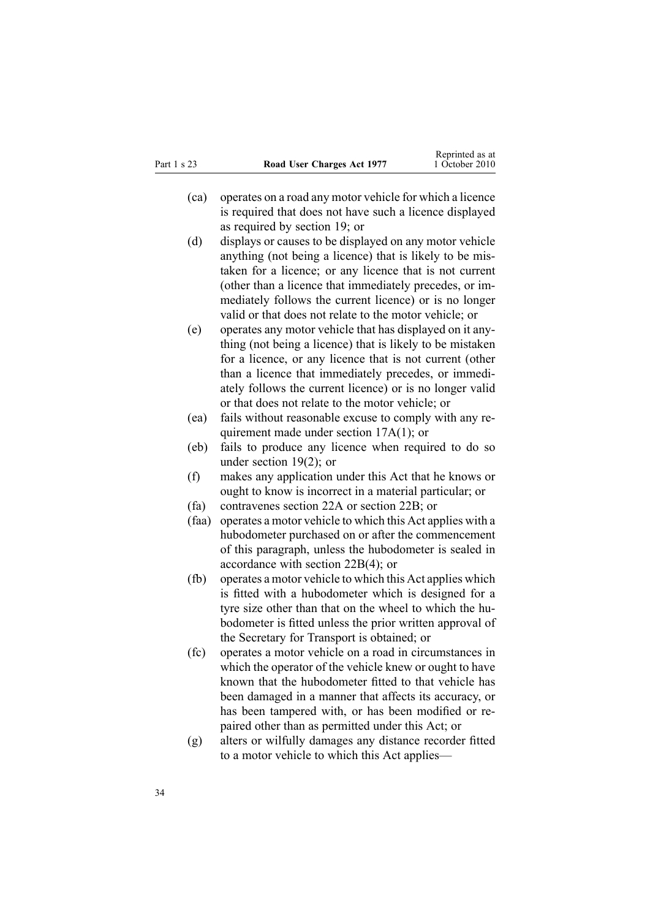(ca) operates on a road any motor vehicle for which a licence is required that does not have such a licence displayed as required by section 19; or

(d) displays or causes to be displayed on any motor vehicle anything (not being a licence) that is likely to be mistaken for a licence; or any licence that is not current (other than a licence that immediately precedes, or immediately follows the current licence) or is no longer valid or that does not relate to the motor vehicle; or

(e) operates any motor vehicle that has displayed on it anything (not being a licence) that is likely to be mistaken for a licence, or any licence that is not current (other than a licence that immediately precedes, or immediately follows the current licence) or is no longer valid or that does not relate to the motor vehicle; or

(ea) fails without reasonable excuse to comply with any requirement made under section 17A(1); or

(eb) fails to produce any licence when required to do so under section 19(2); or

(f) makes any application under this Act that he knows or ought to know is incorrect in a material particular; or

(fa) contravenes section 22A or section 22B; or

(faa) operates a motor vehicle to which this Act applies with a hubodometer purchased on or after the commencement of this paragraph, unless the hubodometer is sealed in accordance with section 22B(4); or

(fb) operates a motor vehicle to which this Act applies which is fitted with a hubodometer which is designed for a tyre size other than that on the wheel to which the hubodometer is fitted unless the prior written approval of the Secretary for Transport is obtained; or

(fc) operates a motor vehicle on a road in circumstances in which the operator of the vehicle knew or ought to have known that the hubodometer fitted to that vehicle has been damaged in a manner that affects its accuracy, or has been tampered with, or has been modified or repaired other than as permitted under this Act; or

(g) alters or wilfully damages any distance recorder fitted to a motor vehicle to which this Act applies—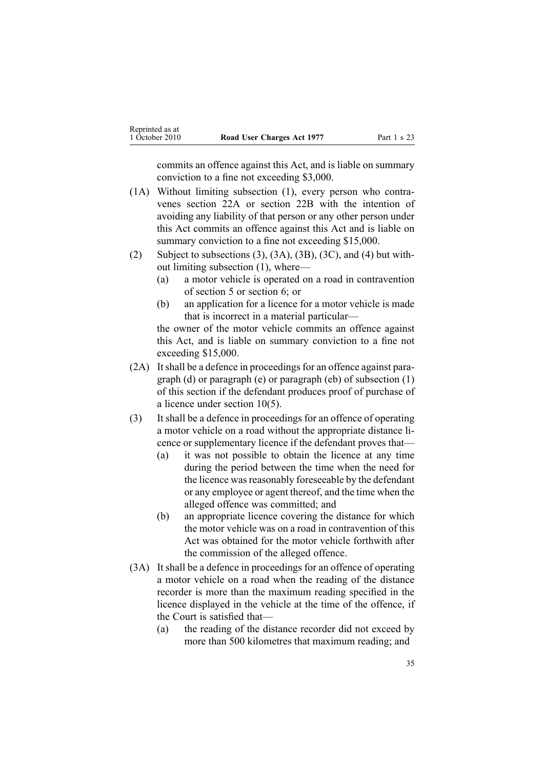commits an offence against this Act, and is liable on summary conviction to a fine not exceeding $3,000.

(1A) Without limiting subsection (1), every person who contravenes section 22A or section 22B with the intention of avoiding any liability of that person or any other person under this Act commits an offence against this Act and is liable on summary conviction to a fine not exceeding $15,000.

(2) Subject to subsections (3), (3A), (3B), (3C), and (4) but without limiting subsection (1), where—

- (a) a motor vehicle is operated on a road in contravention of section 5 or section 6; or
- (b) an application for a licence for a motor vehicle is made that is incorrect in a material particular—

the owner of the motor vehicle commits an offence against this Act, and is liable on summary conviction to a fine not exceeding $15,000.

(2A) It shall be a defence in proceedings for an offence against paragraph (d) or paragraph (e) or paragraph (eb) of subsection (1) of this section if the defendant produces proof of purchase of a licence under section 10(5).

(3) It shall be a defence in proceedings for an offence of operating a motor vehicle on a road without the appropriate distance licence or supplementary licence if the defendant proves that—

- (a) it was not possible to obtain the licence at any time during the period between the time when the need for the licence was reasonably foreseeable by the defendant or any employee or agent thereof, and the time when the alleged offence was committed; and
- (b) an appropriate licence covering the distance for which the motor vehicle was on a road in contravention of this Act was obtained for the motor vehicle forthwith after the commission of the alleged offence.

(3A) It shall be a defence in proceedings for an offence of operating a motor vehicle on a road when the reading of the distance recorder is more than the maximum reading specified in the licence displayed in the vehicle at the time of the offence, if the Court is satisfied that—

- (a) the reading of the distance recorder did not exceed by more than 500 kilometres that maximum reading; and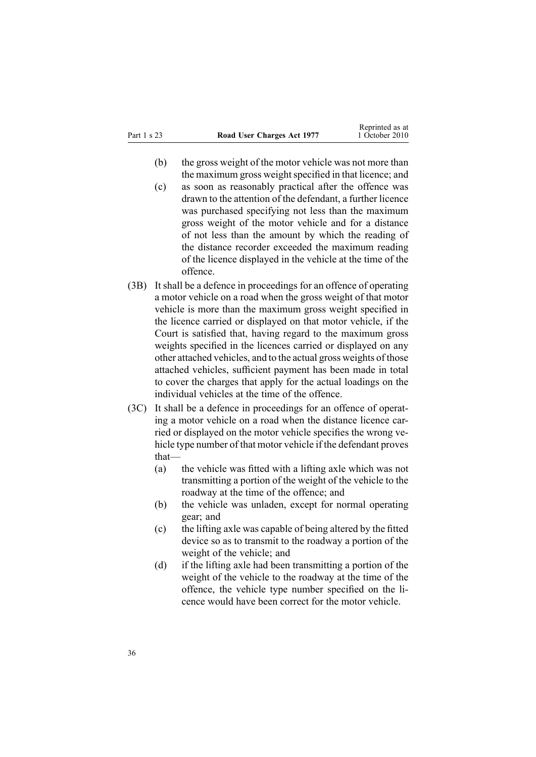(b) the gross weight of the motor vehicle was not more than the maximum gross weight specified in that licence; and

(c) as soon as reasonably practical after the offence was drawn to the attention of the defendant, a further licence was purchased specifying not less than the maximum gross weight of the motor vehicle and for a distance of not less than the amount by which the reading of the distance recorder exceeded the maximum reading of the licence displayed in the vehicle at the time of the offence.

(3B) It shall be a defence in proceedings for an offence of operating a motor vehicle on a road when the gross weight of that motor vehicle is more than the maximum gross weight specified in the licence carried or displayed on that motor vehicle, if the Court is satisfied that, having regard to the maximum gross weights specified in the licences carried or displayed on any other attached vehicles, and to the actual gross weights of those attached vehicles, sufficient payment has been made in total to cover the charges that apply for the actual loadings on the individual vehicles at the time of the offence.

(3C) It shall be a defence in proceedings for an offence of operating a motor vehicle on a road when the distance licence carried or displayed on the motor vehicle specifies the wrong vehicle type number of that motor vehicle if the defendant proves that—

(a) the vehicle was fitted with a lifting axle which was not transmitting a portion of the weight of the vehicle to the roadway at the time of the offence; and

(b) the vehicle was unladen, except for normal operating gear; and

(c) the lifting axle was capable of being altered by the fitted device so as to transmit to the roadway a portion of the weight of the vehicle; and

(d) if the lifting axle had been transmitting a portion of the weight of the vehicle to the roadway at the time of the offence, the vehicle type number specified on the licence would have been correct for the motor vehicle.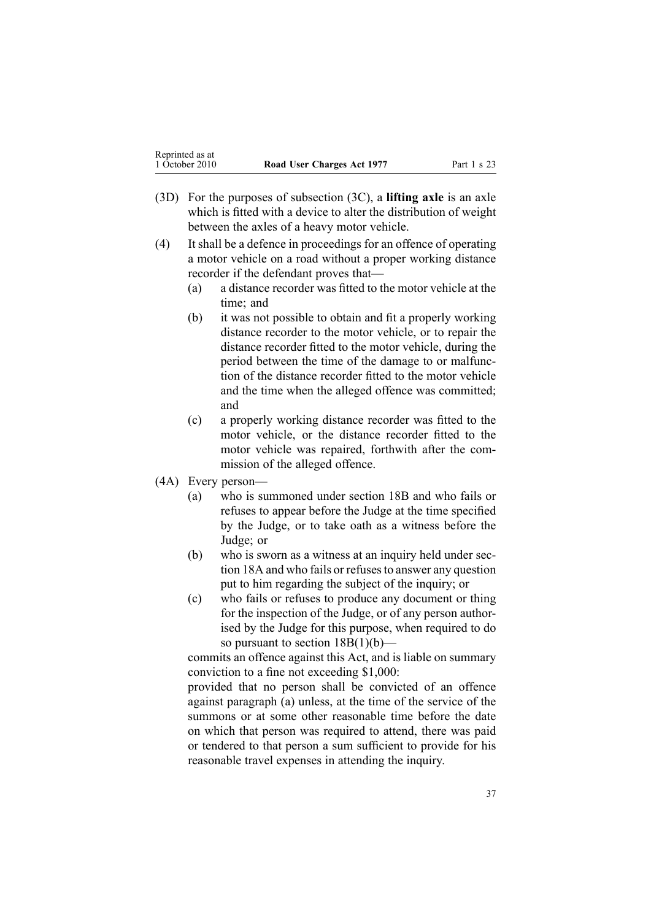(3D) For the purposes of subsection (3C), a **lifting axle** is an axle which is fitted with a device to alter the distribution of weight between the axles of a heavy motor vehicle.

(4) It shall be a defence in proceedings for an offence of operating a motor vehicle on a road without a proper working distance recorder if the defendant proves that—

  (a) a distance recorder was fitted to the motor vehicle at the time; and

  (b) it was not possible to obtain and fit a properly working distance recorder to the motor vehicle, or to repair the distance recorder fitted to the motor vehicle, during the period between the time of the damage to or malfunction of the distance recorder fitted to the motor vehicle and the time when the alleged offence was committed; and

  (c) a properly working distance recorder was fitted to the motor vehicle, or the distance recorder fitted to the motor vehicle was repaired, forthwith after the commission of the alleged offence.

(4A) Every person—

  (a) who is summoned under section 18B and who fails or refuses to appear before the Judge at the time specified by the Judge, or to take oath as a witness before the Judge; or

  (b) who is sworn as a witness at an inquiry held under section 18A and who fails or refuses to answer any question put to him regarding the subject of the inquiry; or

  (c) who fails or refuses to produce any document or thing for the inspection of the Judge, or of any person authorised by the Judge for this purpose, when required to do so pursuant to section 18B(1)(b)—

  commits an offence against this Act, and is liable on summary conviction to a fine not exceeding $1,000:

  provided that no person shall be convicted of an offence against paragraph (a) unless, at the time of the service of the summons or at some other reasonable time before the date on which that person was required to attend, there was paid or tendered to that person a sum sufficient to provide for his reasonable travel expenses in attending the inquiry.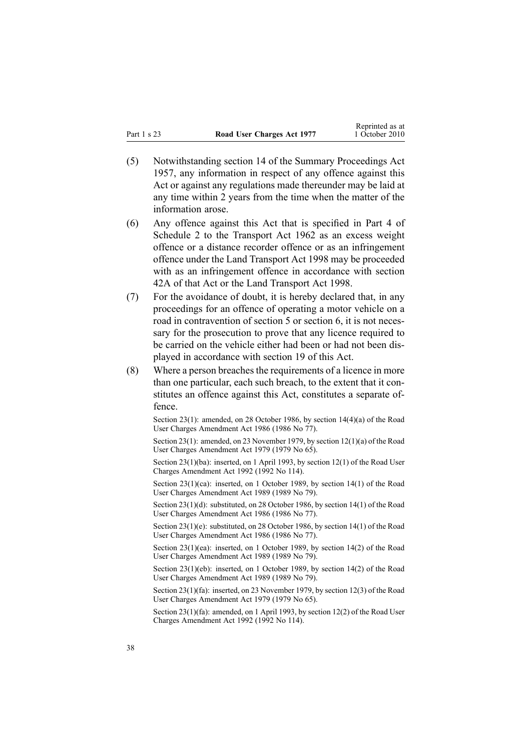(5) Notwithstanding section 14 of the Summary Proceedings Act 1957, any information in respect of any offence against this Act or against any regulations made thereunder may be laid at any time within 2 years from the time when the matter of the information arose.

(6) Any offence against this Act that is specified in Part 4 of Schedule 2 to the Transport Act 1962 as an excess weight offence or a distance recorder offence or as an infringement offence under the Land Transport Act 1998 may be proceeded with as an infringement offence in accordance with section 42A of that Act or the Land Transport Act 1998.

(7) For the avoidance of doubt, it is hereby declared that, in any proceedings for an offence of operating a motor vehicle on a road in contravention of section 5 or section 6, it is not necessary for the prosecution to prove that any licence required to be carried on the vehicle either had been or had not been displayed in accordance with section 19 of this Act.

(8) Where a person breaches the requirements of a licence in more than one particular, each such breach, to the extent that it constitutes an offence against this Act, constitutes a separate offence.

Section 23(1): amended, on 28 October 1986, by section 14(4)(a) of the Road User Charges Amendment Act 1986 (1986 No 77).

Section 23(1): amended, on 23 November 1979, by section 12(1)(a) of the Road User Charges Amendment Act 1979 (1979 No 65).

Section 23(1)(ba): inserted, on 1 April 1993, by section 12(1) of the Road User Charges Amendment Act 1992 (1992 No 114).

Section 23(1)(ca): inserted, on 1 October 1989, by section 14(1) of the Road User Charges Amendment Act 1989 (1989 No 79).

Section 23(1)(d): substituted, on 28 October 1986, by section 14(1) of the Road User Charges Amendment Act 1986 (1986 No 77).

Section 23(1)(e): substituted, on 28 October 1986, by section 14(1) of the Road User Charges Amendment Act 1986 (1986 No 77).

Section 23(1)(ea): inserted, on 1 October 1989, by section 14(2) of the Road User Charges Amendment Act 1989 (1989 No 79).

Section 23(1)(eb): inserted, on 1 October 1989, by section 14(2) of the Road User Charges Amendment Act 1989 (1989 No 79).

Section 23(1)(fa): inserted, on 23 November 1979, by section 12(3) of the Road User Charges Amendment Act 1979 (1979 No 65).

Section 23(1)(fa): amended, on 1 April 1993, by section 12(2) of the Road User Charges Amendment Act 1992 (1992 No 114).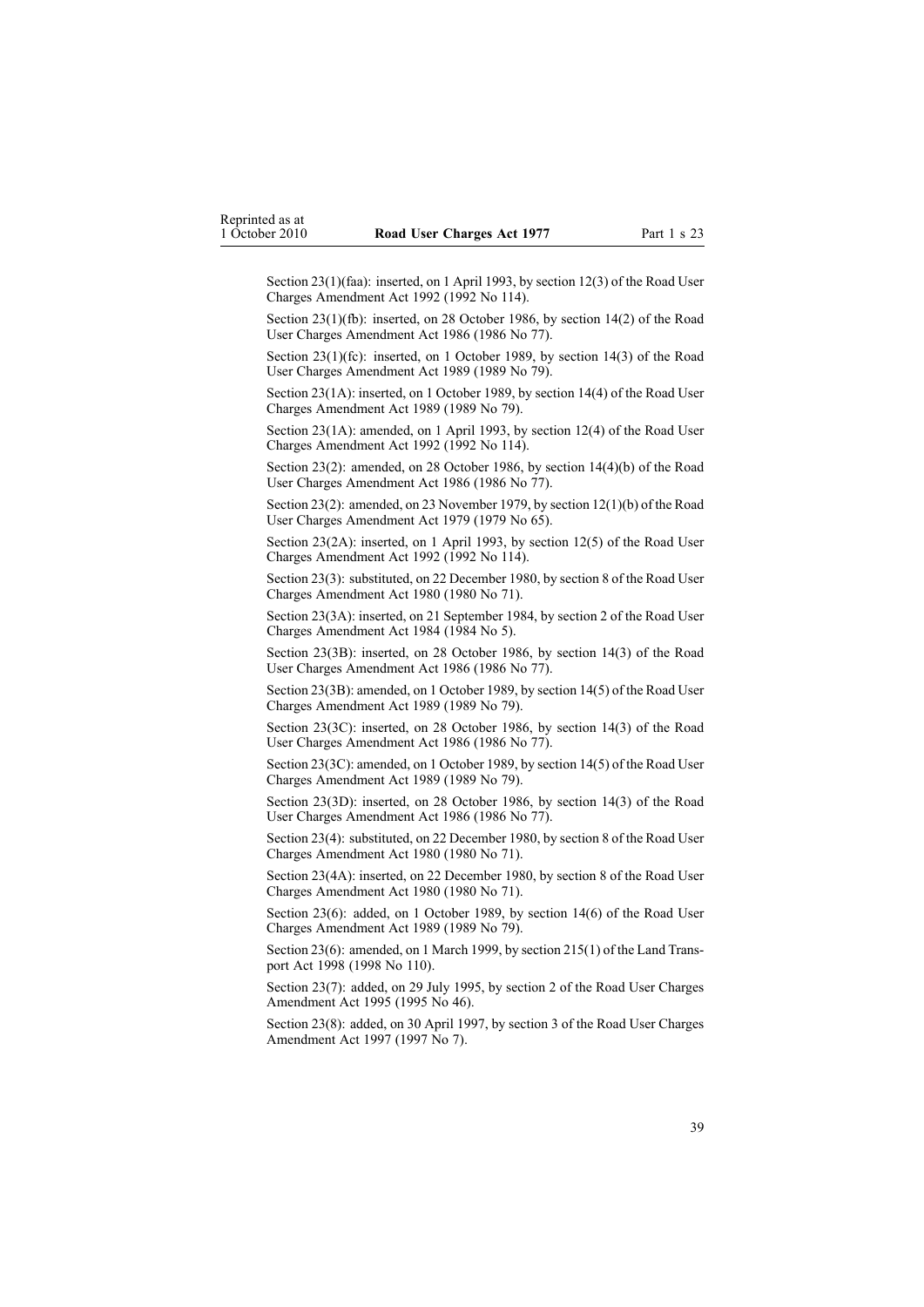Section 23(1)(faa): inserted, on 1 April 1993, by section 12(3) of the Road User Charges Amendment Act 1992 (1992 No 114).

Section 23(1)(fb): inserted, on 28 October 1986, by section 14(2) of the Road User Charges Amendment Act 1986 (1986 No 77).

Section 23(1)(fc): inserted, on 1 October 1989, by section 14(3) of the Road User Charges Amendment Act 1989 (1989 No 79).

Section 23(1A): inserted, on 1 October 1989, by section 14(4) of the Road User Charges Amendment Act 1989 (1989 No 79).

Section 23(1A): amended, on 1 April 1993, by section 12(4) of the Road User Charges Amendment Act 1992 (1992 No 114).

Section 23(2): amended, on 28 October 1986, by section 14(4)(b) of the Road User Charges Amendment Act 1986 (1986 No 77).

Section 23(2): amended, on 23 November 1979, by section 12(1)(b) of the Road User Charges Amendment Act 1979 (1979 No 65).

Section 23(2A): inserted, on 1 April 1993, by section 12(5) of the Road User Charges Amendment Act 1992 (1992 No 114).

Section 23(3): substituted, on 22 December 1980, by section 8 of the Road User Charges Amendment Act 1980 (1980 No 71).

Section 23(3A): inserted, on 21 September 1984, by section 2 of the Road User Charges Amendment Act 1984 (1984 No 5).

Section 23(3B): inserted, on 28 October 1986, by section 14(3) of the Road User Charges Amendment Act 1986 (1986 No 77).

Section 23(3B): amended, on 1 October 1989, by section 14(5) of the Road User Charges Amendment Act 1989 (1989 No 79).

Section 23(3C): inserted, on 28 October 1986, by section 14(3) of the Road User Charges Amendment Act 1986 (1986 No 77).

Section 23(3C): amended, on 1 October 1989, by section 14(5) of the Road User Charges Amendment Act 1989 (1989 No 79).

Section 23(3D): inserted, on 28 October 1986, by section 14(3) of the Road User Charges Amendment Act 1986 (1986 No 77).

Section 23(4): substituted, on 22 December 1980, by section 8 of the Road User Charges Amendment Act 1980 (1980 No 71).

Section 23(4A): inserted, on 22 December 1980, by section 8 of the Road User Charges Amendment Act 1980 (1980 No 71).

Section 23(6): added, on 1 October 1989, by section 14(6) of the Road User Charges Amendment Act 1989 (1989 No 79).

Section 23(6): amended, on 1 March 1999, by section 215(1) of the Land Transport Act 1998 (1998 No 110).

Section 23(7): added, on 29 July 1995, by section 2 of the Road User Charges Amendment Act 1995 (1995 No 46).

Section 23(8): added, on 30 April 1997, by section 3 of the Road User Charges Amendment Act 1997 (1997 No 7).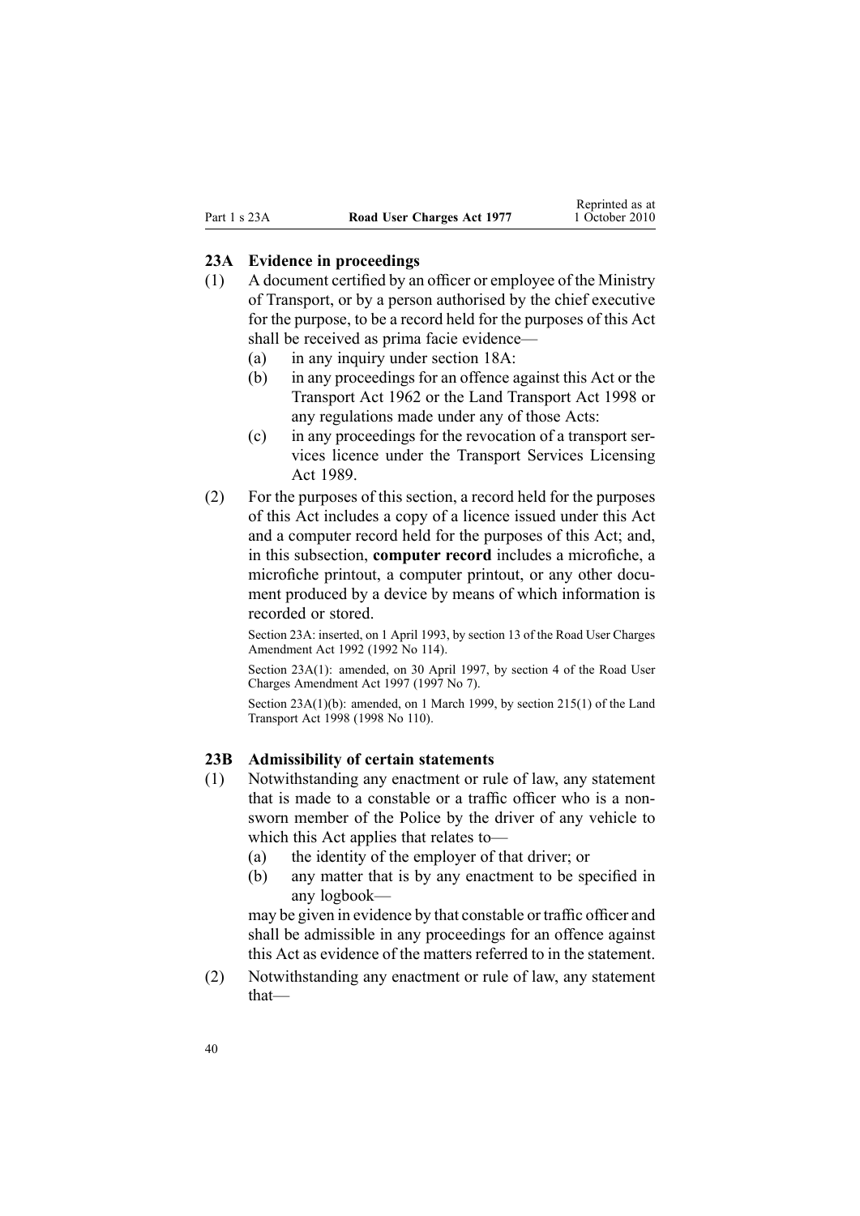### 23A Evidence in proceedings

(1) A document certified by an officer or employee of the Ministry of Transport, or by a person authorised by the chief executive for the purpose, to be a record held for the purposes of this Act shall be received as prima facie evidence—

- (a) in any inquiry under section 18A:
- (b) in any proceedings for an offence against this Act or the Transport Act 1962 or the Land Transport Act 1998 or any regulations made under any of those Acts:
- (c) in any proceedings for the revocation of a transport services licence under the Transport Services Licensing Act 1989.

(2) For the purposes of this section, a record held for the purposes of this Act includes a copy of a licence issued under this Act and a computer record held for the purposes of this Act; and, in this subsection, **computer record** includes a microfiche, a microfiche printout, a computer printout, or any other document produced by a device by means of which information is recorded or stored.

Section 23A: inserted, on 1 April 1993, by section 13 of the Road User Charges Amendment Act 1992 (1992 No 114).

Section 23A(1): amended, on 30 April 1997, by section 4 of the Road User Charges Amendment Act 1997 (1997 No 7).

Section 23A(1)(b): amended, on 1 March 1999, by section 215(1) of the Land Transport Act 1998 (1998 No 110).

### 23B Admissibility of certain statements

(1) Notwithstanding any enactment or rule of law, any statement that is made to a constable or a traffic officer who is a non-sworn member of the Police by the driver of any vehicle to which this Act applies that relates to—

- (a) the identity of the employer of that driver; or
- (b) any matter that is by any enactment to be specified in any logbook—

may be given in evidence by that constable or traffic officer and shall be admissible in any proceedings for an offence against this Act as evidence of the matters referred to in the statement.

(2) Notwithstanding any enactment or rule of law, any statement that—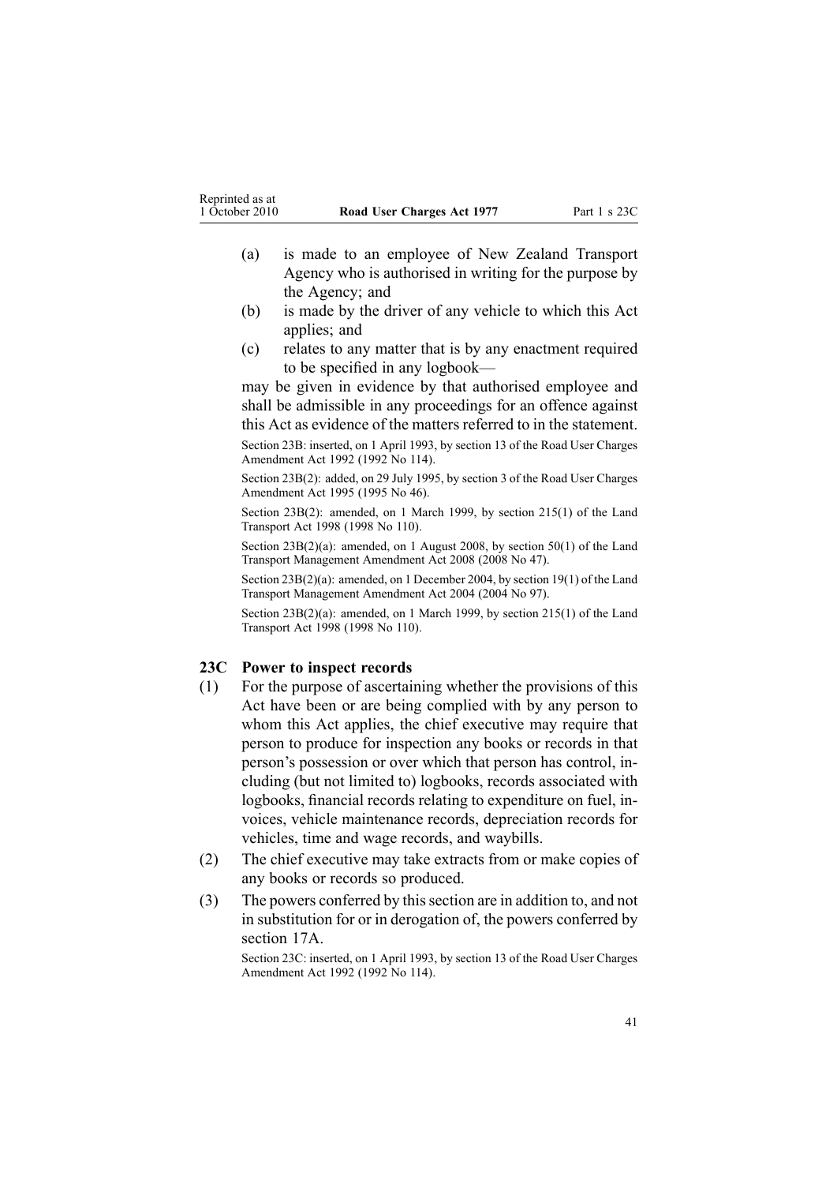(a) is made to an employee of New Zealand Transport Agency who is authorised in writing for the purpose by the Agency; and

(b) is made by the driver of any vehicle to which this Act applies; and

(c) relates to any matter that is by any enactment required to be specified in any logbook—

may be given in evidence by that authorised employee and shall be admissible in any proceedings for an offence against this Act as evidence of the matters referred to in the statement.

Section 23B: inserted, on 1 April 1993, by section 13 of the Road User Charges Amendment Act 1992 (1992 No 114).

Section 23B(2): added, on 29 July 1995, by section 3 of the Road User Charges Amendment Act 1995 (1995 No 46).

Section 23B(2): amended, on 1 March 1999, by section 215(1) of the Land Transport Act 1998 (1998 No 110).

Section 23B(2)(a): amended, on 1 August 2008, by section 50(1) of the Land Transport Management Amendment Act 2008 (2008 No 47).

Section 23B(2)(a): amended, on 1 December 2004, by section 19(1) of the Land Transport Management Amendment Act 2004 (2004 No 97).

Section 23B(2)(a): amended, on 1 March 1999, by section 215(1) of the Land Transport Act 1998 (1998 No 110).

### 23C Power to inspect records

(1) For the purpose of ascertaining whether the provisions of this Act have been or are being complied with by any person to whom this Act applies, the chief executive may require that person to produce for inspection any books or records in that person's possession or over which that person has control, including (but not limited to) logbooks, records associated with logbooks, financial records relating to expenditure on fuel, invoices, vehicle maintenance records, depreciation records for vehicles, time and wage records, and waybills.

(2) The chief executive may take extracts from or make copies of any books or records so produced.

(3) The powers conferred by this section are in addition to, and not in substitution for or in derogation of, the powers conferred by section 17A.

Section 23C: inserted, on 1 April 1993, by section 13 of the Road User Charges Amendment Act 1992 (1992 No 114).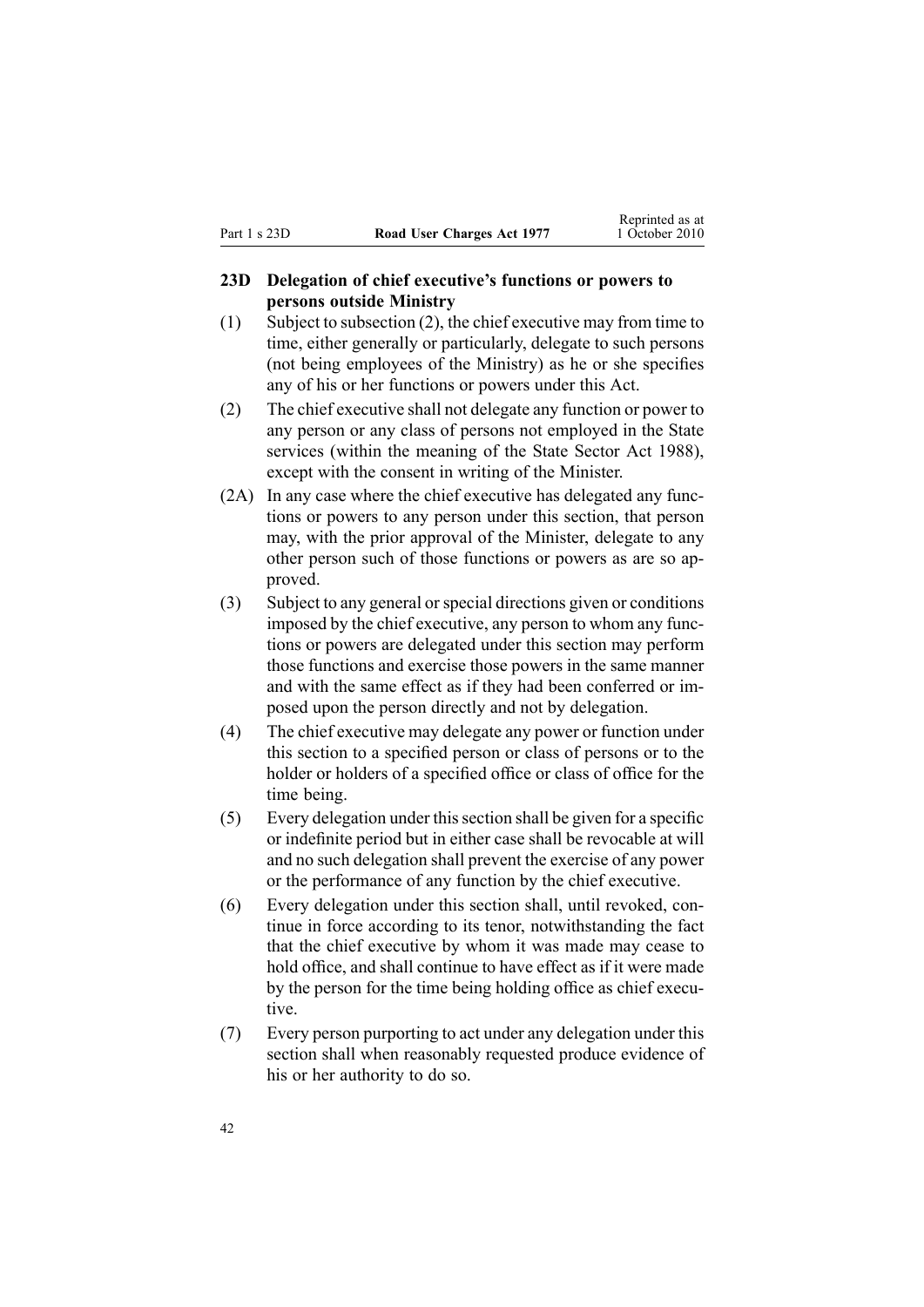### 23D Delegation of chief executive's functions or powers to persons outside Ministry

(1) Subject to subsection (2), the chief executive may from time to time, either generally or particularly, delegate to such persons (not being employees of the Ministry) as he or she specifies any of his or her functions or powers under this Act.

(2) The chief executive shall not delegate any function or power to any person or any class of persons not employed in the State services (within the meaning of the State Sector Act 1988), except with the consent in writing of the Minister.

(2A) In any case where the chief executive has delegated any functions or powers to any person under this section, that person may, with the prior approval of the Minister, delegate to any other person such of those functions or powers as are so approved.

(3) Subject to any general or special directions given or conditions imposed by the chief executive, any person to whom any functions or powers are delegated under this section may perform those functions and exercise those powers in the same manner and with the same effect as if they had been conferred or imposed upon the person directly and not by delegation.

(4) The chief executive may delegate any power or function under this section to a specified person or class of persons or to the holder or holders of a specified office or class of office for the time being.

(5) Every delegation under this section shall be given for a specific or indefinite period but in either case shall be revocable at will and no such delegation shall prevent the exercise of any power or the performance of any function by the chief executive.

(6) Every delegation under this section shall, until revoked, continue in force according to its tenor, notwithstanding the fact that the chief executive by whom it was made may cease to hold office, and shall continue to have effect as if it were made by the person for the time being holding office as chief executive.

(7) Every person purporting to act under any delegation under this section shall when reasonably requested produce evidence of his or her authority to do so.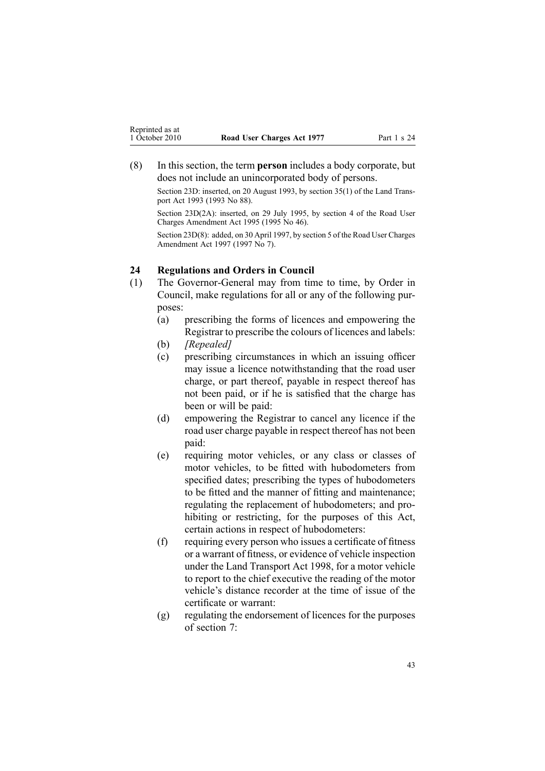(8) In this section, the term **person** includes a body corporate, but does not include an unincorporated body of persons.

Section 23D: inserted, on 20 August 1993, by section 35(1) of the Land Transport Act 1993 (1993 No 88).

Section 23D(2A): inserted, on 29 July 1995, by section 4 of the Road User Charges Amendment Act 1995 (1995 No 46).

Section 23D(8): added, on 30 April 1997, by section 5 of the Road User Charges Amendment Act 1997 (1997 No 7).

### 24 Regulations and Orders in Council

(1) The Governor-General may from time to time, by Order in Council, make regulations for all or any of the following purposes:

(a) prescribing the forms of licences and empowering the Registrar to prescribe the colours of licences and labels:

(b) *[Repealed]*

(c) prescribing circumstances in which an issuing officer may issue a licence notwithstanding that the road user charge, or part thereof, payable in respect thereof has not been paid, or if he is satisfied that the charge has been or will be paid:

(d) empowering the Registrar to cancel any licence if the road user charge payable in respect thereof has not been paid:

(e) requiring motor vehicles, or any class or classes of motor vehicles, to be fitted with hubodometers from specified dates; prescribing the types of hubodometers to be fitted and the manner of fitting and maintenance; regulating the replacement of hubodometers; and prohibiting or restricting, for the purposes of this Act, certain actions in respect of hubodometers:

(f) requiring every person who issues a certificate of fitness or a warrant of fitness, or evidence of vehicle inspection under the Land Transport Act 1998, for a motor vehicle to report to the chief executive the reading of the motor vehicle's distance recorder at the time of issue of the certificate or warrant:

(g) regulating the endorsement of licences for the purposes of section 7: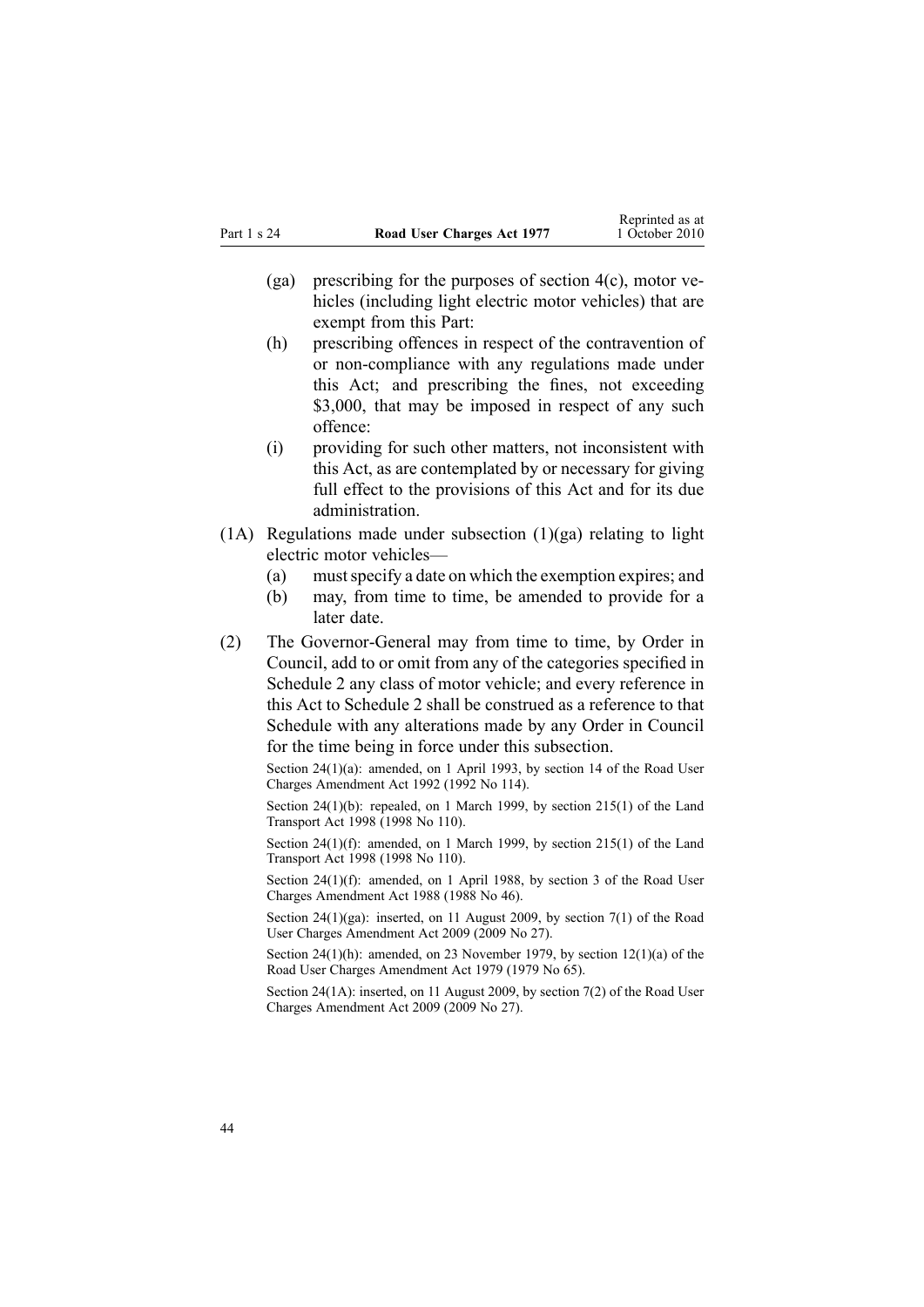(ga) prescribing for the purposes of section 4(c), motor vehicles (including light electric motor vehicles) that are exempt from this Part:

(h) prescribing offences in respect of the contravention of or non-compliance with any regulations made under this Act; and prescribing the fines, not exceeding $3,000, that may be imposed in respect of any such offence:

(i) providing for such other matters, not inconsistent with this Act, as are contemplated by or necessary for giving full effect to the provisions of this Act and for its due administration.

(1A) Regulations made under subsection (1)(ga) relating to light electric motor vehicles—

(a) must specify a date on which the exemption expires; and

(b) may, from time to time, be amended to provide for a later date.

(2) The Governor-General may from time to time, by Order in Council, add to or omit from any of the categories specified in Schedule 2 any class of motor vehicle; and every reference in this Act to Schedule 2 shall be construed as a reference to that Schedule with any alterations made by any Order in Council for the time being in force under this subsection.

Section 24(1)(a): amended, on 1 April 1993, by section 14 of the Road User Charges Amendment Act 1992 (1992 No 114).

Section 24(1)(b): repealed, on 1 March 1999, by section 215(1) of the Land Transport Act 1998 (1998 No 110).

Section 24(1)(f): amended, on 1 March 1999, by section 215(1) of the Land Transport Act 1998 (1998 No 110).

Section 24(1)(f): amended, on 1 April 1988, by section 3 of the Road User Charges Amendment Act 1988 (1988 No 46).

Section 24(1)(ga): inserted, on 11 August 2009, by section 7(1) of the Road User Charges Amendment Act 2009 (2009 No 27).

Section 24(1)(h): amended, on 23 November 1979, by section 12(1)(a) of the Road User Charges Amendment Act 1979 (1979 No 65).

Section 24(1A): inserted, on 11 August 2009, by section 7(2) of the Road User Charges Amendment Act 2009 (2009 No 27).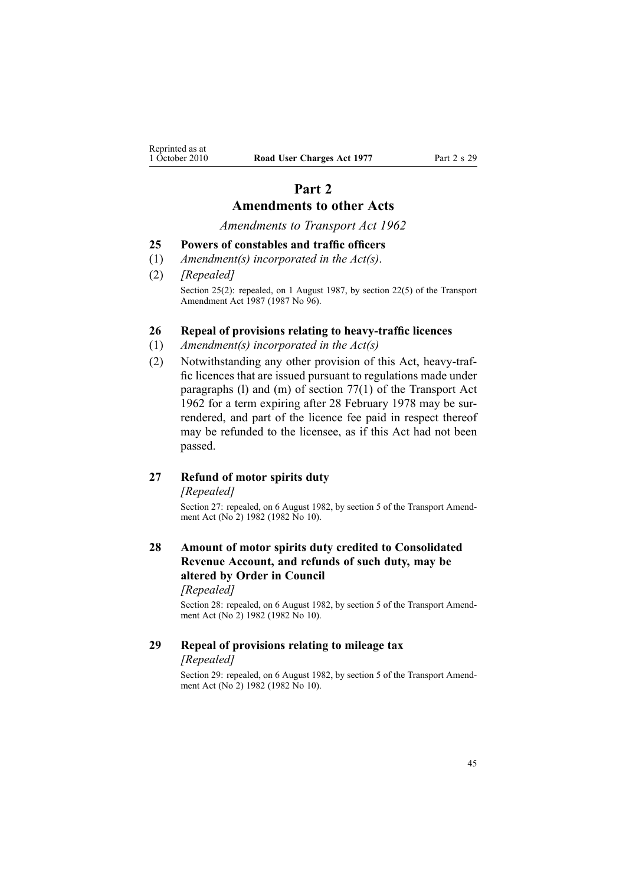# Part 2
# Amendments to other Acts

*Amendments to Transport Act 1962*

### 25 Powers of constables and traffic officers

(1) *Amendment(s) incorporated in the Act(s).*

(2) *[Repealed]*

Section 25(2): repealed, on 1 August 1987, by section 22(5) of the Transport Amendment Act 1987 (1987 No 96).

### 26 Repeal of provisions relating to heavy-traffic licences

(1) *Amendment(s) incorporated in the Act(s)*

(2) Notwithstanding any other provision of this Act, heavy-traffic licences that are issued pursuant to regulations made under paragraphs (l) and (m) of section 77(1) of the Transport Act 1962 for a term expiring after 28 February 1978 may be surrendered, and part of the licence fee paid in respect thereof may be refunded to the licensee, as if this Act had not been passed.

### 27 Refund of motor spirits duty

*[Repealed]*

Section 27: repealed, on 6 August 1982, by section 5 of the Transport Amendment Act (No 2) 1982 (1982 No 10).

### 28 Amount of motor spirits duty credited to Consolidated Revenue Account, and refunds of such duty, may be altered by Order in Council

*[Repealed]*

Section 28: repealed, on 6 August 1982, by section 5 of the Transport Amendment Act (No 2) 1982 (1982 No 10).

### 29 Repeal of provisions relating to mileage tax

*[Repealed]*

Section 29: repealed, on 6 August 1982, by section 5 of the Transport Amendment Act (No 2) 1982 (1982 No 10).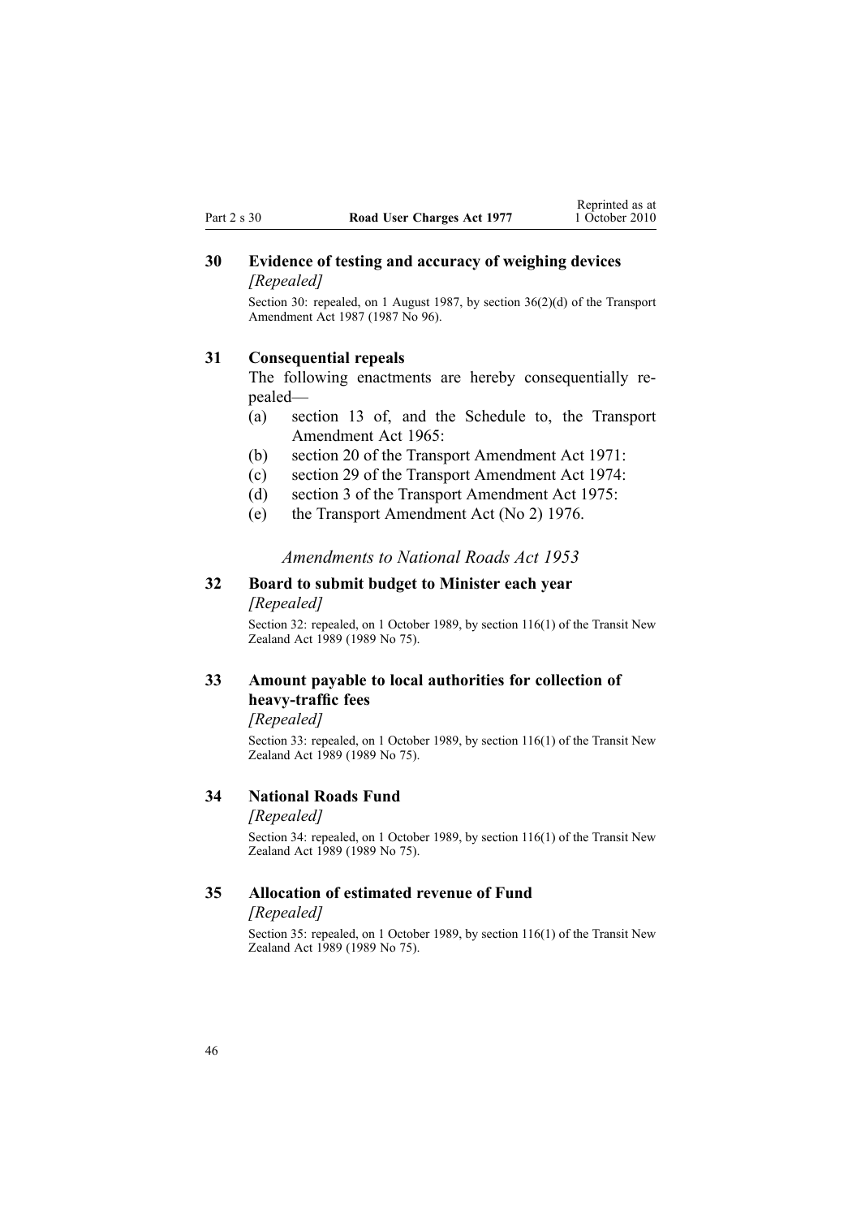### 30 Evidence of testing and accuracy of weighing devices

*[Repealed]*

Section 30: repealed, on 1 August 1987, by section 36(2)(d) of the Transport Amendment Act 1987 (1987 No 96).

### 31 Consequential repeals

The following enactments are hereby consequentially repealed—

(a) section 13 of, and the Schedule to, the Transport Amendment Act 1965:

(b) section 20 of the Transport Amendment Act 1971:

(c) section 29 of the Transport Amendment Act 1974:

(d) section 3 of the Transport Amendment Act 1975:

(e) the Transport Amendment Act (No 2) 1976.

*Amendments to National Roads Act 1953*

### 32 Board to submit budget to Minister each year

*[Repealed]*

Section 32: repealed, on 1 October 1989, by section 116(1) of the Transit New Zealand Act 1989 (1989 No 75).

### 33 Amount payable to local authorities for collection of heavy-traffic fees

*[Repealed]*

Section 33: repealed, on 1 October 1989, by section 116(1) of the Transit New Zealand Act 1989 (1989 No 75).

### 34 National Roads Fund

*[Repealed]*

Section 34: repealed, on 1 October 1989, by section 116(1) of the Transit New Zealand Act 1989 (1989 No 75).

### 35 Allocation of estimated revenue of Fund

*[Repealed]*

Section 35: repealed, on 1 October 1989, by section 116(1) of the Transit New Zealand Act 1989 (1989 No 75).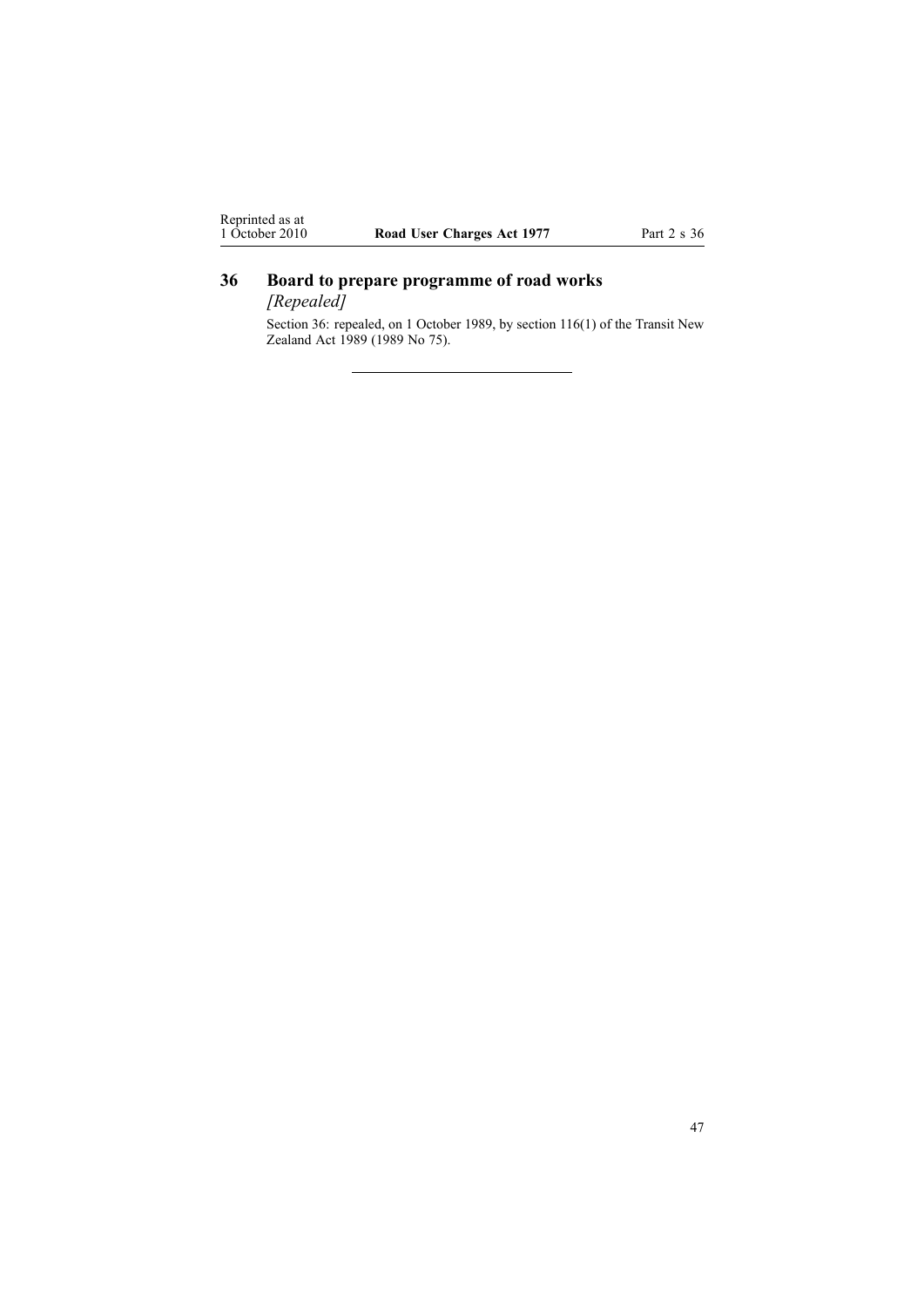## 36 Board to prepare programme of road works

*[Repealed]*

Section 36: repealed, on 1 October 1989, by section 116(1) of the Transit New Zealand Act 1989 (1989 No 75).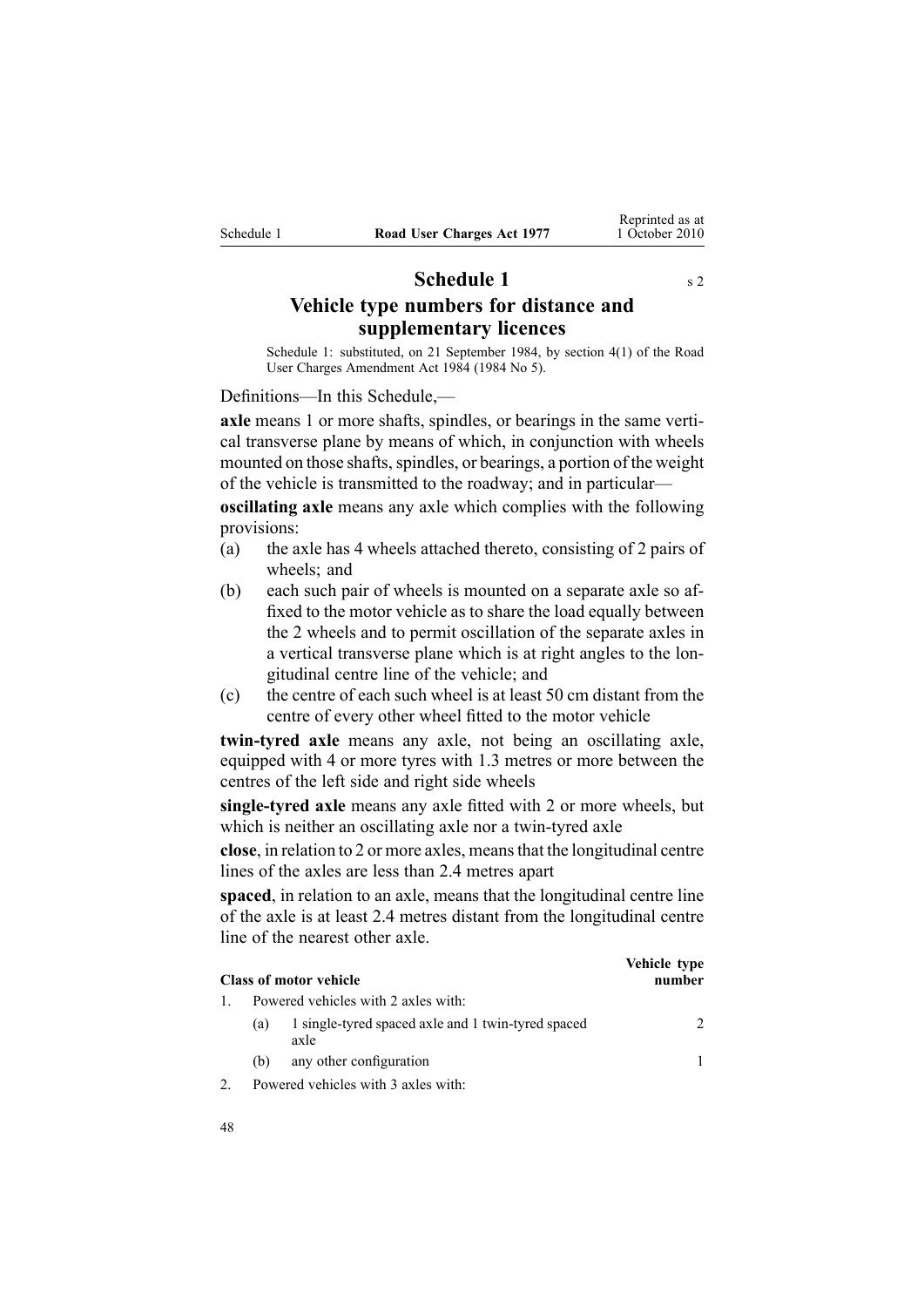# Schedule 1

s 2

## Vehicle type numbers for distance and supplementary licences

Schedule 1: substituted, on 21 September 1984, by section 4(1) of the Road User Charges Amendment Act 1984 (1984 No 5).

Definitions—In this Schedule,—

**axle** means 1 or more shafts, spindles, or bearings in the same vertical transverse plane by means of which, in conjunction with wheels mounted on those shafts, spindles, or bearings, a portion of the weight of the vehicle is transmitted to the roadway; and in particular—

**oscillating axle** means any axle which complies with the following provisions:

(a) the axle has 4 wheels attached thereto, consisting of 2 pairs of wheels; and

(b) each such pair of wheels is mounted on a separate axle so affixed to the motor vehicle as to share the load equally between the 2 wheels and to permit oscillation of the separate axles in a vertical transverse plane which is at right angles to the longitudinal centre line of the vehicle; and

(c) the centre of each such wheel is at least 50 cm distant from the centre of every other wheel fitted to the motor vehicle

**twin-tyred axle** means any axle, not being an oscillating axle, equipped with 4 or more tyres with 1.3 metres or more between the centres of the left side and right side wheels

**single-tyred axle** means any axle fitted with 2 or more wheels, but which is neither an oscillating axle nor a twin-tyred axle

**close**, in relation to 2 or more axles, means that the longitudinal centre lines of the axles are less than 2.4 metres apart

**spaced**, in relation to an axle, means that the longitudinal centre line of the axle is at least 2.4 metres distant from the longitudinal centre line of the nearest other axle.

| Class of motor vehicle | Vehicle type number |
|---|---|
| 1. Powered vehicles with 2 axles with: | |
| (a) 1 single-tyred spaced axle and 1 twin-tyred spaced axle | 2 |
| (b) any other configuration | 1 |
| 2. Powered vehicles with 3 axles with: | |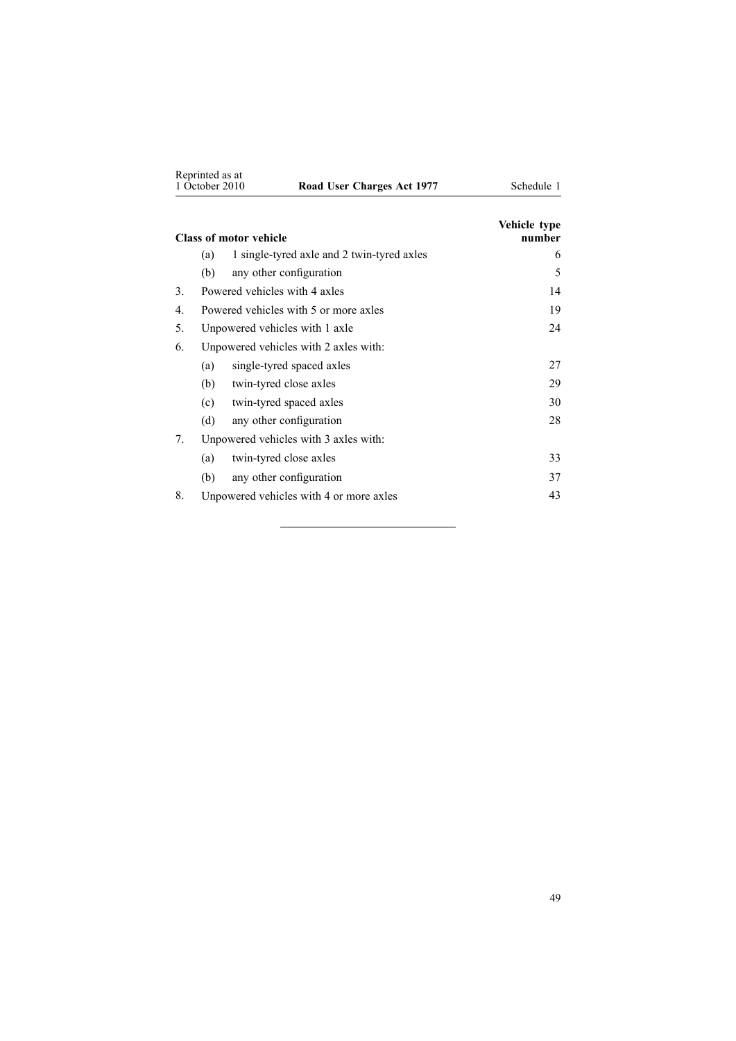| Class of motor vehicle | | | Vehicle type number |
|---|---|---|---|
| | (a) | 1 single-tyred axle and 2 twin-tyred axles | 6 |
| | (b) | any other configuration | 5 |
| 3. | Powered vehicles with 4 axles | | 14 |
| 4. | Powered vehicles with 5 or more axles | | 19 |
| 5. | Unpowered vehicles with 1 axle | | 24 |
| 6. | Unpowered vehicles with 2 axles with: | | |
| | (a) | single-tyred spaced axles | 27 |
| | (b) | twin-tyred close axles | 29 |
| | (c) | twin-tyred spaced axles | 30 |
| | (d) | any other configuration | 28 |
| 7. | Unpowered vehicles with 3 axles with: | | |
| | (a) | twin-tyred close axles | 33 |
| | (b) | any other configuration | 37 |
| 8. | Unpowered vehicles with 4 or more axles | | 43 |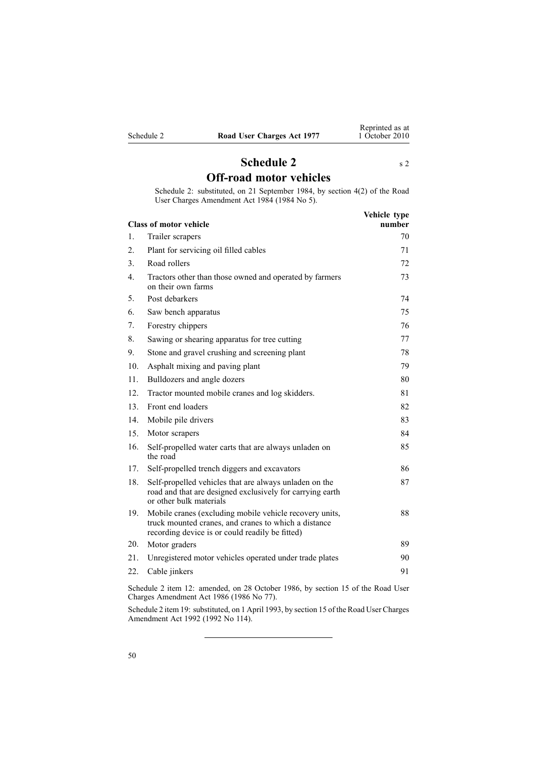# Schedule 2

s 2

## Off-road motor vehicles

Schedule 2: substituted, on 21 September 1984, by section 4(2) of the Road User Charges Amendment Act 1984 (1984 No 5).

| | Class of motor vehicle | Vehicle type number |
|---|---|---|
| 1. | Trailer scrapers | 70 |
| 2. | Plant for servicing oil filled cables | 71 |
| 3. | Road rollers | 72 |
| 4. | Tractors other than those owned and operated by farmers on their own farms | 73 |
| 5. | Post debarkers | 74 |
| 6. | Saw bench apparatus | 75 |
| 7. | Forestry chippers | 76 |
| 8. | Sawing or shearing apparatus for tree cutting | 77 |
| 9. | Stone and gravel crushing and screening plant | 78 |
| 10. | Asphalt mixing and paving plant | 79 |
| 11. | Bulldozers and angle dozers | 80 |
| 12. | Tractor mounted mobile cranes and log skidders. | 81 |
| 13. | Front end loaders | 82 |
| 14. | Mobile pile drivers | 83 |
| 15. | Motor scrapers | 84 |
| 16. | Self-propelled water carts that are always unladen on the road | 85 |
| 17. | Self-propelled trench diggers and excavators | 86 |
| 18. | Self-propelled vehicles that are always unladen on the road and that are designed exclusively for carrying earth or other bulk materials | 87 |
| 19. | Mobile cranes (excluding mobile vehicle recovery units, truck mounted cranes, and cranes to which a distance recording device is or could readily be fitted) | 88 |
| 20. | Motor graders | 89 |
| 21. | Unregistered motor vehicles operated under trade plates | 90 |
| 22. | Cable jinkers | 91 |

Schedule 2 item 12: amended, on 28 October 1986, by section 15 of the Road User Charges Amendment Act 1986 (1986 No 77).

Schedule 2 item 19: substituted, on 1 April 1993, by section 15 of the Road User Charges Amendment Act 1992 (1992 No 114).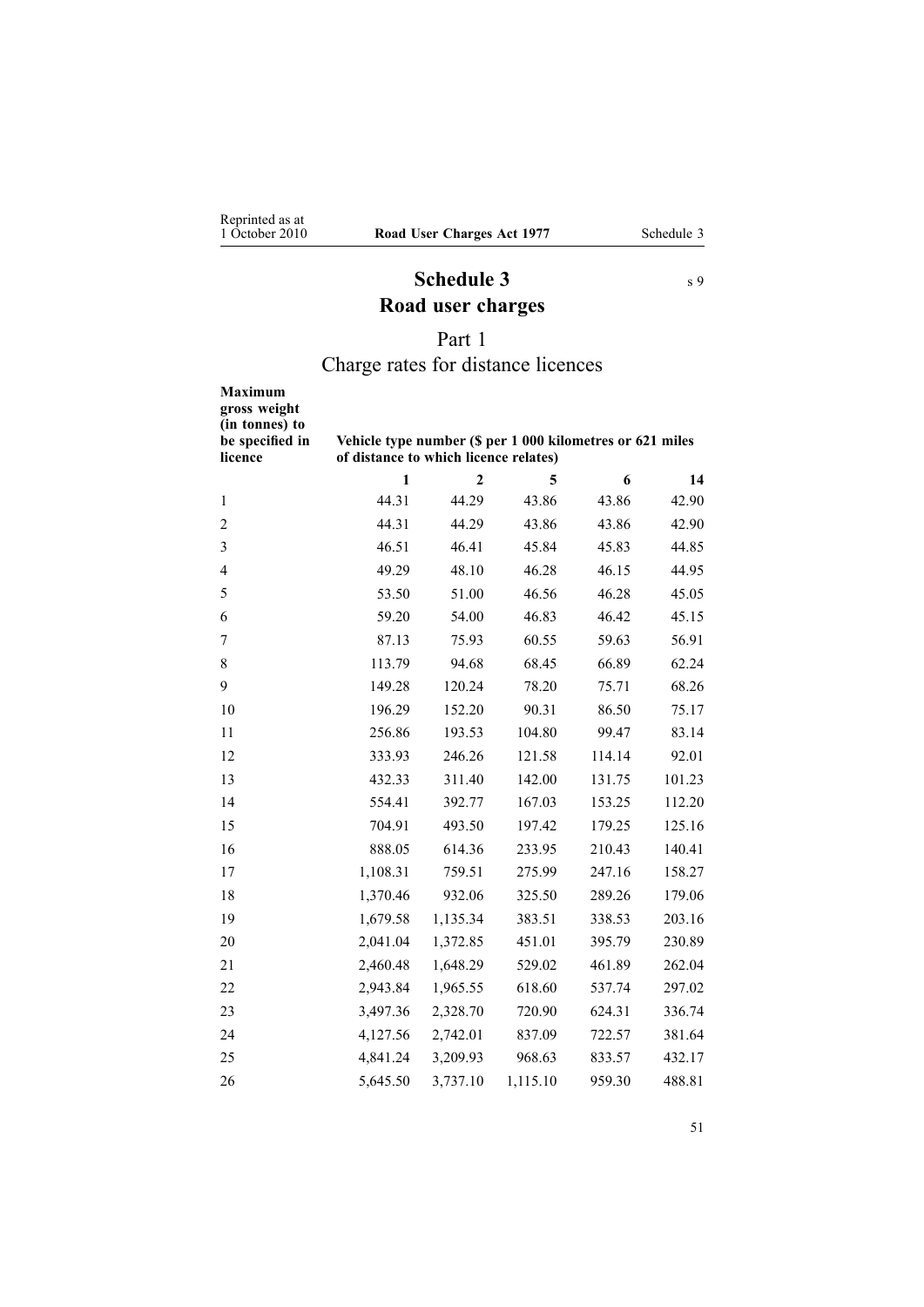# Schedule 3

s 9

# Road user charges

## Part 1

## Charge rates for distance licences

| Maximum gross weight (in tonnes) to be specified in licence | Vehicle type number ($ per 1 000 kilometres or 621 miles of distance to which licence relates) | | | | |
|---|---|---|---|---|---|
| | 1 | 2 | 5 | 6 | 14 |
| 1 | 44.31 | 44.29 | 43.86 | 43.86 | 42.90 |
| 2 | 44.31 | 44.29 | 43.86 | 43.86 | 42.90 |
| 3 | 46.51 | 46.41 | 45.84 | 45.83 | 44.85 |
| 4 | 49.29 | 48.10 | 46.28 | 46.15 | 44.95 |
| 5 | 53.50 | 51.00 | 46.56 | 46.28 | 45.05 |
| 6 | 59.20 | 54.00 | 46.83 | 46.42 | 45.15 |
| 7 | 87.13 | 75.93 | 60.55 | 59.63 | 56.91 |
| 8 | 113.79 | 94.68 | 68.45 | 66.89 | 62.24 |
| 9 | 149.28 | 120.24 | 78.20 | 75.71 | 68.26 |
| 10 | 196.29 | 152.20 | 90.31 | 86.50 | 75.17 |
| 11 | 256.86 | 193.53 | 104.80 | 99.47 | 83.14 |
| 12 | 333.93 | 246.26 | 121.58 | 114.14 | 92.01 |
| 13 | 432.33 | 311.40 | 142.00 | 131.75 | 101.23 |
| 14 | 554.41 | 392.77 | 167.03 | 153.25 | 112.20 |
| 15 | 704.91 | 493.50 | 197.42 | 179.25 | 125.16 |
| 16 | 888.05 | 614.36 | 233.95 | 210.43 | 140.41 |
| 17 | 1,108.31 | 759.51 | 275.99 | 247.16 | 158.27 |
| 18 | 1,370.46 | 932.06 | 325.50 | 289.26 | 179.06 |
| 19 | 1,679.58 | 1,135.34 | 383.51 | 338.53 | 203.16 |
| 20 | 2,041.04 | 1,372.85 | 451.01 | 395.79 | 230.89 |
| 21 | 2,460.48 | 1,648.29 | 529.02 | 461.89 | 262.04 |
| 22 | 2,943.84 | 1,965.55 | 618.60 | 537.74 | 297.02 |
| 23 | 3,497.36 | 2,328.70 | 720.90 | 624.31 | 336.74 |
| 24 | 4,127.56 | 2,742.01 | 837.09 | 722.57 | 381.64 |
| 25 | 4,841.24 | 3,209.93 | 968.63 | 833.57 | 432.17 |
| 26 | 5,645.50 | 3,737.10 | 1,115.10 | 959.30 | 488.81 |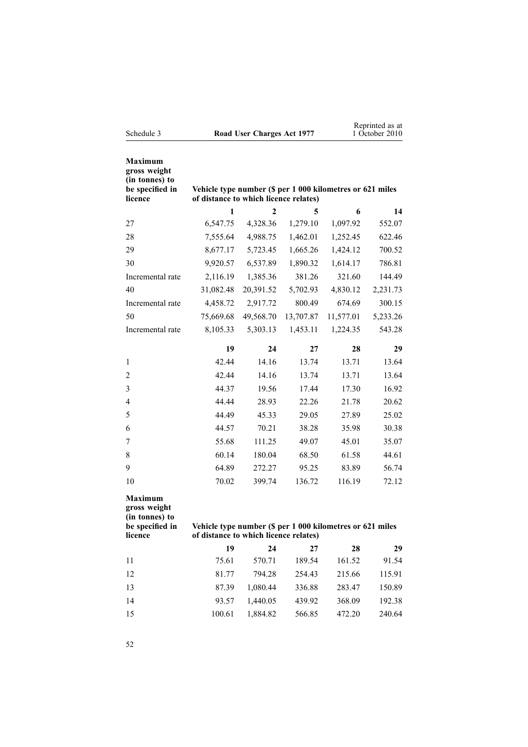| Maximum gross weight (in tonnes) to be specified in licence | Vehicle type number ($ per 1 000 kilometres or 621 miles of distance to which licence relates) | | | | |
|---|---|---|---|---|---|
| | 1 | 2 | 5 | 6 | 14 |
| 27 | 6,547.75 | 4,328.36 | 1,279.10 | 1,097.92 | 552.07 |
| 28 | 7,555.64 | 4,988.75 | 1,462.01 | 1,252.45 | 622.46 |
| 29 | 8,677.17 | 5,723.45 | 1,665.26 | 1,424.12 | 700.52 |
| 30 | 9,920.57 | 6,537.89 | 1,890.32 | 1,614.17 | 786.81 |
| Incremental rate | 2,116.19 | 1,385.36 | 381.26 | 321.60 | 144.49 |
| 40 | 31,082.48 | 20,391.52 | 5,702.93 | 4,830.12 | 2,231.73 |
| Incremental rate | 4,458.72 | 2,917.72 | 800.49 | 674.69 | 300.15 |
| 50 | 75,669.68 | 49,568.70 | 13,707.87 | 11,577.01 | 5,233.26 |
| Incremental rate | 8,105.33 | 5,303.13 | 1,453.11 | 1,224.35 | 543.28 |
| | **19** | **24** | **27** | **28** | **29** |
| 1 | 42.44 | 14.16 | 13.74 | 13.71 | 13.64 |
| 2 | 42.44 | 14.16 | 13.74 | 13.71 | 13.64 |
| 3 | 44.37 | 19.56 | 17.44 | 17.30 | 16.92 |
| 4 | 44.44 | 28.93 | 22.26 | 21.78 | 20.62 |
| 5 | 44.49 | 45.33 | 29.05 | 27.89 | 25.02 |
| 6 | 44.57 | 70.21 | 38.28 | 35.98 | 30.38 |
| 7 | 55.68 | 111.25 | 49.07 | 45.01 | 35.07 |
| 8 | 60.14 | 180.04 | 68.50 | 61.58 | 44.61 |
| 9 | 64.89 | 272.27 | 95.25 | 83.89 | 56.74 |
| 10 | 70.02 | 399.74 | 136.72 | 116.19 | 72.12 |

| Maximum gross weight (in tonnes) to be specified in licence | Vehicle type number ($ per 1 000 kilometres or 621 miles of distance to which licence relates) | | | | |
|---|---|---|---|---|---|
| | 19 | 24 | 27 | 28 | 29 |
| 11 | 75.61 | 570.71 | 189.54 | 161.52 | 91.54 |
| 12 | 81.77 | 794.28 | 254.43 | 215.66 | 115.91 |
| 13 | 87.39 | 1,080.44 | 336.88 | 283.47 | 150.89 |
| 14 | 93.57 | 1,440.05 | 439.92 | 368.09 | 192.38 |
| 15 | 100.61 | 1,884.82 | 566.85 | 472.20 | 240.64 |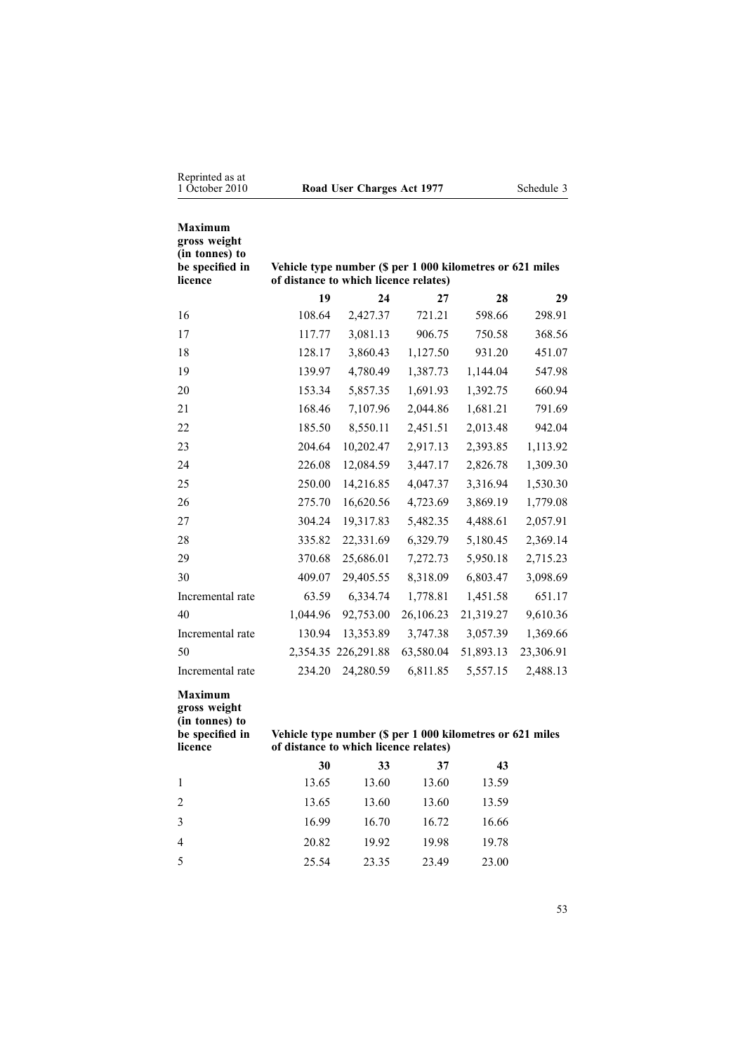| Maximum gross weight (in tonnes) to be specified in licence | Vehicle type number ($ per 1 000 kilometres or 621 miles of distance to which licence relates) | | | | |
|---|---|---|---|---|---|
| | 19 | 24 | 27 | 28 | 29 |
| 16 | 108.64 | 2,427.37 | 721.21 | 598.66 | 298.91 |
| 17 | 117.77 | 3,081.13 | 906.75 | 750.58 | 368.56 |
| 18 | 128.17 | 3,860.43 | 1,127.50 | 931.20 | 451.07 |
| 19 | 139.97 | 4,780.49 | 1,387.73 | 1,144.04 | 547.98 |
| 20 | 153.34 | 5,857.35 | 1,691.93 | 1,392.75 | 660.94 |
| 21 | 168.46 | 7,107.96 | 2,044.86 | 1,681.21 | 791.69 |
| 22 | 185.50 | 8,550.11 | 2,451.51 | 2,013.48 | 942.04 |
| 23 | 204.64 | 10,202.47 | 2,917.13 | 2,393.85 | 1,113.92 |
| 24 | 226.08 | 12,084.59 | 3,447.17 | 2,826.78 | 1,309.30 |
| 25 | 250.00 | 14,216.85 | 4,047.37 | 3,316.94 | 1,530.30 |
| 26 | 275.70 | 16,620.56 | 4,723.69 | 3,869.19 | 1,779.08 |
| 27 | 304.24 | 19,317.83 | 5,482.35 | 4,488.61 | 2,057.91 |
| 28 | 335.82 | 22,331.69 | 6,329.79 | 5,180.45 | 2,369.14 |
| 29 | 370.68 | 25,686.01 | 7,272.73 | 5,950.18 | 2,715.23 |
| 30 | 409.07 | 29,405.55 | 8,318.09 | 6,803.47 | 3,098.69 |
| Incremental rate | 63.59 | 6,334.74 | 1,778.81 | 1,451.58 | 651.17 |
| 40 | 1,044.96 | 92,753.00 | 26,106.23 | 21,319.27 | 9,610.36 |
| Incremental rate | 130.94 | 13,353.89 | 3,747.38 | 3,057.39 | 1,369.66 |
| 50 | 2,354.35 | 226,291.88 | 63,580.04 | 51,893.13 | 23,306.91 |
| Incremental rate | 234.20 | 24,280.59 | 6,811.85 | 5,557.15 | 2,488.13 |

| Maximum gross weight (in tonnes) to be specified in licence | Vehicle type number ($ per 1 000 kilometres or 621 miles of distance to which licence relates) | | | |
|---|---|---|---|---|
| | 30 | 33 | 37 | 43 |
| 1 | 13.65 | 13.60 | 13.60 | 13.59 |
| 2 | 13.65 | 13.60 | 13.60 | 13.59 |
| 3 | 16.99 | 16.70 | 16.72 | 16.66 |
| 4 | 20.82 | 19.92 | 19.98 | 19.78 |
| 5 | 25.54 | 23.35 | 23.49 | 23.00 |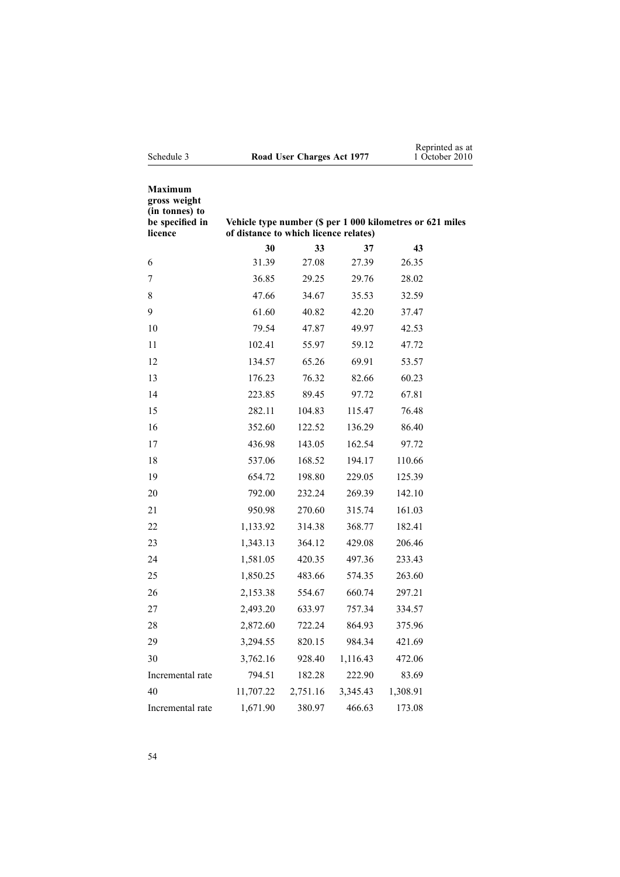| Maximum gross weight (in tonnes) to be specified in licence | Vehicle type number ($ per 1 000 kilometres or 621 miles of distance to which licence relates) | | | |
|---|---|---|---|---|
| | 30 | 33 | 37 | 43 |
| 6 | 31.39 | 27.08 | 27.39 | 26.35 |
| 7 | 36.85 | 29.25 | 29.76 | 28.02 |
| 8 | 47.66 | 34.67 | 35.53 | 32.59 |
| 9 | 61.60 | 40.82 | 42.20 | 37.47 |
| 10 | 79.54 | 47.87 | 49.97 | 42.53 |
| 11 | 102.41 | 55.97 | 59.12 | 47.72 |
| 12 | 134.57 | 65.26 | 69.91 | 53.57 |
| 13 | 176.23 | 76.32 | 82.66 | 60.23 |
| 14 | 223.85 | 89.45 | 97.72 | 67.81 |
| 15 | 282.11 | 104.83 | 115.47 | 76.48 |
| 16 | 352.60 | 122.52 | 136.29 | 86.40 |
| 17 | 436.98 | 143.05 | 162.54 | 97.72 |
| 18 | 537.06 | 168.52 | 194.17 | 110.66 |
| 19 | 654.72 | 198.80 | 229.05 | 125.39 |
| 20 | 792.00 | 232.24 | 269.39 | 142.10 |
| 21 | 950.98 | 270.60 | 315.74 | 161.03 |
| 22 | 1,133.92 | 314.38 | 368.77 | 182.41 |
| 23 | 1,343.13 | 364.12 | 429.08 | 206.46 |
| 24 | 1,581.05 | 420.35 | 497.36 | 233.43 |
| 25 | 1,850.25 | 483.66 | 574.35 | 263.60 |
| 26 | 2,153.38 | 554.67 | 660.74 | 297.21 |
| 27 | 2,493.20 | 633.97 | 757.34 | 334.57 |
| 28 | 2,872.60 | 722.24 | 864.93 | 375.96 |
| 29 | 3,294.55 | 820.15 | 984.34 | 421.69 |
| 30 | 3,762.16 | 928.40 | 1,116.43 | 472.06 |
| Incremental rate | 794.51 | 182.28 | 222.90 | 83.69 |
| 40 | 11,707.22 | 2,751.16 | 3,345.43 | 1,308.91 |
| Incremental rate | 1,671.90 | 380.97 | 466.63 | 173.08 |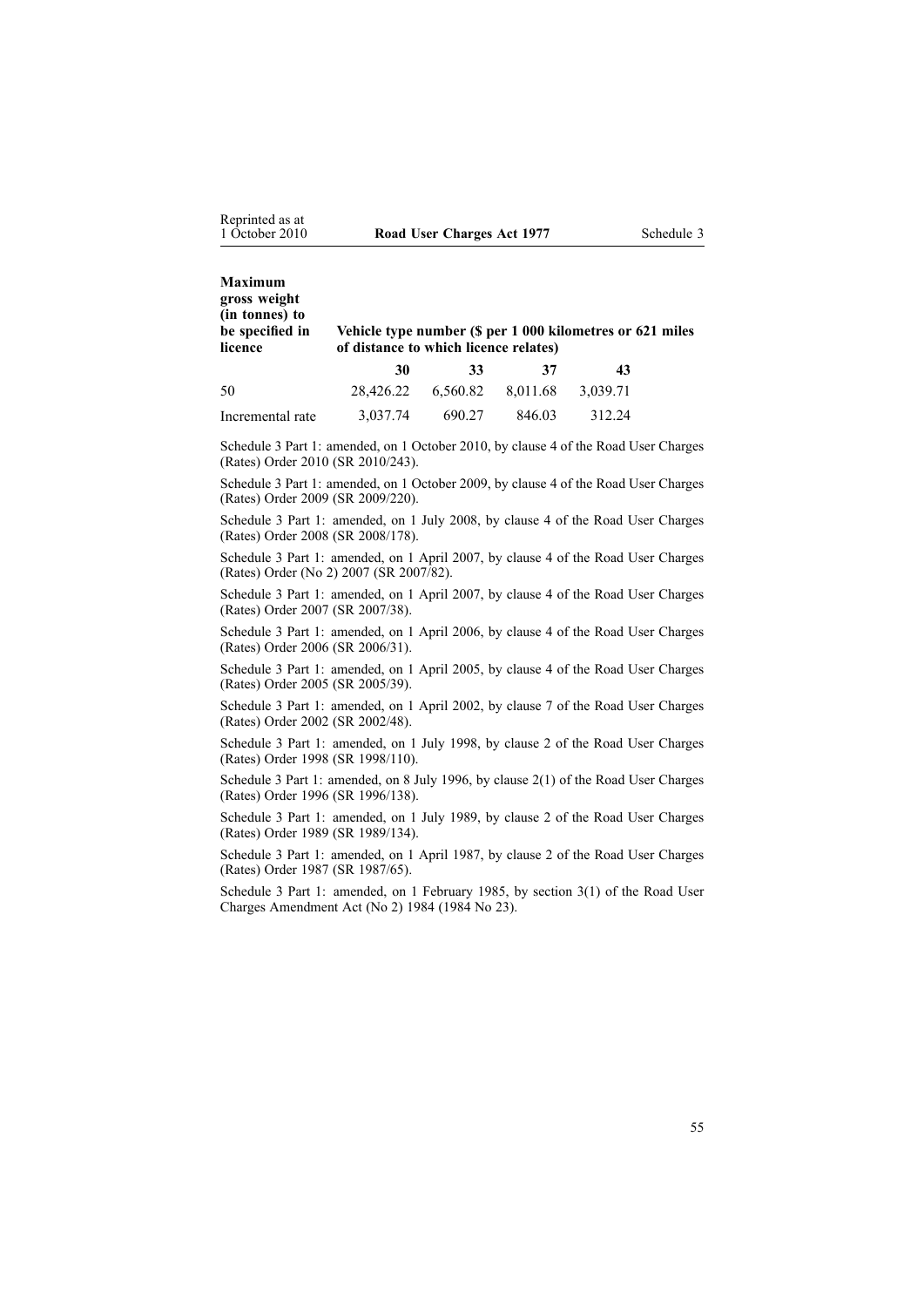| Maximum gross weight (in tonnes) to be specified in licence | Vehicle type number ($ per 1 000 kilometres or 621 miles of distance to which licence relates) | | | |
|---|---|---|---|---|
| | **30** | **33** | **37** | **43** |
| 50 | 28,426.22 | 6,560.82 | 8,011.68 | 3,039.71 |
| Incremental rate | 3,037.74 | 690.27 | 846.03 | 312.24 |

Schedule 3 Part 1: amended, on 1 October 2010, by clause 4 of the Road User Charges (Rates) Order 2010 (SR 2010/243).

Schedule 3 Part 1: amended, on 1 October 2009, by clause 4 of the Road User Charges (Rates) Order 2009 (SR 2009/220).

Schedule 3 Part 1: amended, on 1 July 2008, by clause 4 of the Road User Charges (Rates) Order 2008 (SR 2008/178).

Schedule 3 Part 1: amended, on 1 April 2007, by clause 4 of the Road User Charges (Rates) Order (No 2) 2007 (SR 2007/82).

Schedule 3 Part 1: amended, on 1 April 2007, by clause 4 of the Road User Charges (Rates) Order 2007 (SR 2007/38).

Schedule 3 Part 1: amended, on 1 April 2006, by clause 4 of the Road User Charges (Rates) Order 2006 (SR 2006/31).

Schedule 3 Part 1: amended, on 1 April 2005, by clause 4 of the Road User Charges (Rates) Order 2005 (SR 2005/39).

Schedule 3 Part 1: amended, on 1 April 2002, by clause 7 of the Road User Charges (Rates) Order 2002 (SR 2002/48).

Schedule 3 Part 1: amended, on 1 July 1998, by clause 2 of the Road User Charges (Rates) Order 1998 (SR 1998/110).

Schedule 3 Part 1: amended, on 8 July 1996, by clause 2(1) of the Road User Charges (Rates) Order 1996 (SR 1996/138).

Schedule 3 Part 1: amended, on 1 July 1989, by clause 2 of the Road User Charges (Rates) Order 1989 (SR 1989/134).

Schedule 3 Part 1: amended, on 1 April 1987, by clause 2 of the Road User Charges (Rates) Order 1987 (SR 1987/65).

Schedule 3 Part 1: amended, on 1 February 1985, by section 3(1) of the Road User Charges Amendment Act (No 2) 1984 (1984 No 23).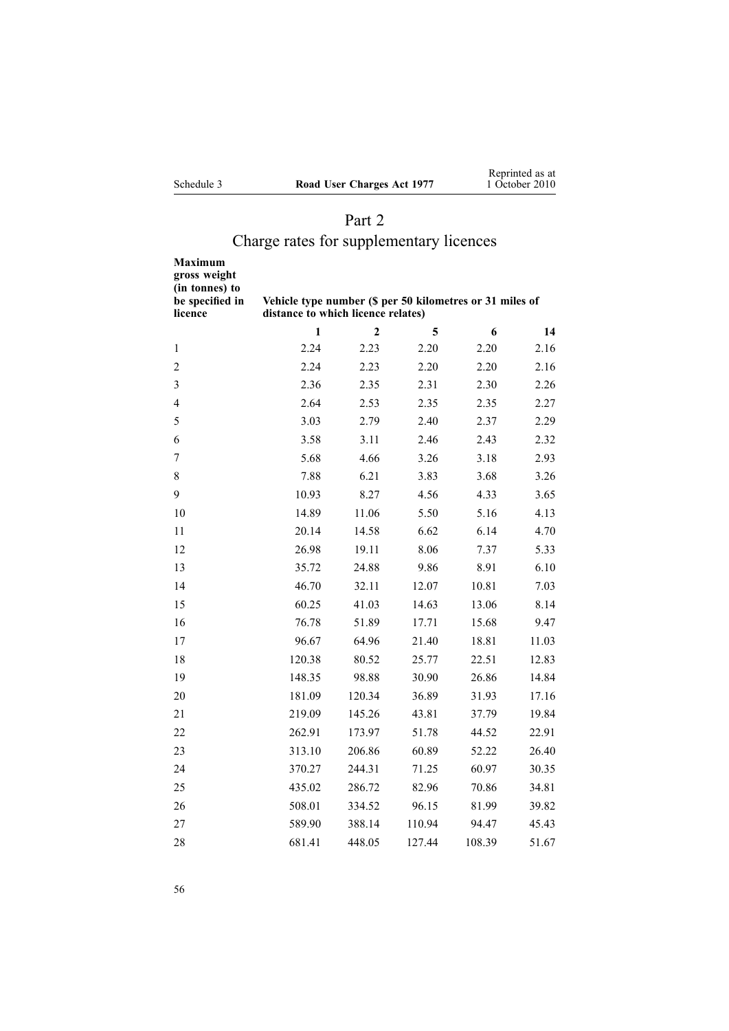# Part 2

## Charge rates for supplementary licences

| Maximum gross weight (in tonnes) to be specified in licence | Vehicle type number ($ per 50 kilometres or 31 miles of distance to which licence relates) | | | | |
|---|---|---|---|---|---|
| | 1 | 2 | 5 | 6 | 14 |
| 1 | 2.24 | 2.23 | 2.20 | 2.20 | 2.16 |
| 2 | 2.24 | 2.23 | 2.20 | 2.20 | 2.16 |
| 3 | 2.36 | 2.35 | 2.31 | 2.30 | 2.26 |
| 4 | 2.64 | 2.53 | 2.35 | 2.35 | 2.27 |
| 5 | 3.03 | 2.79 | 2.40 | 2.37 | 2.29 |
| 6 | 3.58 | 3.11 | 2.46 | 2.43 | 2.32 |
| 7 | 5.68 | 4.66 | 3.26 | 3.18 | 2.93 |
| 8 | 7.88 | 6.21 | 3.83 | 3.68 | 3.26 |
| 9 | 10.93 | 8.27 | 4.56 | 4.33 | 3.65 |
| 10 | 14.89 | 11.06 | 5.50 | 5.16 | 4.13 |
| 11 | 20.14 | 14.58 | 6.62 | 6.14 | 4.70 |
| 12 | 26.98 | 19.11 | 8.06 | 7.37 | 5.33 |
| 13 | 35.72 | 24.88 | 9.86 | 8.91 | 6.10 |
| 14 | 46.70 | 32.11 | 12.07 | 10.81 | 7.03 |
| 15 | 60.25 | 41.03 | 14.63 | 13.06 | 8.14 |
| 16 | 76.78 | 51.89 | 17.71 | 15.68 | 9.47 |
| 17 | 96.67 | 64.96 | 21.40 | 18.81 | 11.03 |
| 18 | 120.38 | 80.52 | 25.77 | 22.51 | 12.83 |
| 19 | 148.35 | 98.88 | 30.90 | 26.86 | 14.84 |
| 20 | 181.09 | 120.34 | 36.89 | 31.93 | 17.16 |
| 21 | 219.09 | 145.26 | 43.81 | 37.79 | 19.84 |
| 22 | 262.91 | 173.97 | 51.78 | 44.52 | 22.91 |
| 23 | 313.10 | 206.86 | 60.89 | 52.22 | 26.40 |
| 24 | 370.27 | 244.31 | 71.25 | 60.97 | 30.35 |
| 25 | 435.02 | 286.72 | 82.96 | 70.86 | 34.81 |
| 26 | 508.01 | 334.52 | 96.15 | 81.99 | 39.82 |
| 27 | 589.90 | 388.14 | 110.94 | 94.47 | 45.43 |
| 28 | 681.41 | 448.05 | 127.44 | 108.39 | 51.67 |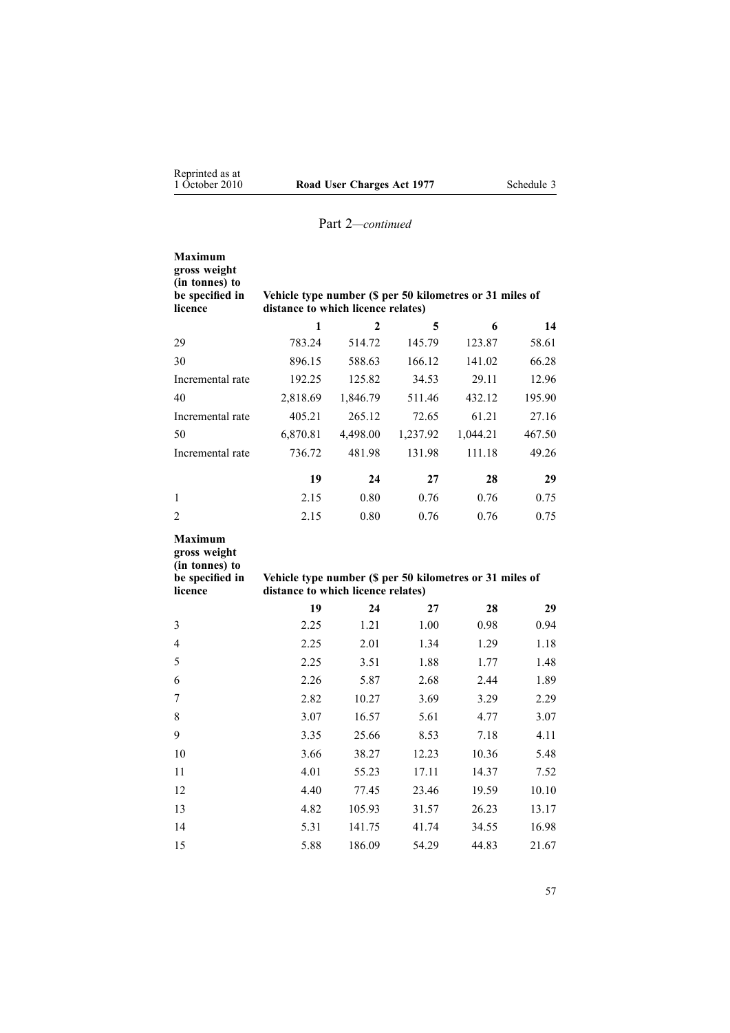Part 2—*continued*

| Maximum gross weight (in tonnes) to be specified in licence | Vehicle type number ($ per 50 kilometres or 31 miles of distance to which licence relates) | | | | |
|---|---|---|---|---|---|
| | **1** | **2** | **5** | **6** | **14** |
| 29 | 783.24 | 514.72 | 145.79 | 123.87 | 58.61 |
| 30 | 896.15 | 588.63 | 166.12 | 141.02 | 66.28 |
| Incremental rate | 192.25 | 125.82 | 34.53 | 29.11 | 12.96 |
| 40 | 2,818.69 | 1,846.79 | 511.46 | 432.12 | 195.90 |
| Incremental rate | 405.21 | 265.12 | 72.65 | 61.21 | 27.16 |
| 50 | 6,870.81 | 4,498.00 | 1,237.92 | 1,044.21 | 467.50 |
| Incremental rate | 736.72 | 481.98 | 131.98 | 111.18 | 49.26 |

| Maximum gross weight (in tonnes) to be specified in licence | Vehicle type number ($ per 50 kilometres or 31 miles of distance to which licence relates) | | | | |
|---|---|---|---|---|---|
| | **19** | **24** | **27** | **28** | **29** |
| 1 | 2.15 | 0.80 | 0.76 | 0.76 | 0.75 |
| 2 | 2.15 | 0.80 | 0.76 | 0.76 | 0.75 |
| 3 | 2.25 | 1.21 | 1.00 | 0.98 | 0.94 |
| 4 | 2.25 | 2.01 | 1.34 | 1.29 | 1.18 |
| 5 | 2.25 | 3.51 | 1.88 | 1.77 | 1.48 |
| 6 | 2.26 | 5.87 | 2.68 | 2.44 | 1.89 |
| 7 | 2.82 | 10.27 | 3.69 | 3.29 | 2.29 |
| 8 | 3.07 | 16.57 | 5.61 | 4.77 | 3.07 |
| 9 | 3.35 | 25.66 | 8.53 | 7.18 | 4.11 |
| 10 | 3.66 | 38.27 | 12.23 | 10.36 | 5.48 |
| 11 | 4.01 | 55.23 | 17.11 | 14.37 | 7.52 |
| 12 | 4.40 | 77.45 | 23.46 | 19.59 | 10.10 |
| 13 | 4.82 | 105.93 | 31.57 | 26.23 | 13.17 |
| 14 | 5.31 | 141.75 | 41.74 | 34.55 | 16.98 |
| 15 | 5.88 | 186.09 | 54.29 | 44.83 | 21.67 |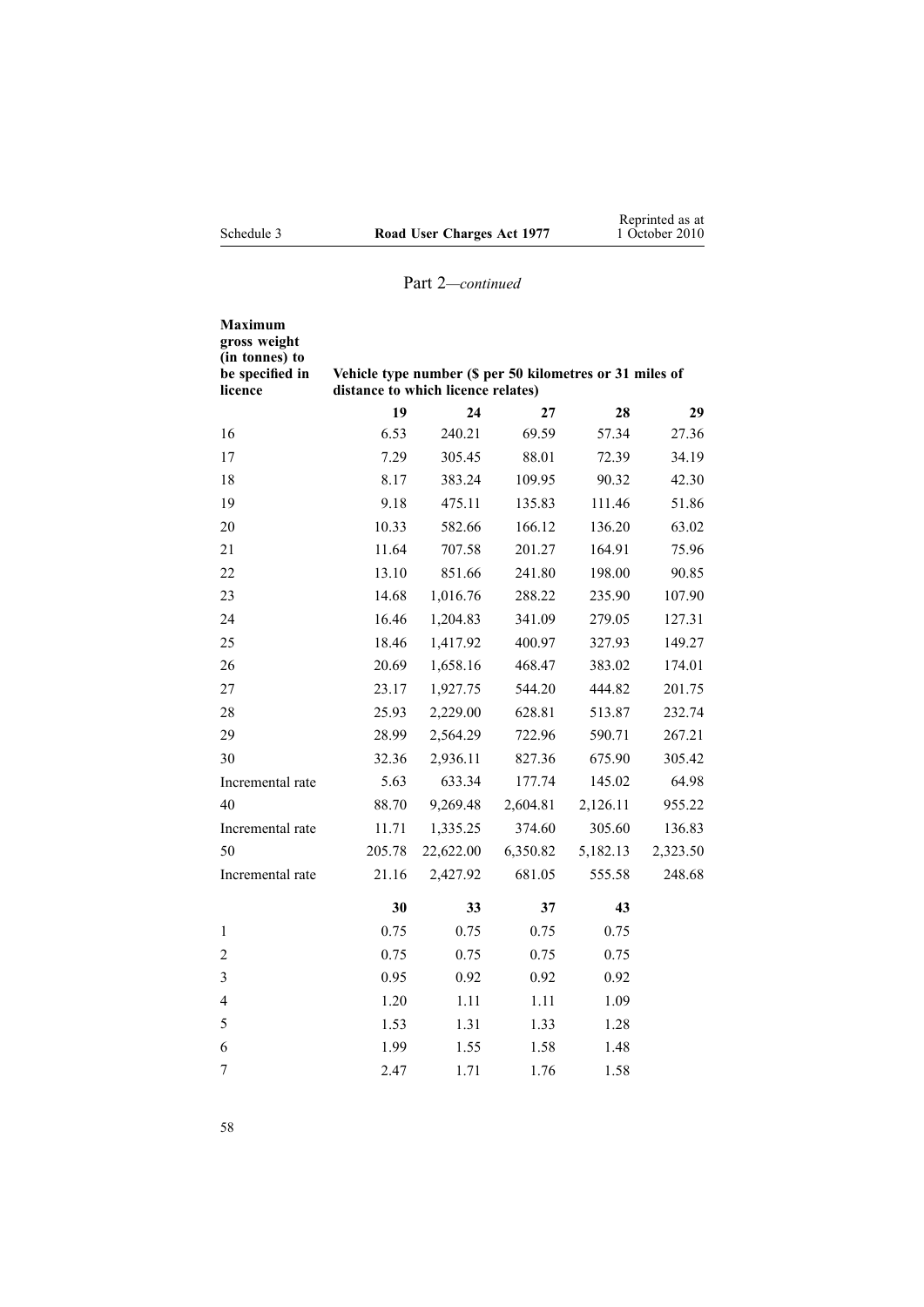## Part 2—*continued*

| Maximum gross weight (in tonnes) to be specified in licence | Vehicle type number ($ per 50 kilometres or 31 miles of distance to which licence relates) | | | | |
|---|---|---|---|---|---|
| | **19** | **24** | **27** | **28** | **29** |
| 16 | 6.53 | 240.21 | 69.59 | 57.34 | 27.36 |
| 17 | 7.29 | 305.45 | 88.01 | 72.39 | 34.19 |
| 18 | 8.17 | 383.24 | 109.95 | 90.32 | 42.30 |
| 19 | 9.18 | 475.11 | 135.83 | 111.46 | 51.86 |
| 20 | 10.33 | 582.66 | 166.12 | 136.20 | 63.02 |
| 21 | 11.64 | 707.58 | 201.27 | 164.91 | 75.96 |
| 22 | 13.10 | 851.66 | 241.80 | 198.00 | 90.85 |
| 23 | 14.68 | 1,016.76 | 288.22 | 235.90 | 107.90 |
| 24 | 16.46 | 1,204.83 | 341.09 | 279.05 | 127.31 |
| 25 | 18.46 | 1,417.92 | 400.97 | 327.93 | 149.27 |
| 26 | 20.69 | 1,658.16 | 468.47 | 383.02 | 174.01 |
| 27 | 23.17 | 1,927.75 | 544.20 | 444.82 | 201.75 |
| 28 | 25.93 | 2,229.00 | 628.81 | 513.87 | 232.74 |
| 29 | 28.99 | 2,564.29 | 722.96 | 590.71 | 267.21 |
| 30 | 32.36 | 2,936.11 | 827.36 | 675.90 | 305.42 |
| Incremental rate | 5.63 | 633.34 | 177.74 | 145.02 | 64.98 |
| 40 | 88.70 | 9,269.48 | 2,604.81 | 2,126.11 | 955.22 |
| Incremental rate | 11.71 | 1,335.25 | 374.60 | 305.60 | 136.83 |
| 50 | 205.78 | 22,622.00 | 6,350.82 | 5,182.13 | 2,323.50 |
| Incremental rate | 21.16 | 2,427.92 | 681.05 | 555.58 | 248.68 |
| | **30** | **33** | **37** | **43** | |
| 1 | 0.75 | 0.75 | 0.75 | 0.75 | |
| 2 | 0.75 | 0.75 | 0.75 | 0.75 | |
| 3 | 0.95 | 0.92 | 0.92 | 0.92 | |
| 4 | 1.20 | 1.11 | 1.11 | 1.09 | |
| 5 | 1.53 | 1.31 | 1.33 | 1.28 | |
| 6 | 1.99 | 1.55 | 1.58 | 1.48 | |
| 7 | 2.47 | 1.71 | 1.76 | 1.58 | |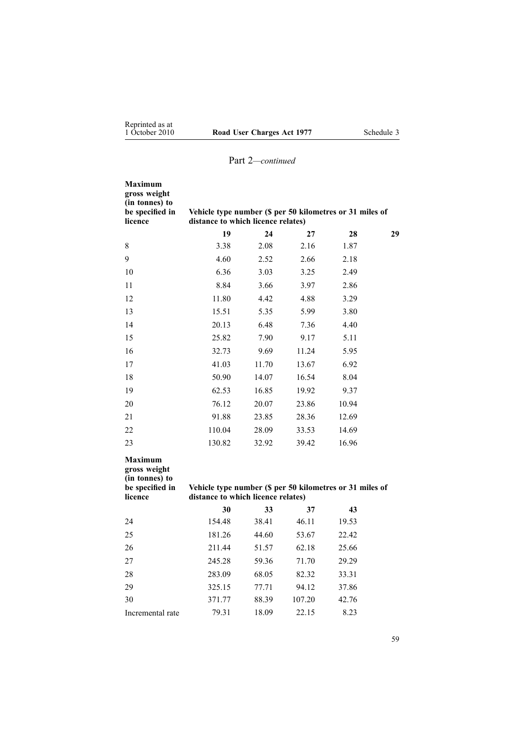## Part 2—*continued*

| Maximum gross weight (in tonnes) to be specified in licence | Vehicle type number ($ per 50 kilometres or 31 miles of distance to which licence relates) | | | | |
|---|---|---|---|---|---|
| | **19** | **24** | **27** | **28** | **29** |
| 8 | 3.38 | 2.08 | 2.16 | 1.87 | |
| 9 | 4.60 | 2.52 | 2.66 | 2.18 | |
| 10 | 6.36 | 3.03 | 3.25 | 2.49 | |
| 11 | 8.84 | 3.66 | 3.97 | 2.86 | |
| 12 | 11.80 | 4.42 | 4.88 | 3.29 | |
| 13 | 15.51 | 5.35 | 5.99 | 3.80 | |
| 14 | 20.13 | 6.48 | 7.36 | 4.40 | |
| 15 | 25.82 | 7.90 | 9.17 | 5.11 | |
| 16 | 32.73 | 9.69 | 11.24 | 5.95 | |
| 17 | 41.03 | 11.70 | 13.67 | 6.92 | |
| 18 | 50.90 | 14.07 | 16.54 | 8.04 | |
| 19 | 62.53 | 16.85 | 19.92 | 9.37 | |
| 20 | 76.12 | 20.07 | 23.86 | 10.94 | |
| 21 | 91.88 | 23.85 | 28.36 | 12.69 | |
| 22 | 110.04 | 28.09 | 33.53 | 14.69 | |
| 23 | 130.82 | 32.92 | 39.42 | 16.96 | |

| Maximum gross weight (in tonnes) to be specified in licence | Vehicle type number ($ per 50 kilometres or 31 miles of distance to which licence relates) | | | |
|---|---|---|---|---|
| | **30** | **33** | **37** | **43** |
| 24 | 154.48 | 38.41 | 46.11 | 19.53 |
| 25 | 181.26 | 44.60 | 53.67 | 22.42 |
| 26 | 211.44 | 51.57 | 62.18 | 25.66 |
| 27 | 245.28 | 59.36 | 71.70 | 29.29 |
| 28 | 283.09 | 68.05 | 82.32 | 33.31 |
| 29 | 325.15 | 77.71 | 94.12 | 37.86 |
| 30 | 371.77 | 88.39 | 107.20 | 42.76 |
| Incremental rate | 79.31 | 18.09 | 22.15 | 8.23 |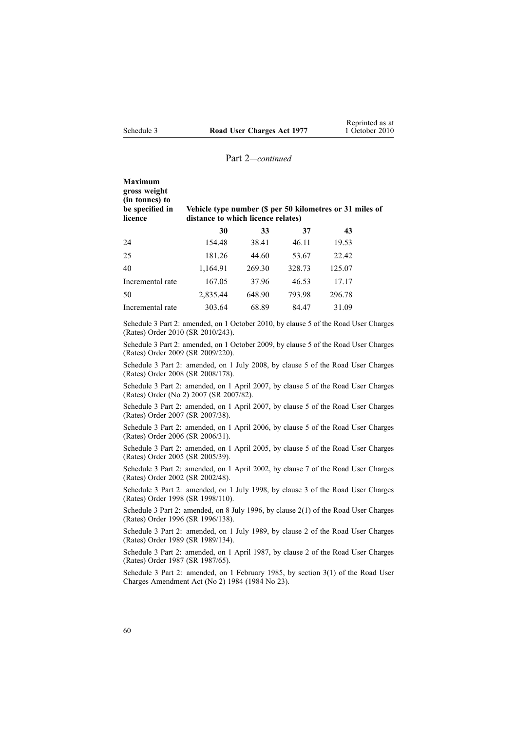Part 2—*continued*

| Maximum gross weight (in tonnes) to be specified in licence | Vehicle type number ($ per 50 kilometres or 31 miles of distance to which licence relates) | | | |
|---|---|---|---|---|
| | **30** | **33** | **37** | **43** |
| 24 | 154.48 | 38.41 | 46.11 | 19.53 |
| 25 | 181.26 | 44.60 | 53.67 | 22.42 |
| 40 | 1,164.91 | 269.30 | 328.73 | 125.07 |
| Incremental rate | 167.05 | 37.96 | 46.53 | 17.17 |
| 50 | 2,835.44 | 648.90 | 793.98 | 296.78 |
| Incremental rate | 303.64 | 68.89 | 84.47 | 31.09 |

Schedule 3 Part 2: amended, on 1 October 2010, by clause 5 of the Road User Charges (Rates) Order 2010 (SR 2010/243).

Schedule 3 Part 2: amended, on 1 October 2009, by clause 5 of the Road User Charges (Rates) Order 2009 (SR 2009/220).

Schedule 3 Part 2: amended, on 1 July 2008, by clause 5 of the Road User Charges (Rates) Order 2008 (SR 2008/178).

Schedule 3 Part 2: amended, on 1 April 2007, by clause 5 of the Road User Charges (Rates) Order (No 2) 2007 (SR 2007/82).

Schedule 3 Part 2: amended, on 1 April 2007, by clause 5 of the Road User Charges (Rates) Order 2007 (SR 2007/38).

Schedule 3 Part 2: amended, on 1 April 2006, by clause 5 of the Road User Charges (Rates) Order 2006 (SR 2006/31).

Schedule 3 Part 2: amended, on 1 April 2005, by clause 5 of the Road User Charges (Rates) Order 2005 (SR 2005/39).

Schedule 3 Part 2: amended, on 1 April 2002, by clause 7 of the Road User Charges (Rates) Order 2002 (SR 2002/48).

Schedule 3 Part 2: amended, on 1 July 1998, by clause 3 of the Road User Charges (Rates) Order 1998 (SR 1998/110).

Schedule 3 Part 2: amended, on 8 July 1996, by clause 2(1) of the Road User Charges (Rates) Order 1996 (SR 1996/138).

Schedule 3 Part 2: amended, on 1 July 1989, by clause 2 of the Road User Charges (Rates) Order 1989 (SR 1989/134).

Schedule 3 Part 2: amended, on 1 April 1987, by clause 2 of the Road User Charges (Rates) Order 1987 (SR 1987/65).

Schedule 3 Part 2: amended, on 1 February 1985, by section 3(1) of the Road User Charges Amendment Act (No 2) 1984 (1984 No 23).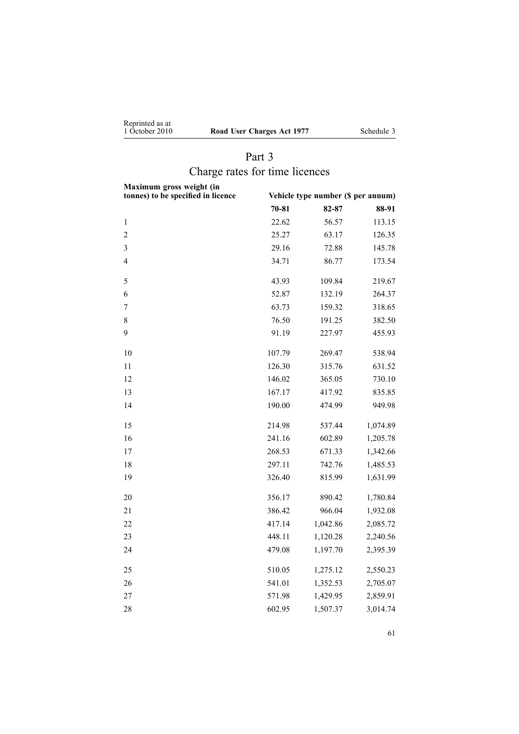## Part 3

## Charge rates for time licences

| Maximum gross weight (in tonnes) to be specified in licence | Vehicle type number ($ per annum) | | |
|---|---|---|---|
| | **70-81** | **82-87** | **88-91** |
| 1 | 22.62 | 56.57 | 113.15 |
| 2 | 25.27 | 63.17 | 126.35 |
| 3 | 29.16 | 72.88 | 145.78 |
| 4 | 34.71 | 86.77 | 173.54 |
| 5 | 43.93 | 109.84 | 219.67 |
| 6 | 52.87 | 132.19 | 264.37 |
| 7 | 63.73 | 159.32 | 318.65 |
| 8 | 76.50 | 191.25 | 382.50 |
| 9 | 91.19 | 227.97 | 455.93 |
| 10 | 107.79 | 269.47 | 538.94 |
| 11 | 126.30 | 315.76 | 631.52 |
| 12 | 146.02 | 365.05 | 730.10 |
| 13 | 167.17 | 417.92 | 835.85 |
| 14 | 190.00 | 474.99 | 949.98 |
| 15 | 214.98 | 537.44 | 1,074.89 |
| 16 | 241.16 | 602.89 | 1,205.78 |
| 17 | 268.53 | 671.33 | 1,342.66 |
| 18 | 297.11 | 742.76 | 1,485.53 |
| 19 | 326.40 | 815.99 | 1,631.99 |
| 20 | 356.17 | 890.42 | 1,780.84 |
| 21 | 386.42 | 966.04 | 1,932.08 |
| 22 | 417.14 | 1,042.86 | 2,085.72 |
| 23 | 448.11 | 1,120.28 | 2,240.56 |
| 24 | 479.08 | 1,197.70 | 2,395.39 |
| 25 | 510.05 | 1,275.12 | 2,550.23 |
| 26 | 541.01 | 1,352.53 | 2,705.07 |
| 27 | 571.98 | 1,429.95 | 2,859.91 |
| 28 | 602.95 | 1,507.37 | 3,014.74 |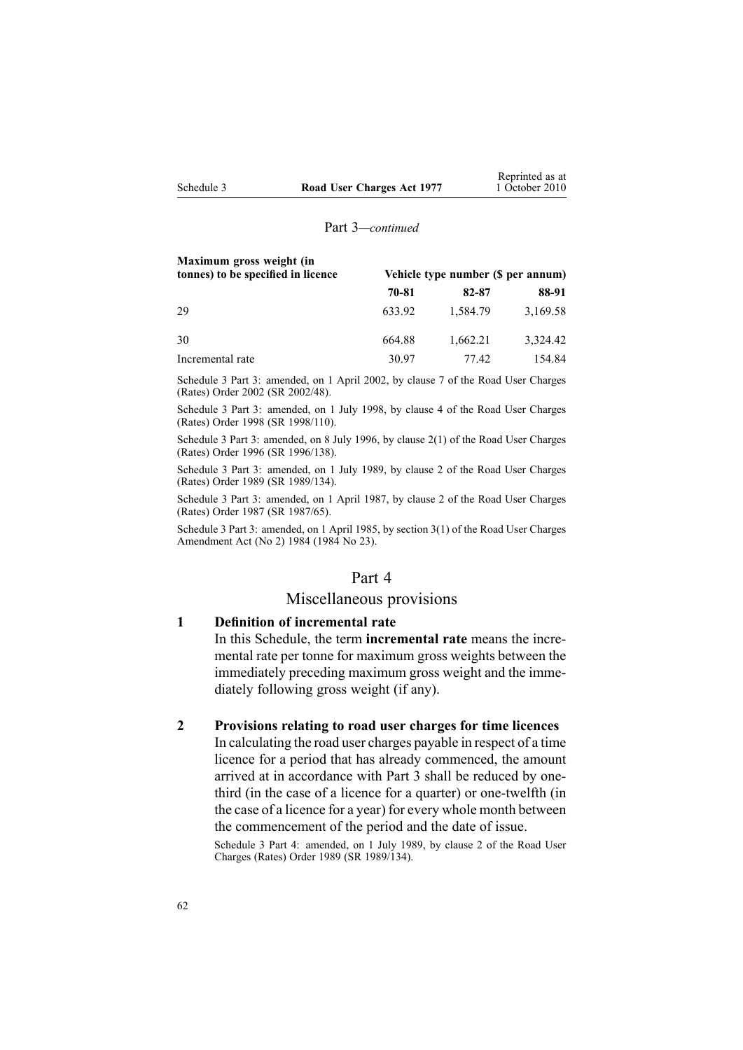Part 3—*continued*

| Maximum gross weight (in tonnes) to be specified in licence | Vehicle type number ($ per annum) | | |
|---|---|---|---|
| | 70-81 | 82-87 | 88-91 |
| 29 | 633.92 | 1,584.79 | 3,169.58 |
| 30 | 664.88 | 1,662.21 | 3,324.42 |
| Incremental rate | 30.97 | 77.42 | 154.84 |

Schedule 3 Part 3: amended, on 1 April 2002, by clause 7 of the Road User Charges (Rates) Order 2002 (SR 2002/48).

Schedule 3 Part 3: amended, on 1 July 1998, by clause 4 of the Road User Charges (Rates) Order 1998 (SR 1998/110).

Schedule 3 Part 3: amended, on 8 July 1996, by clause 2(1) of the Road User Charges (Rates) Order 1996 (SR 1996/138).

Schedule 3 Part 3: amended, on 1 July 1989, by clause 2 of the Road User Charges (Rates) Order 1989 (SR 1989/134).

Schedule 3 Part 3: amended, on 1 April 1987, by clause 2 of the Road User Charges (Rates) Order 1987 (SR 1987/65).

Schedule 3 Part 3: amended, on 1 April 1985, by section 3(1) of the Road User Charges Amendment Act (No 2) 1984 (1984 No 23).

## Part 4
## Miscellaneous provisions

### 1 Definition of incremental rate

In this Schedule, the term **incremental rate** means the incremental rate per tonne for maximum gross weights between the immediately preceding maximum gross weight and the immediately following gross weight (if any).

### 2 Provisions relating to road user charges for time licences

In calculating the road user charges payable in respect of a time licence for a period that has already commenced, the amount arrived at in accordance with Part 3 shall be reduced by one-third (in the case of a licence for a quarter) or one-twelfth (in the case of a licence for a year) for every whole month between the commencement of the period and the date of issue.

Schedule 3 Part 4: amended, on 1 July 1989, by clause 2 of the Road User Charges (Rates) Order 1989 (SR 1989/134).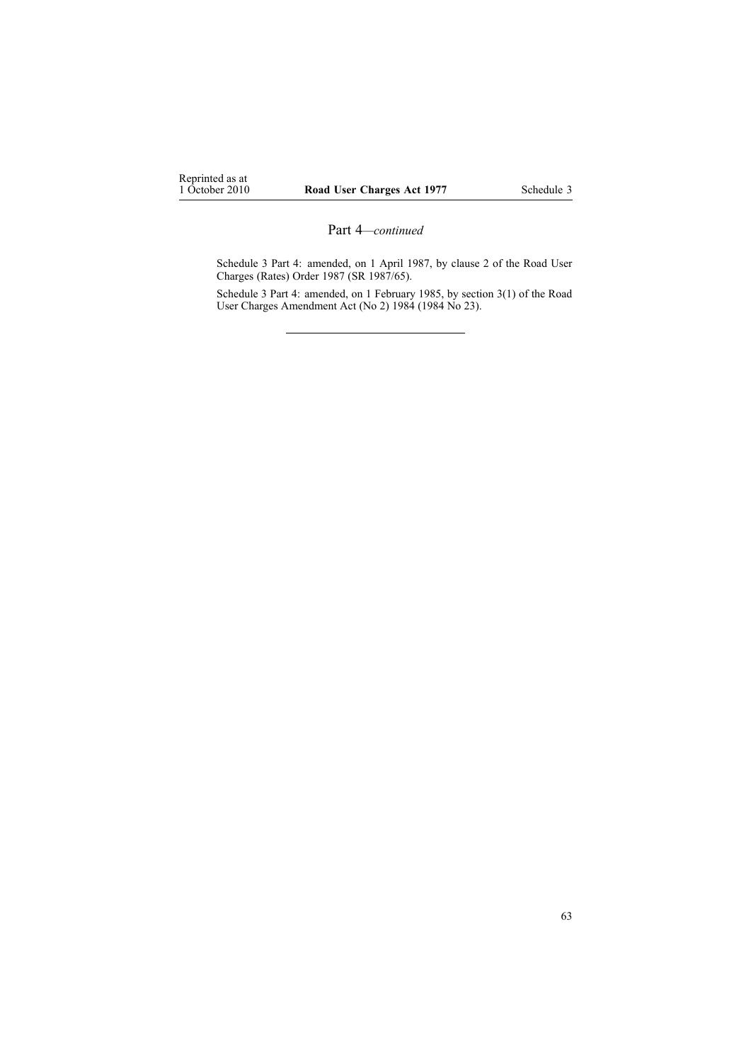## Part 4—*continued*

Schedule 3 Part 4: amended, on 1 April 1987, by clause 2 of the Road User Charges (Rates) Order 1987 (SR 1987/65).

Schedule 3 Part 4: amended, on 1 February 1985, by section 3(1) of the Road User Charges Amendment Act (No 2) 1984 (1984 No 23).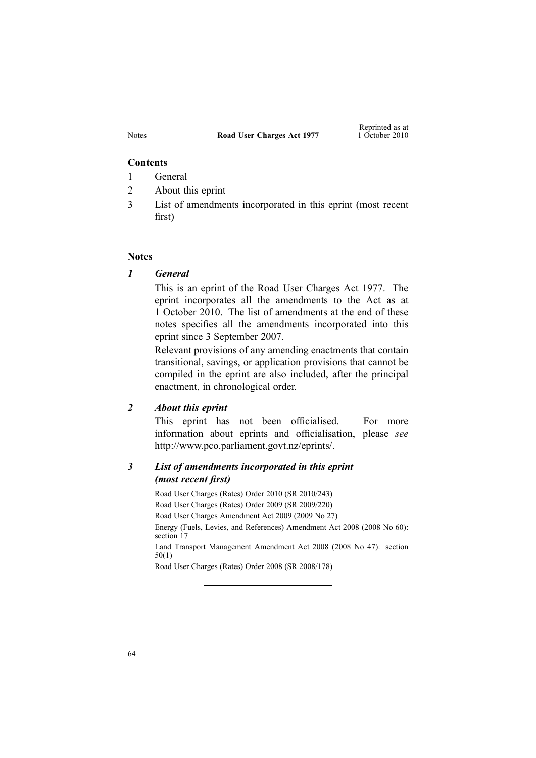**Contents**

1 General
2 About this eprint
3 List of amendments incorporated in this eprint (most recent first)

---

## Notes

### *1 General*

This is an eprint of the Road User Charges Act 1977. The eprint incorporates all the amendments to the Act as at 1 October 2010. The list of amendments at the end of these notes specifies all the amendments incorporated into this eprint since 3 September 2007.

Relevant provisions of any amending enactments that contain transitional, savings, or application provisions that cannot be compiled in the eprint are also included, after the principal enactment, in chronological order.

### *2 About this eprint*

This eprint has not been officialised. For more information about eprints and officialisation, please *see* http://www.pco.parliament.govt.nz/eprints/.

### *3 List of amendments incorporated in this eprint (most recent first)*

Road User Charges (Rates) Order 2010 (SR 2010/243)

Road User Charges (Rates) Order 2009 (SR 2009/220)

Road User Charges Amendment Act 2009 (2009 No 27)

Energy (Fuels, Levies, and References) Amendment Act 2008 (2008 No 60): section 17

Land Transport Management Amendment Act 2008 (2008 No 47): section 50(1)

Road User Charges (Rates) Order 2008 (SR 2008/178)

---